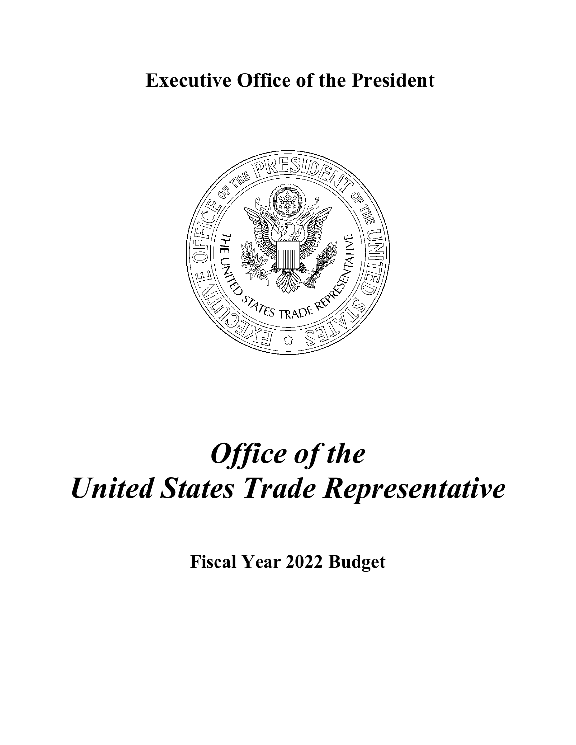# Executive Office of the President

# *Office of the United States Trade Representative*

## Fiscal Year 2022 Budget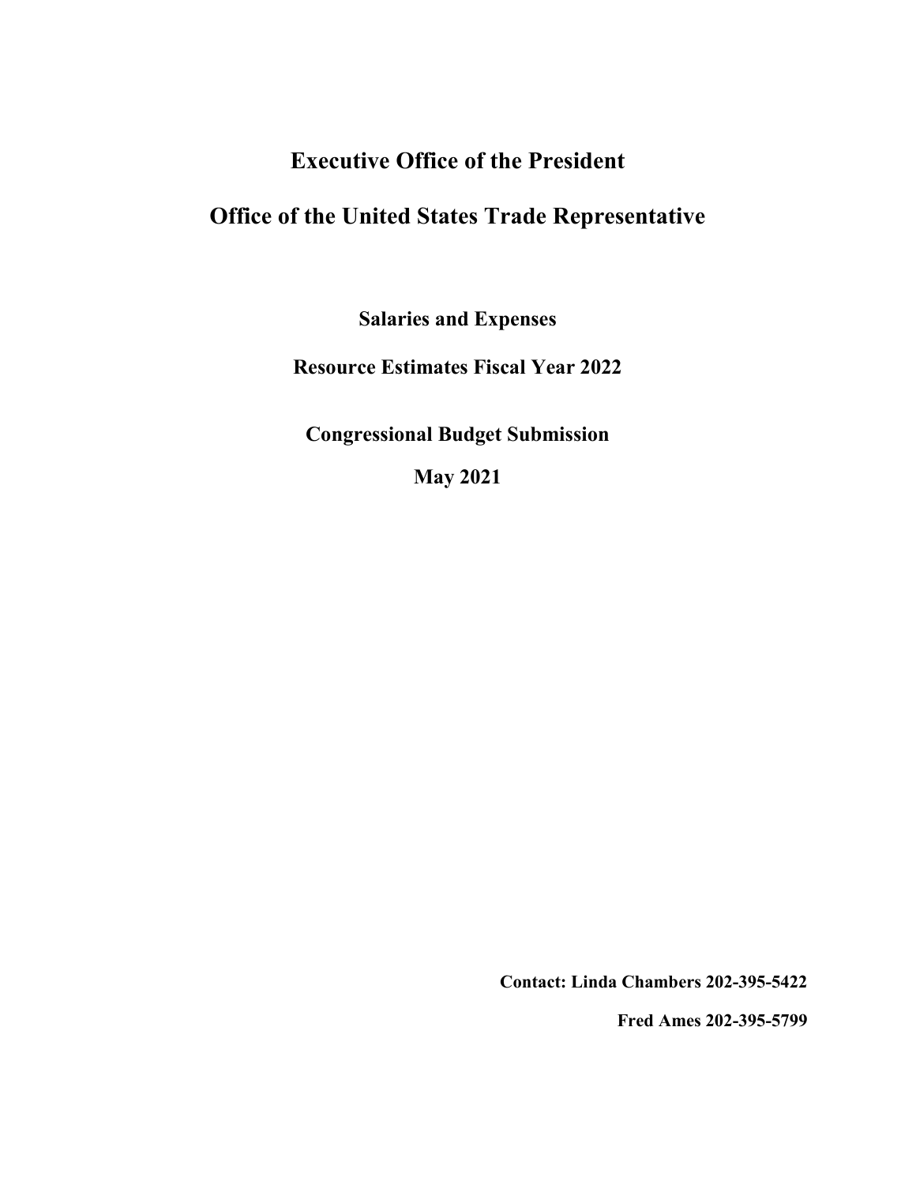# Executive Office of the President

# Office of the United States Trade Representative

## Salaries and Expenses

## Resource Estimates Fiscal Year 2022

## Congressional Budget Submission

## May 2021

**Contact: Linda Chambers 202-395-5422**

**Fred Ames 202-395-5799**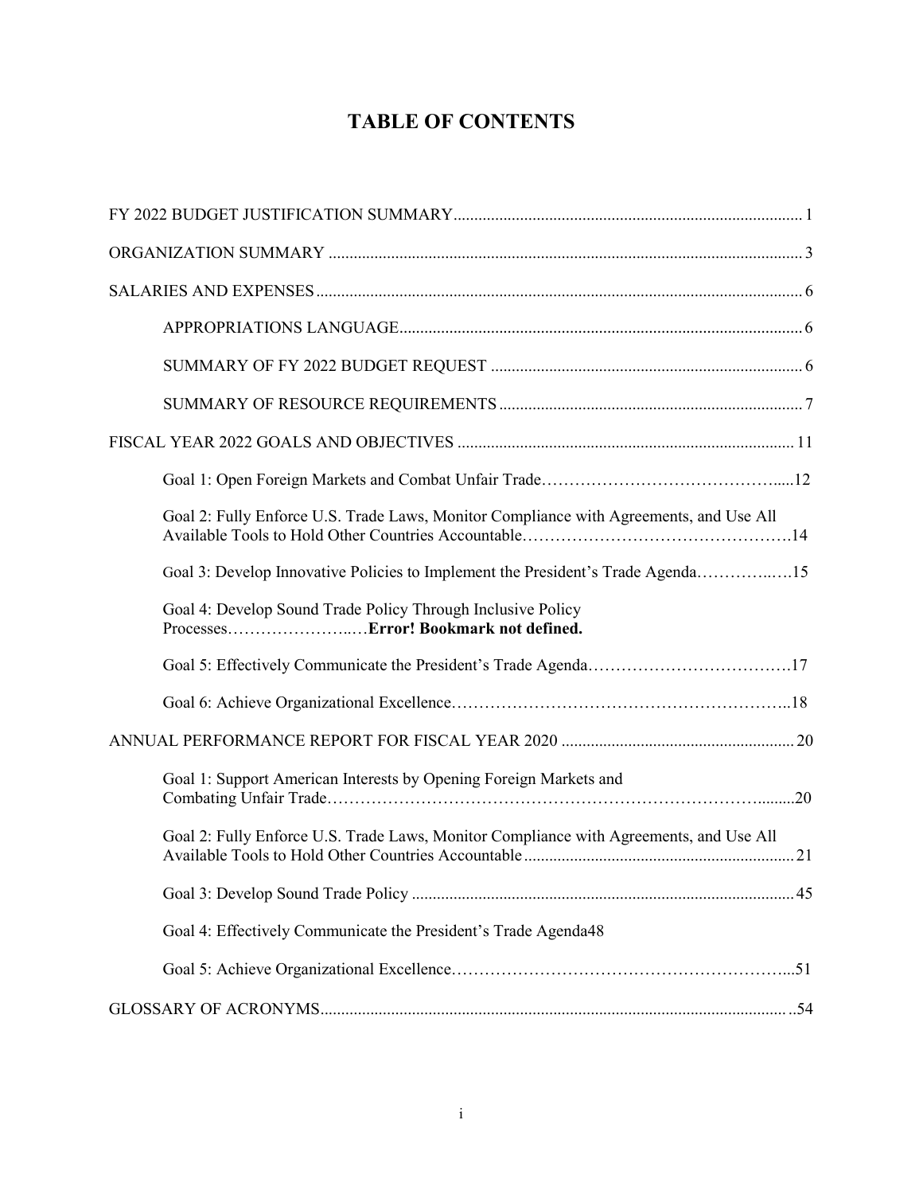# TABLE OF CONTENTS

FY 2022 BUDGET JUSTIFICATION SUMMARY ........ 1

ORGANIZATION SUMMARY ........ 3

SALARIES AND EXPENSES ........ 6

- APPROPRIATIONS LANGUAGE ........ 6
- SUMMARY OF FY 2022 BUDGET REQUEST ........ 6
- SUMMARY OF RESOURCE REQUIREMENTS ........ 7

FISCAL YEAR 2022 GOALS AND OBJECTIVES ........ 11

- Goal 1: Open Foreign Markets and Combat Unfair Trade........12
- Goal 2: Fully Enforce U.S. Trade Laws, Monitor Compliance with Agreements, and Use All Available Tools to Hold Other Countries Accountable........14
- Goal 3: Develop Innovative Policies to Implement the President's Trade Agenda........15
- Goal 4: Develop Sound Trade Policy Through Inclusive Policy Processes........**Error! Bookmark not defined.**
- Goal 5: Effectively Communicate the President's Trade Agenda........17
- Goal 6: Achieve Organizational Excellence........18

ANNUAL PERFORMANCE REPORT FOR FISCAL YEAR 2020 ........ 20

- Goal 1: Support American Interests by Opening Foreign Markets and Combating Unfair Trade........20
- Goal 2: Fully Enforce U.S. Trade Laws, Monitor Compliance with Agreements, and Use All Available Tools to Hold Other Countries Accountable ........ 21
- Goal 3: Develop Sound Trade Policy ........ 45
- Goal 4: Effectively Communicate the President's Trade Agenda48
- Goal 5: Achieve Organizational Excellence........51

GLOSSARY OF ACRONYMS........54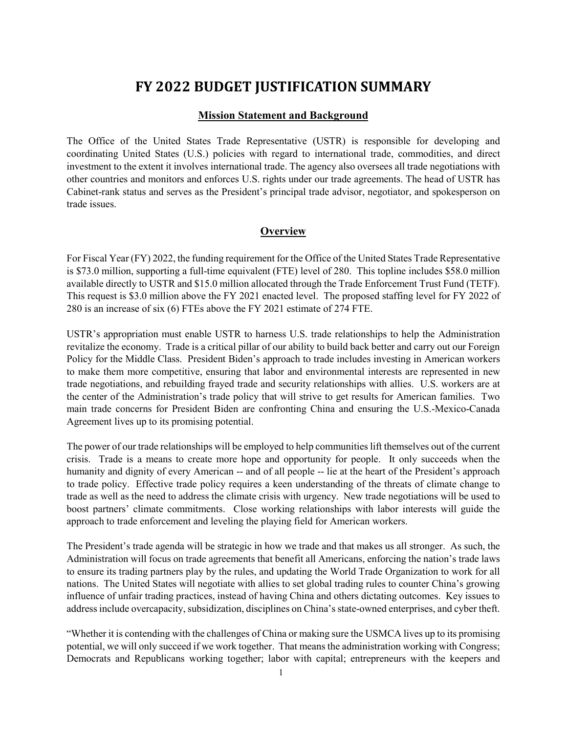# FY 2022 BUDGET JUSTIFICATION SUMMARY

## Mission Statement and Background

The Office of the United States Trade Representative (USTR) is responsible for developing and coordinating United States (U.S.) policies with regard to international trade, commodities, and direct investment to the extent it involves international trade. The agency also oversees all trade negotiations with other countries and monitors and enforces U.S. rights under our trade agreements. The head of USTR has Cabinet-rank status and serves as the President's principal trade advisor, negotiator, and spokesperson on trade issues.

## Overview

For Fiscal Year (FY) 2022, the funding requirement for the Office of the United States Trade Representative is $73.0 million, supporting a full-time equivalent (FTE) level of 280. This topline includes $58.0 million available directly to USTR and $15.0 million allocated through the Trade Enforcement Trust Fund (TETF). This request is $3.0 million above the FY 2021 enacted level. The proposed staffing level for FY 2022 of 280 is an increase of six (6) FTEs above the FY 2021 estimate of 274 FTE.

USTR's appropriation must enable USTR to harness U.S. trade relationships to help the Administration revitalize the economy. Trade is a critical pillar of our ability to build back better and carry out our Foreign Policy for the Middle Class. President Biden's approach to trade includes investing in American workers to make them more competitive, ensuring that labor and environmental interests are represented in new trade negotiations, and rebuilding frayed trade and security relationships with allies. U.S. workers are at the center of the Administration's trade policy that will strive to get results for American families. Two main trade concerns for President Biden are confronting China and ensuring the U.S.-Mexico-Canada Agreement lives up to its promising potential.

The power of our trade relationships will be employed to help communities lift themselves out of the current crisis. Trade is a means to create more hope and opportunity for people. It only succeeds when the humanity and dignity of every American -- and of all people -- lie at the heart of the President's approach to trade policy. Effective trade policy requires a keen understanding of the threats of climate change to trade as well as the need to address the climate crisis with urgency. New trade negotiations will be used to boost partners' climate commitments. Close working relationships with labor interests will guide the approach to trade enforcement and leveling the playing field for American workers.

The President's trade agenda will be strategic in how we trade and that makes us all stronger. As such, the Administration will focus on trade agreements that benefit all Americans, enforcing the nation's trade laws to ensure its trading partners play by the rules, and updating the World Trade Organization to work for all nations. The United States will negotiate with allies to set global trading rules to counter China's growing influence of unfair trading practices, instead of having China and others dictating outcomes. Key issues to address include overcapacity, subsidization, disciplines on China's state-owned enterprises, and cyber theft.

"Whether it is contending with the challenges of China or making sure the USMCA lives up to its promising potential, we will only succeed if we work together. That means the administration working with Congress; Democrats and Republicans working together; labor with capital; entrepreneurs with the keepers and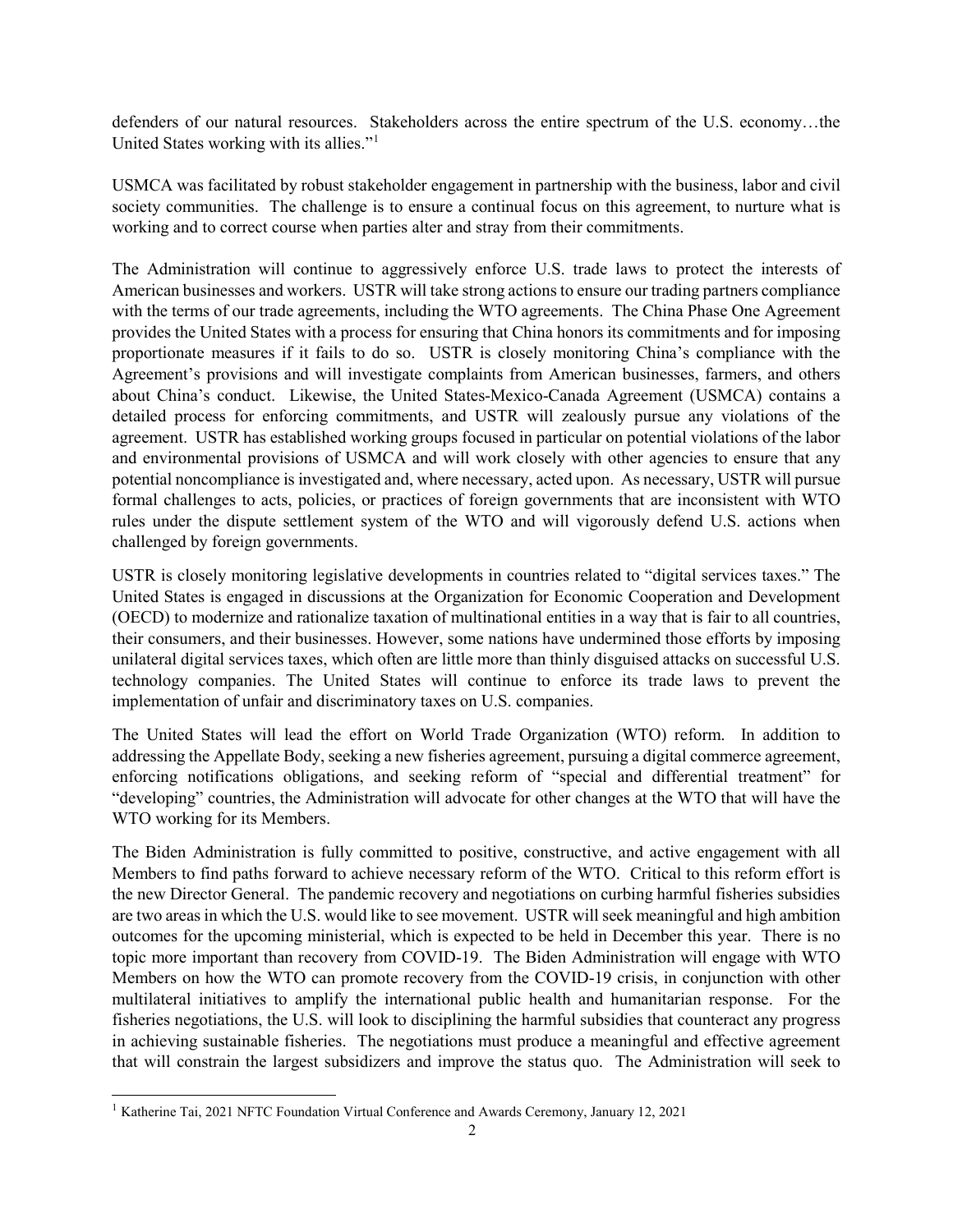defenders of our natural resources. Stakeholders across the entire spectrum of the U.S. economy…the United States working with its allies."[1]

USMCA was facilitated by robust stakeholder engagement in partnership with the business, labor and civil society communities. The challenge is to ensure a continual focus on this agreement, to nurture what is working and to correct course when parties alter and stray from their commitments.

The Administration will continue to aggressively enforce U.S. trade laws to protect the interests of American businesses and workers. USTR will take strong actions to ensure our trading partners compliance with the terms of our trade agreements, including the WTO agreements. The China Phase One Agreement provides the United States with a process for ensuring that China honors its commitments and for imposing proportionate measures if it fails to do so. USTR is closely monitoring China's compliance with the Agreement's provisions and will investigate complaints from American businesses, farmers, and others about China's conduct. Likewise, the United States-Mexico-Canada Agreement (USMCA) contains a detailed process for enforcing commitments, and USTR will zealously pursue any violations of the agreement. USTR has established working groups focused in particular on potential violations of the labor and environmental provisions of USMCA and will work closely with other agencies to ensure that any potential noncompliance is investigated and, where necessary, acted upon. As necessary, USTR will pursue formal challenges to acts, policies, or practices of foreign governments that are inconsistent with WTO rules under the dispute settlement system of the WTO and will vigorously defend U.S. actions when challenged by foreign governments.

USTR is closely monitoring legislative developments in countries related to "digital services taxes." The United States is engaged in discussions at the Organization for Economic Cooperation and Development (OECD) to modernize and rationalize taxation of multinational entities in a way that is fair to all countries, their consumers, and their businesses. However, some nations have undermined those efforts by imposing unilateral digital services taxes, which often are little more than thinly disguised attacks on successful U.S. technology companies. The United States will continue to enforce its trade laws to prevent the implementation of unfair and discriminatory taxes on U.S. companies.

The United States will lead the effort on World Trade Organization (WTO) reform. In addition to addressing the Appellate Body, seeking a new fisheries agreement, pursuing a digital commerce agreement, enforcing notifications obligations, and seeking reform of "special and differential treatment" for "developing" countries, the Administration will advocate for other changes at the WTO that will have the WTO working for its Members.

The Biden Administration is fully committed to positive, constructive, and active engagement with all Members to find paths forward to achieve necessary reform of the WTO. Critical to this reform effort is the new Director General. The pandemic recovery and negotiations on curbing harmful fisheries subsidies are two areas in which the U.S. would like to see movement. USTR will seek meaningful and high ambition outcomes for the upcoming ministerial, which is expected to be held in December this year. There is no topic more important than recovery from COVID-19. The Biden Administration will engage with WTO Members on how the WTO can promote recovery from the COVID-19 crisis, in conjunction with other multilateral initiatives to amplify the international public health and humanitarian response. For the fisheries negotiations, the U.S. will look to disciplining the harmful subsidies that counteract any progress in achieving sustainable fisheries. The negotiations must produce a meaningful and effective agreement that will constrain the largest subsidizers and improve the status quo. The Administration will seek to

[1] Katherine Tai, 2021 NFTC Foundation Virtual Conference and Awards Ceremony, January 12, 2021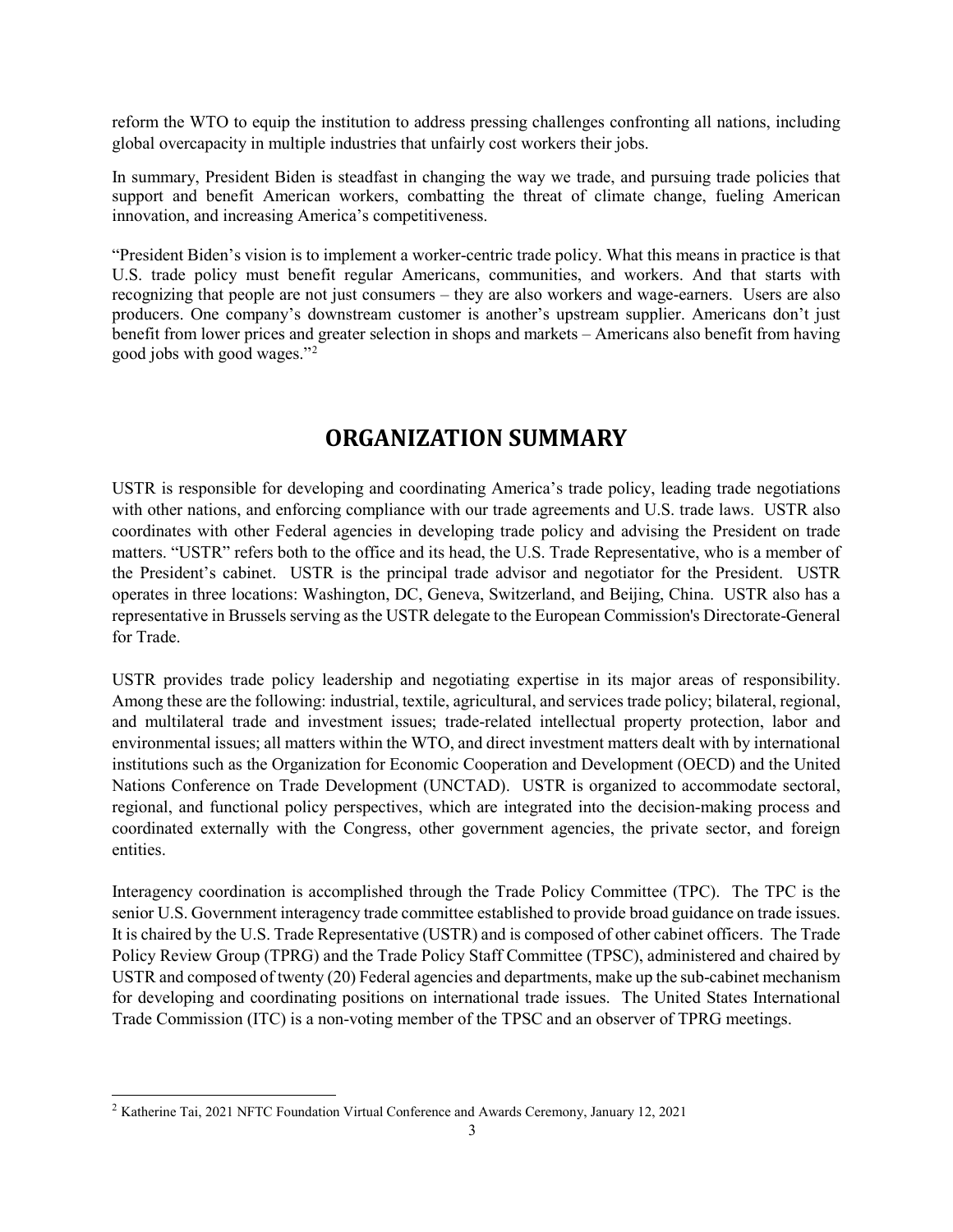reform the WTO to equip the institution to address pressing challenges confronting all nations, including global overcapacity in multiple industries that unfairly cost workers their jobs.

In summary, President Biden is steadfast in changing the way we trade, and pursuing trade policies that support and benefit American workers, combatting the threat of climate change, fueling American innovation, and increasing America's competitiveness.

"President Biden's vision is to implement a worker-centric trade policy. What this means in practice is that U.S. trade policy must benefit regular Americans, communities, and workers. And that starts with recognizing that people are not just consumers – they are also workers and wage-earners. Users are also producers. One company's downstream customer is another's upstream supplier. Americans don't just benefit from lower prices and greater selection in shops and markets – Americans also benefit from having good jobs with good wages."[2]

## ORGANIZATION SUMMARY

USTR is responsible for developing and coordinating America's trade policy, leading trade negotiations with other nations, and enforcing compliance with our trade agreements and U.S. trade laws. USTR also coordinates with other Federal agencies in developing trade policy and advising the President on trade matters. "USTR" refers both to the office and its head, the U.S. Trade Representative, who is a member of the President's cabinet. USTR is the principal trade advisor and negotiator for the President. USTR operates in three locations: Washington, DC, Geneva, Switzerland, and Beijing, China. USTR also has a representative in Brussels serving as the USTR delegate to the European Commission's Directorate-General for Trade.

USTR provides trade policy leadership and negotiating expertise in its major areas of responsibility. Among these are the following: industrial, textile, agricultural, and services trade policy; bilateral, regional, and multilateral trade and investment issues; trade-related intellectual property protection, labor and environmental issues; all matters within the WTO, and direct investment matters dealt with by international institutions such as the Organization for Economic Cooperation and Development (OECD) and the United Nations Conference on Trade Development (UNCTAD). USTR is organized to accommodate sectoral, regional, and functional policy perspectives, which are integrated into the decision-making process and coordinated externally with the Congress, other government agencies, the private sector, and foreign entities.

Interagency coordination is accomplished through the Trade Policy Committee (TPC). The TPC is the senior U.S. Government interagency trade committee established to provide broad guidance on trade issues. It is chaired by the U.S. Trade Representative (USTR) and is composed of other cabinet officers. The Trade Policy Review Group (TPRG) and the Trade Policy Staff Committee (TPSC), administered and chaired by USTR and composed of twenty (20) Federal agencies and departments, make up the sub-cabinet mechanism for developing and coordinating positions on international trade issues. The United States International Trade Commission (ITC) is a non-voting member of the TPSC and an observer of TPRG meetings.

[2] Katherine Tai, 2021 NFTC Foundation Virtual Conference and Awards Ceremony, January 12, 2021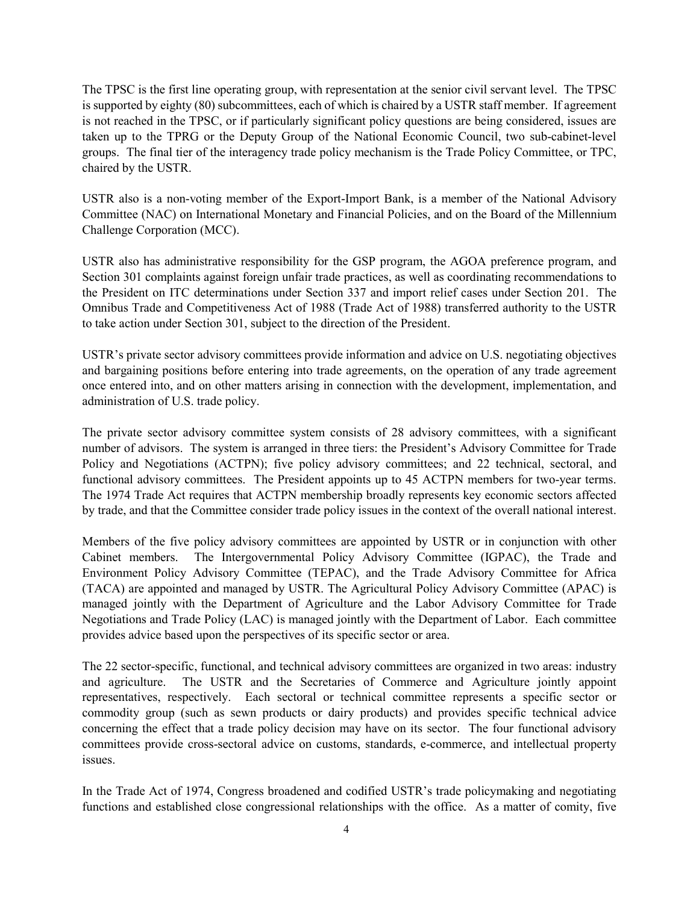The TPSC is the first line operating group, with representation at the senior civil servant level. The TPSC is supported by eighty (80) subcommittees, each of which is chaired by a USTR staff member. If agreement is not reached in the TPSC, or if particularly significant policy questions are being considered, issues are taken up to the TPRG or the Deputy Group of the National Economic Council, two sub-cabinet-level groups. The final tier of the interagency trade policy mechanism is the Trade Policy Committee, or TPC, chaired by the USTR.

USTR also is a non-voting member of the Export-Import Bank, is a member of the National Advisory Committee (NAC) on International Monetary and Financial Policies, and on the Board of the Millennium Challenge Corporation (MCC).

USTR also has administrative responsibility for the GSP program, the AGOA preference program, and Section 301 complaints against foreign unfair trade practices, as well as coordinating recommendations to the President on ITC determinations under Section 337 and import relief cases under Section 201. The Omnibus Trade and Competitiveness Act of 1988 (Trade Act of 1988) transferred authority to the USTR to take action under Section 301, subject to the direction of the President.

USTR's private sector advisory committees provide information and advice on U.S. negotiating objectives and bargaining positions before entering into trade agreements, on the operation of any trade agreement once entered into, and on other matters arising in connection with the development, implementation, and administration of U.S. trade policy.

The private sector advisory committee system consists of 28 advisory committees, with a significant number of advisors. The system is arranged in three tiers: the President's Advisory Committee for Trade Policy and Negotiations (ACTPN); five policy advisory committees; and 22 technical, sectoral, and functional advisory committees. The President appoints up to 45 ACTPN members for two-year terms. The 1974 Trade Act requires that ACTPN membership broadly represents key economic sectors affected by trade, and that the Committee consider trade policy issues in the context of the overall national interest.

Members of the five policy advisory committees are appointed by USTR or in conjunction with other Cabinet members. The Intergovernmental Policy Advisory Committee (IGPAC), the Trade and Environment Policy Advisory Committee (TEPAC), and the Trade Advisory Committee for Africa (TACA) are appointed and managed by USTR. The Agricultural Policy Advisory Committee (APAC) is managed jointly with the Department of Agriculture and the Labor Advisory Committee for Trade Negotiations and Trade Policy (LAC) is managed jointly with the Department of Labor. Each committee provides advice based upon the perspectives of its specific sector or area.

The 22 sector-specific, functional, and technical advisory committees are organized in two areas: industry and agriculture. The USTR and the Secretaries of Commerce and Agriculture jointly appoint representatives, respectively. Each sectoral or technical committee represents a specific sector or commodity group (such as sewn products or dairy products) and provides specific technical advice concerning the effect that a trade policy decision may have on its sector. The four functional advisory committees provide cross-sectoral advice on customs, standards, e-commerce, and intellectual property issues.

In the Trade Act of 1974, Congress broadened and codified USTR's trade policymaking and negotiating functions and established close congressional relationships with the office. As a matter of comity, five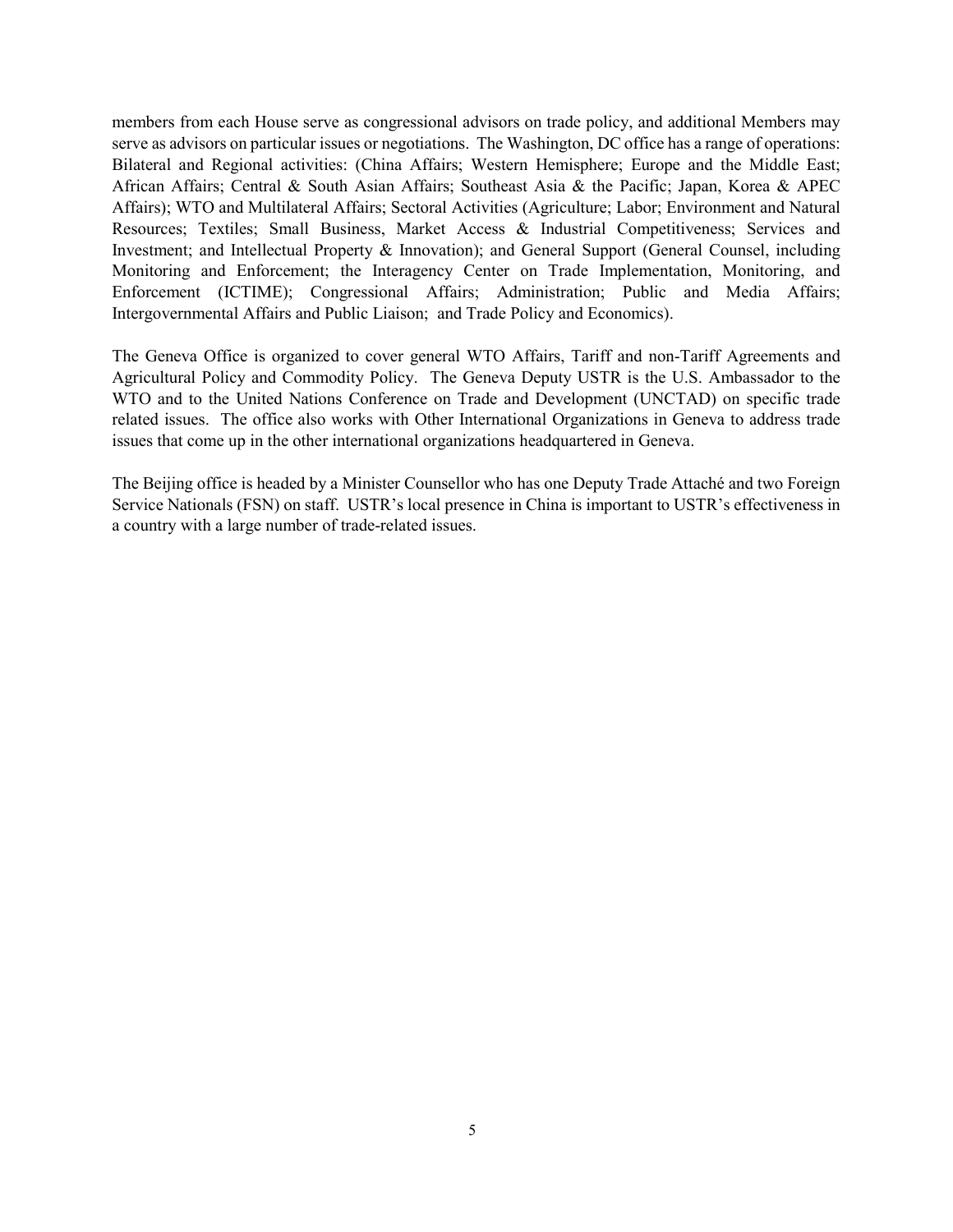members from each House serve as congressional advisors on trade policy, and additional Members may serve as advisors on particular issues or negotiations. The Washington, DC office has a range of operations: Bilateral and Regional activities: (China Affairs; Western Hemisphere; Europe and the Middle East; African Affairs; Central & South Asian Affairs; Southeast Asia & the Pacific; Japan, Korea & APEC Affairs); WTO and Multilateral Affairs; Sectoral Activities (Agriculture; Labor; Environment and Natural Resources; Textiles; Small Business, Market Access & Industrial Competitiveness; Services and Investment; and Intellectual Property & Innovation); and General Support (General Counsel, including Monitoring and Enforcement; the Interagency Center on Trade Implementation, Monitoring, and Enforcement (ICTIME); Congressional Affairs; Administration; Public and Media Affairs; Intergovernmental Affairs and Public Liaison; and Trade Policy and Economics).

The Geneva Office is organized to cover general WTO Affairs, Tariff and non-Tariff Agreements and Agricultural Policy and Commodity Policy. The Geneva Deputy USTR is the U.S. Ambassador to the WTO and to the United Nations Conference on Trade and Development (UNCTAD) on specific trade related issues. The office also works with Other International Organizations in Geneva to address trade issues that come up in the other international organizations headquartered in Geneva.

The Beijing office is headed by a Minister Counsellor who has one Deputy Trade Attaché and two Foreign Service Nationals (FSN) on staff. USTR's local presence in China is important to USTR's effectiveness in a country with a large number of trade-related issues.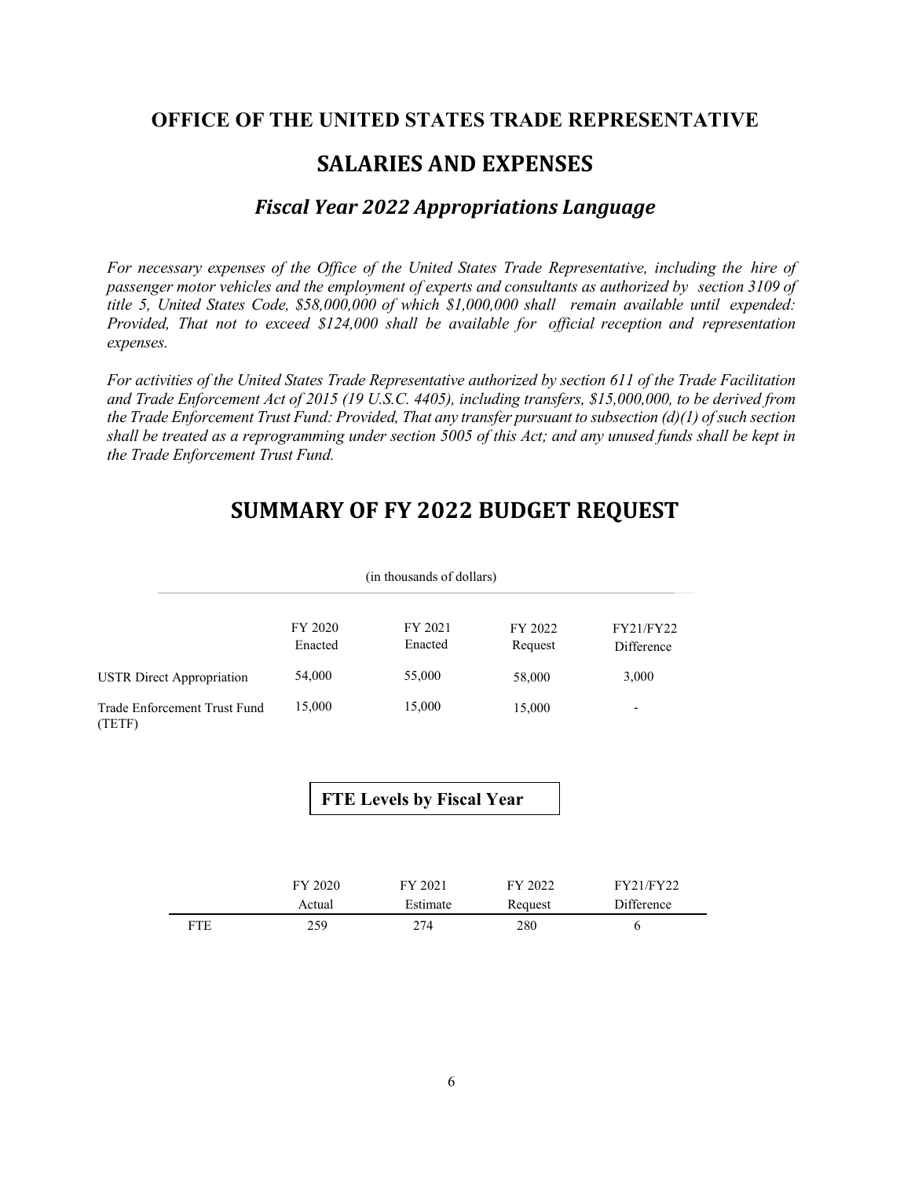# OFFICE OF THE UNITED STATES TRADE REPRESENTATIVE

## SALARIES AND EXPENSES

### *Fiscal Year 2022 Appropriations Language*

*For necessary expenses of the Office of the United States Trade Representative, including the hire of passenger motor vehicles and the employment of experts and consultants as authorized by section 3109 of title 5, United States Code, $58,000,000 of which $1,000,000 shall remain available until expended: Provided, That not to exceed $124,000 shall be available for official reception and representation expenses.*

*For activities of the United States Trade Representative authorized by section 611 of the Trade Facilitation and Trade Enforcement Act of 2015 (19 U.S.C. 4405), including transfers, $15,000,000, to be derived from the Trade Enforcement Trust Fund: Provided, That any transfer pursuant to subsection (d)(1) of such section shall be treated as a reprogramming under section 5005 of this Act; and any unused funds shall be kept in the Trade Enforcement Trust Fund.*

## SUMMARY OF FY 2022 BUDGET REQUEST

(in thousands of dollars)

| | FY 2020 Enacted | FY 2021 Enacted | FY 2022 Request | FY21/FY22 Difference |
|---|---|---|---|---|
| USTR Direct Appropriation | 54,000 | 55,000 | 58,000 | 3,000 |
| Trade Enforcement Trust Fund (TETF) | 15,000 | 15,000 | 15,000 | - |

**FTE Levels by Fiscal Year**

| | FY 2020 Actual | FY 2021 Estimate | FY 2022 Request | FY21/FY22 Difference |
|---|---|---|---|---|
| FTE | 259 | 274 | 280 | 6 |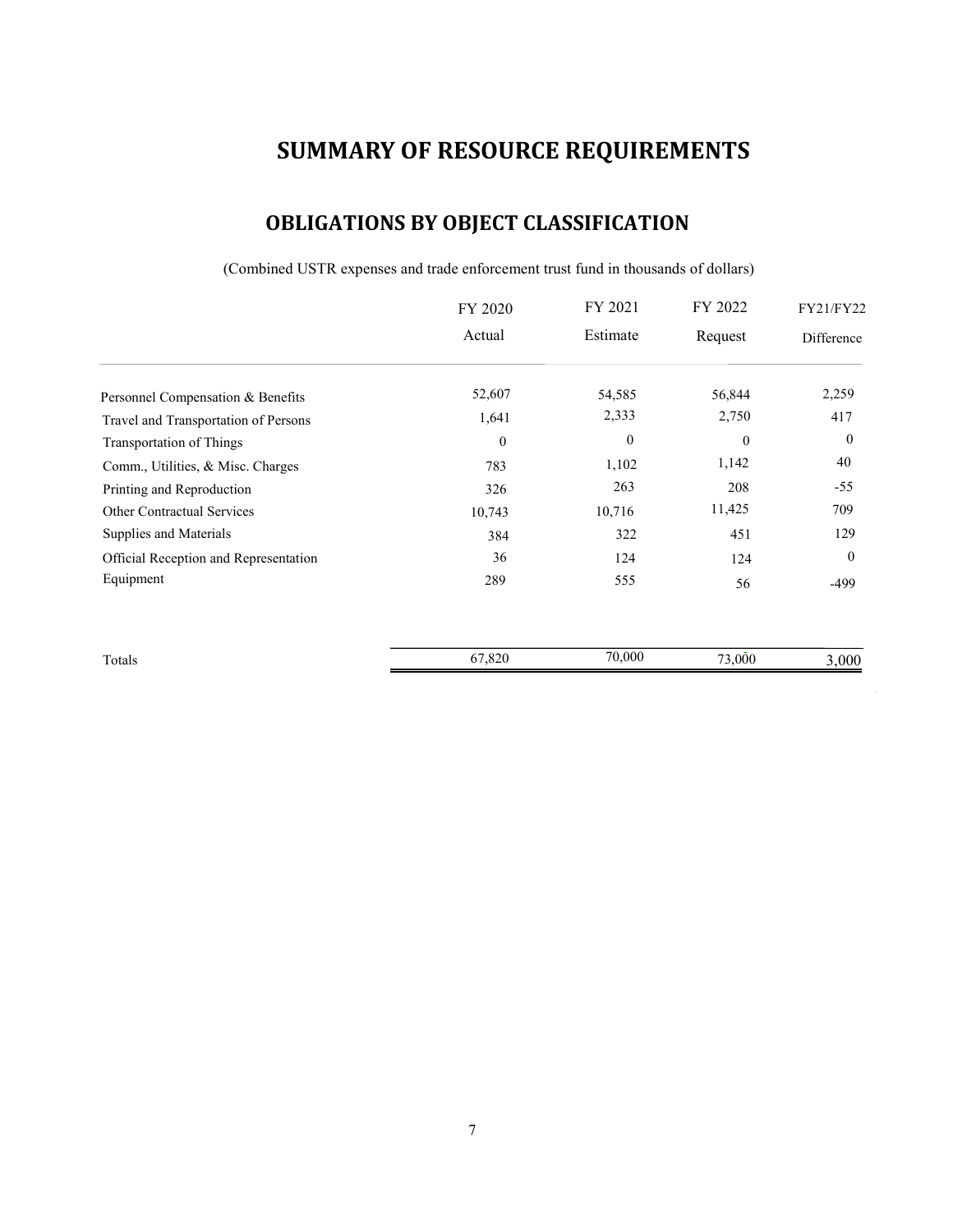# SUMMARY OF RESOURCE REQUIREMENTS

## OBLIGATIONS BY OBJECT CLASSIFICATION

(Combined USTR expenses and trade enforcement trust fund in thousands of dollars)

| | FY 2020 Actual | FY 2021 Estimate | FY 2022 Request | FY21/FY22 Difference |
|---|---|---|---|---|
| Personnel Compensation & Benefits | 52,607 | 54,585 | 56,844 | 2,259 |
| Travel and Transportation of Persons | 1,641 | 2,333 | 2,750 | 417 |
| Transportation of Things | 0 | 0 | 0 | 0 |
| Comm., Utilities, & Misc. Charges | 783 | 1,102 | 1,142 | 40 |
| Printing and Reproduction | 326 | 263 | 208 | -55 |
| Other Contractual Services | 10,743 | 10,716 | 11,425 | 709 |
| Supplies and Materials | 384 | 322 | 451 | 129 |
| Official Reception and Representation | 36 | 124 | 124 | 0 |
| Equipment | 289 | 555 | 56 | -499 |
| Totals | 67,820 | 70,000 | 73,000 | 3,000 |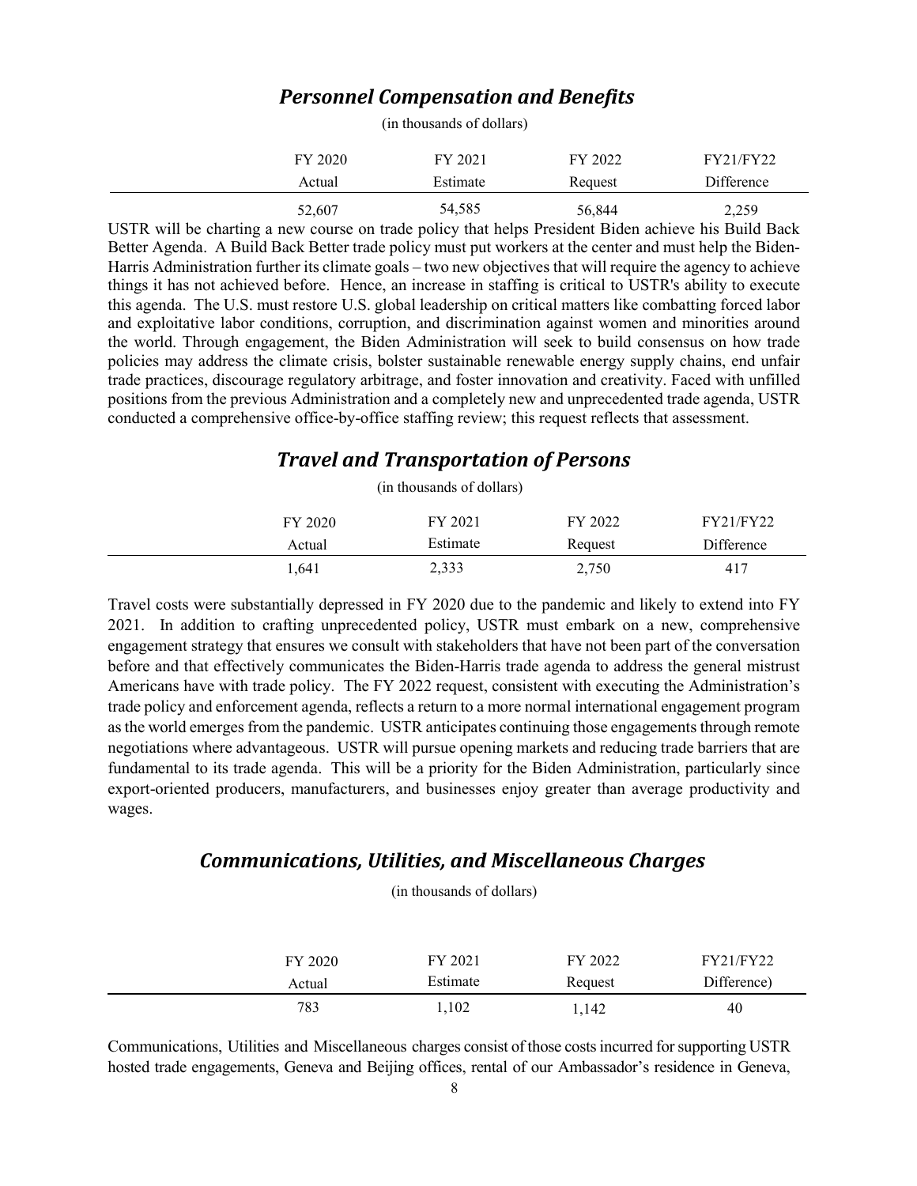## *Personnel Compensation and Benefits*

(in thousands of dollars)

| | FY 2020 Actual | FY 2021 Estimate | FY 2022 Request | FY21/FY22 Difference |
|---|---|---|---|---|
| | 52,607 | 54,585 | 56,844 | 2,259 |

USTR will be charting a new course on trade policy that helps President Biden achieve his Build Back Better Agenda. A Build Back Better trade policy must put workers at the center and must help the Biden-Harris Administration further its climate goals – two new objectives that will require the agency to achieve things it has not achieved before. Hence, an increase in staffing is critical to USTR's ability to execute this agenda. The U.S. must restore U.S. global leadership on critical matters like combatting forced labor and exploitative labor conditions, corruption, and discrimination against women and minorities around the world. Through engagement, the Biden Administration will seek to build consensus on how trade policies may address the climate crisis, bolster sustainable renewable energy supply chains, end unfair trade practices, discourage regulatory arbitrage, and foster innovation and creativity. Faced with unfilled positions from the previous Administration and a completely new and unprecedented trade agenda, USTR conducted a comprehensive office-by-office staffing review; this request reflects that assessment.

## *Travel and Transportation of Persons*

(in thousands of dollars)

| | FY 2020 Actual | FY 2021 Estimate | FY 2022 Request | FY21/FY22 Difference |
|---|---|---|---|---|
| | 1,641 | 2,333 | 2,750 | 417 |

Travel costs were substantially depressed in FY 2020 due to the pandemic and likely to extend into FY 2021. In addition to crafting unprecedented policy, USTR must embark on a new, comprehensive engagement strategy that ensures we consult with stakeholders that have not been part of the conversation before and that effectively communicates the Biden-Harris trade agenda to address the general mistrust Americans have with trade policy. The FY 2022 request, consistent with executing the Administration's trade policy and enforcement agenda, reflects a return to a more normal international engagement program as the world emerges from the pandemic. USTR anticipates continuing those engagements through remote negotiations where advantageous. USTR will pursue opening markets and reducing trade barriers that are fundamental to its trade agenda. This will be a priority for the Biden Administration, particularly since export-oriented producers, manufacturers, and businesses enjoy greater than average productivity and wages.

## *Communications, Utilities, and Miscellaneous Charges*

(in thousands of dollars)

| | FY 2020 Actual | FY 2021 Estimate | FY 2022 Request | FY21/FY22 Difference) |
|---|---|---|---|---|
| | 783 | 1,102 | 1,142 | 40 |

Communications, Utilities and Miscellaneous charges consist of those costs incurred for supporting USTR hosted trade engagements, Geneva and Beijing offices, rental of our Ambassador's residence in Geneva,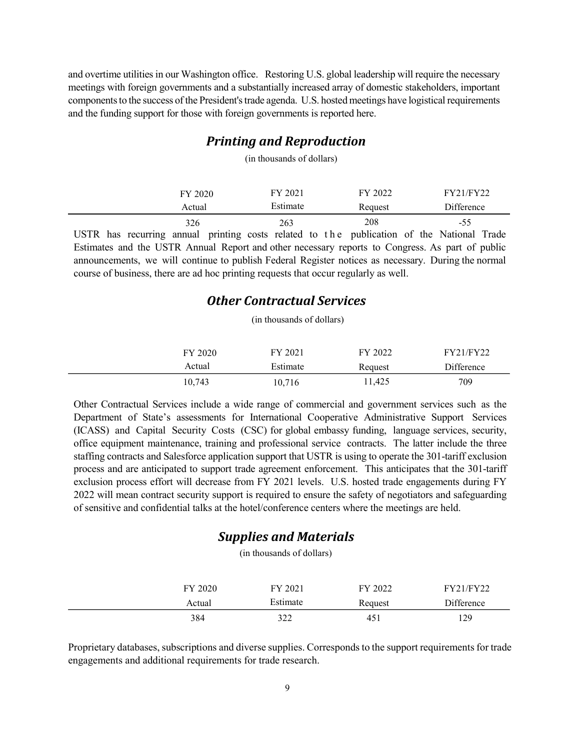and overtime utilities in our Washington office. Restoring U.S. global leadership will require the necessary meetings with foreign governments and a substantially increased array of domestic stakeholders, important components to the success of the President's trade agenda. U.S. hosted meetings have logistical requirements and the funding support for those with foreign governments is reported here.

## *Printing and Reproduction*

(in thousands of dollars)

| | FY 2020 Actual | FY 2021 Estimate | FY 2022 Request | FY21/FY22 Difference |
|---|---|---|---|---|
| | 326 | 263 | 208 | -55 |

USTR has recurring annual printing costs related to the publication of the National Trade Estimates and the USTR Annual Report and other necessary reports to Congress. As part of public announcements, we will continue to publish Federal Register notices as necessary. During the normal course of business, there are ad hoc printing requests that occur regularly as well.

## *Other Contractual Services*

(in thousands of dollars)

| | FY 2020 Actual | FY 2021 Estimate | FY 2022 Request | FY21/FY22 Difference |
|---|---|---|---|---|
| | 10,743 | 10,716 | 11,425 | 709 |

Other Contractual Services include a wide range of commercial and government services such as the Department of State's assessments for International Cooperative Administrative Support Services (ICASS) and Capital Security Costs (CSC) for global embassy funding, language services, security, office equipment maintenance, training and professional service contracts. The latter include the three staffing contracts and Salesforce application support that USTR is using to operate the 301-tariff exclusion process and are anticipated to support trade agreement enforcement. This anticipates that the 301-tariff exclusion process effort will decrease from FY 2021 levels. U.S. hosted trade engagements during FY 2022 will mean contract security support is required to ensure the safety of negotiators and safeguarding of sensitive and confidential talks at the hotel/conference centers where the meetings are held.

## *Supplies and Materials*

(in thousands of dollars)

| | FY 2020 Actual | FY 2021 Estimate | FY 2022 Request | FY21/FY22 Difference |
|---|---|---|---|---|
| | 384 | 322 | 451 | 129 |

Proprietary databases, subscriptions and diverse supplies. Corresponds to the support requirements for trade engagements and additional requirements for trade research.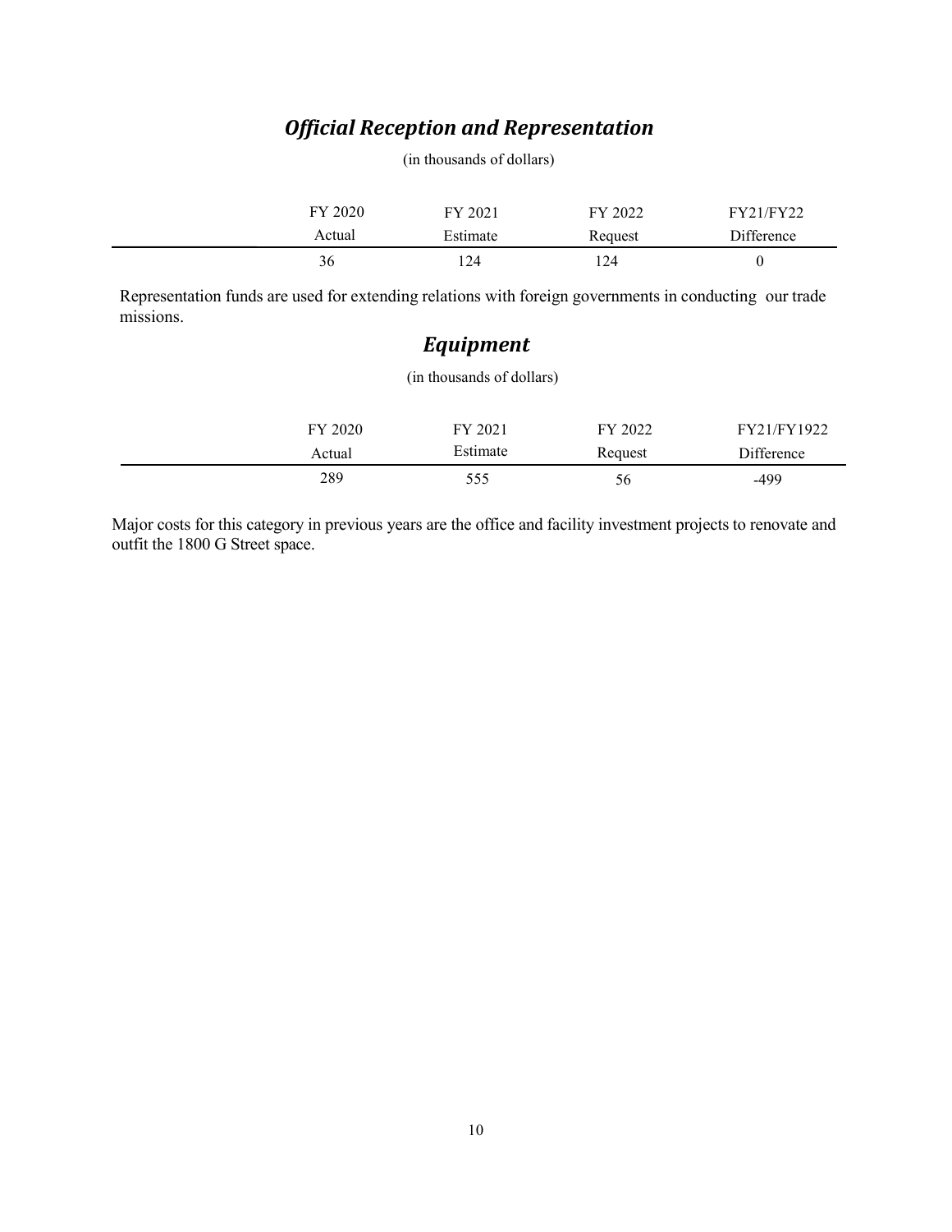## *Official Reception and Representation*

(in thousands of dollars)

| FY 2020 Actual | FY 2021 Estimate | FY 2022 Request | FY21/FY22 Difference |
|---|---|---|---|
| 36 | 124 | 124 | 0 |

Representation funds are used for extending relations with foreign governments in conducting our trade missions.

## *Equipment*

(in thousands of dollars)

| FY 2020 Actual | FY 2021 Estimate | FY 2022 Request | FY21/FY1922 Difference |
|---|---|---|---|
| 289 | 555 | 56 | -499 |

Major costs for this category in previous years are the office and facility investment projects to renovate and outfit the 1800 G Street space.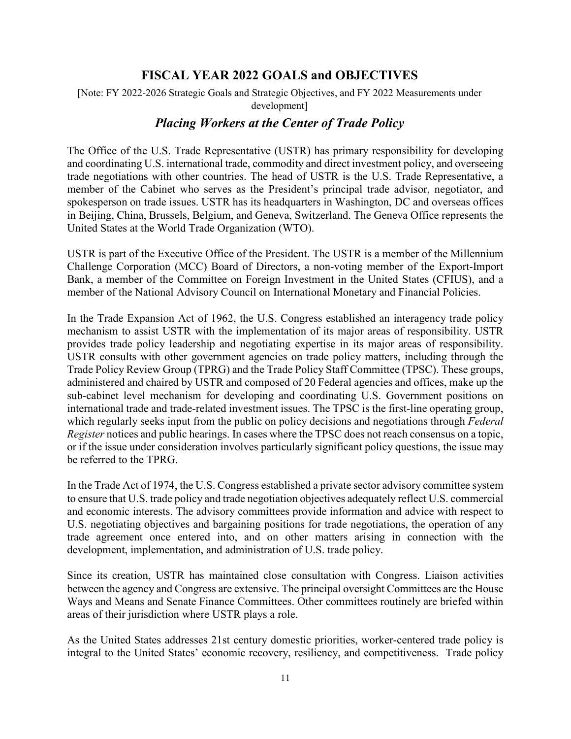## FISCAL YEAR 2022 GOALS and OBJECTIVES

[Note: FY 2022-2026 Strategic Goals and Strategic Objectives, and FY 2022 Measurements under development]

### *Placing Workers at the Center of Trade Policy*

The Office of the U.S. Trade Representative (USTR) has primary responsibility for developing and coordinating U.S. international trade, commodity and direct investment policy, and overseeing trade negotiations with other countries. The head of USTR is the U.S. Trade Representative, a member of the Cabinet who serves as the President's principal trade advisor, negotiator, and spokesperson on trade issues. USTR has its headquarters in Washington, DC and overseas offices in Beijing, China, Brussels, Belgium, and Geneva, Switzerland. The Geneva Office represents the United States at the World Trade Organization (WTO).

USTR is part of the Executive Office of the President. The USTR is a member of the Millennium Challenge Corporation (MCC) Board of Directors, a non-voting member of the Export-Import Bank, a member of the Committee on Foreign Investment in the United States (CFIUS), and a member of the National Advisory Council on International Monetary and Financial Policies.

In the Trade Expansion Act of 1962, the U.S. Congress established an interagency trade policy mechanism to assist USTR with the implementation of its major areas of responsibility. USTR provides trade policy leadership and negotiating expertise in its major areas of responsibility. USTR consults with other government agencies on trade policy matters, including through the Trade Policy Review Group (TPRG) and the Trade Policy Staff Committee (TPSC). These groups, administered and chaired by USTR and composed of 20 Federal agencies and offices, make up the sub-cabinet level mechanism for developing and coordinating U.S. Government positions on international trade and trade-related investment issues. The TPSC is the first-line operating group, which regularly seeks input from the public on policy decisions and negotiations through *Federal Register* notices and public hearings. In cases where the TPSC does not reach consensus on a topic, or if the issue under consideration involves particularly significant policy questions, the issue may be referred to the TPRG.

In the Trade Act of 1974, the U.S. Congress established a private sector advisory committee system to ensure that U.S. trade policy and trade negotiation objectives adequately reflect U.S. commercial and economic interests. The advisory committees provide information and advice with respect to U.S. negotiating objectives and bargaining positions for trade negotiations, the operation of any trade agreement once entered into, and on other matters arising in connection with the development, implementation, and administration of U.S. trade policy.

Since its creation, USTR has maintained close consultation with Congress. Liaison activities between the agency and Congress are extensive. The principal oversight Committees are the House Ways and Means and Senate Finance Committees. Other committees routinely are briefed within areas of their jurisdiction where USTR plays a role.

As the United States addresses 21st century domestic priorities, worker-centered trade policy is integral to the United States' economic recovery, resiliency, and competitiveness. Trade policy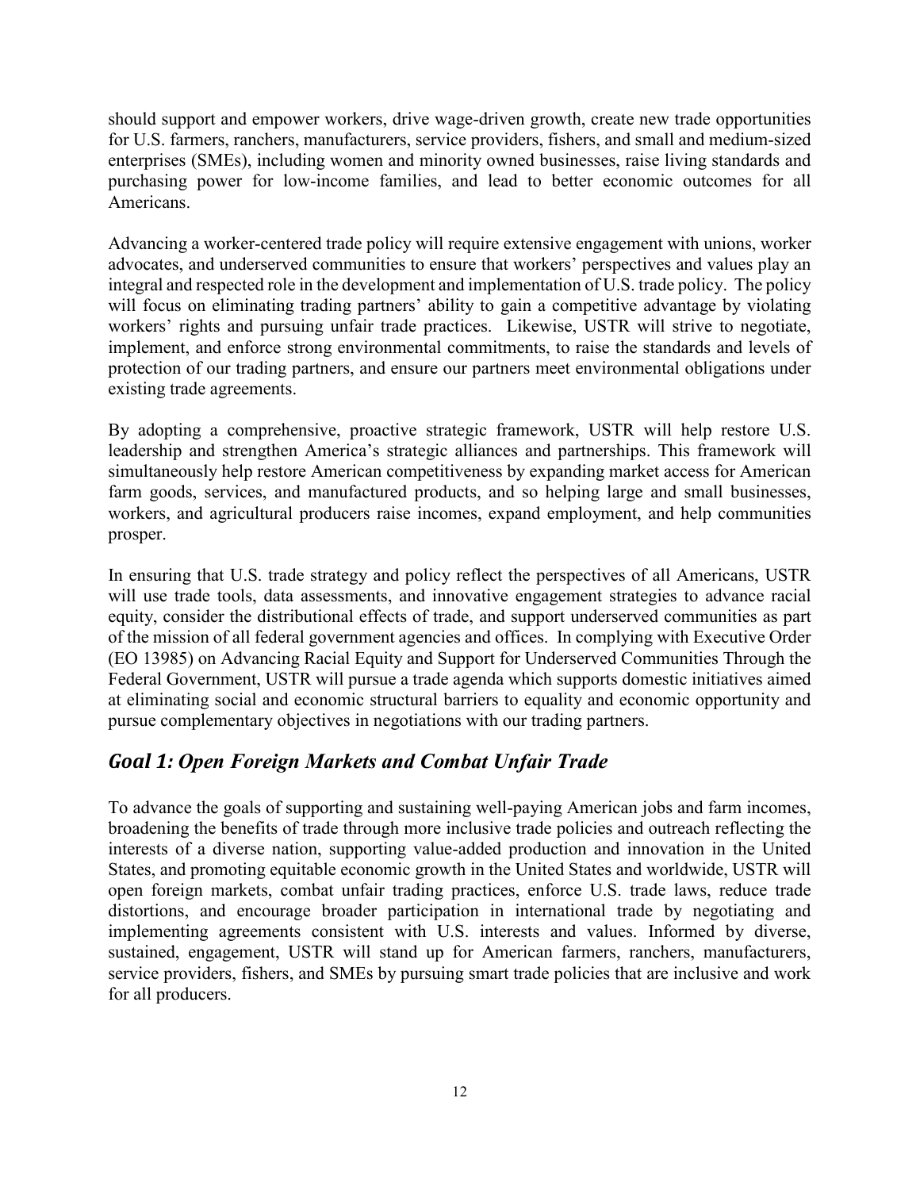should support and empower workers, drive wage-driven growth, create new trade opportunities for U.S. farmers, ranchers, manufacturers, service providers, fishers, and small and medium-sized enterprises (SMEs), including women and minority owned businesses, raise living standards and purchasing power for low-income families, and lead to better economic outcomes for all Americans.

Advancing a worker-centered trade policy will require extensive engagement with unions, worker advocates, and underserved communities to ensure that workers' perspectives and values play an integral and respected role in the development and implementation of U.S. trade policy. The policy will focus on eliminating trading partners' ability to gain a competitive advantage by violating workers' rights and pursuing unfair trade practices. Likewise, USTR will strive to negotiate, implement, and enforce strong environmental commitments, to raise the standards and levels of protection of our trading partners, and ensure our partners meet environmental obligations under existing trade agreements.

By adopting a comprehensive, proactive strategic framework, USTR will help restore U.S. leadership and strengthen America's strategic alliances and partnerships. This framework will simultaneously help restore American competitiveness by expanding market access for American farm goods, services, and manufactured products, and so helping large and small businesses, workers, and agricultural producers raise incomes, expand employment, and help communities prosper.

In ensuring that U.S. trade strategy and policy reflect the perspectives of all Americans, USTR will use trade tools, data assessments, and innovative engagement strategies to advance racial equity, consider the distributional effects of trade, and support underserved communities as part of the mission of all federal government agencies and offices. In complying with Executive Order (EO 13985) on Advancing Racial Equity and Support for Underserved Communities Through the Federal Government, USTR will pursue a trade agenda which supports domestic initiatives aimed at eliminating social and economic structural barriers to equality and economic opportunity and pursue complementary objectives in negotiations with our trading partners.

## *Goal 1: Open Foreign Markets and Combat Unfair Trade*

To advance the goals of supporting and sustaining well-paying American jobs and farm incomes, broadening the benefits of trade through more inclusive trade policies and outreach reflecting the interests of a diverse nation, supporting value-added production and innovation in the United States, and promoting equitable economic growth in the United States and worldwide, USTR will open foreign markets, combat unfair trading practices, enforce U.S. trade laws, reduce trade distortions, and encourage broader participation in international trade by negotiating and implementing agreements consistent with U.S. interests and values. Informed by diverse, sustained, engagement, USTR will stand up for American farmers, ranchers, manufacturers, service providers, fishers, and SMEs by pursuing smart trade policies that are inclusive and work for all producers.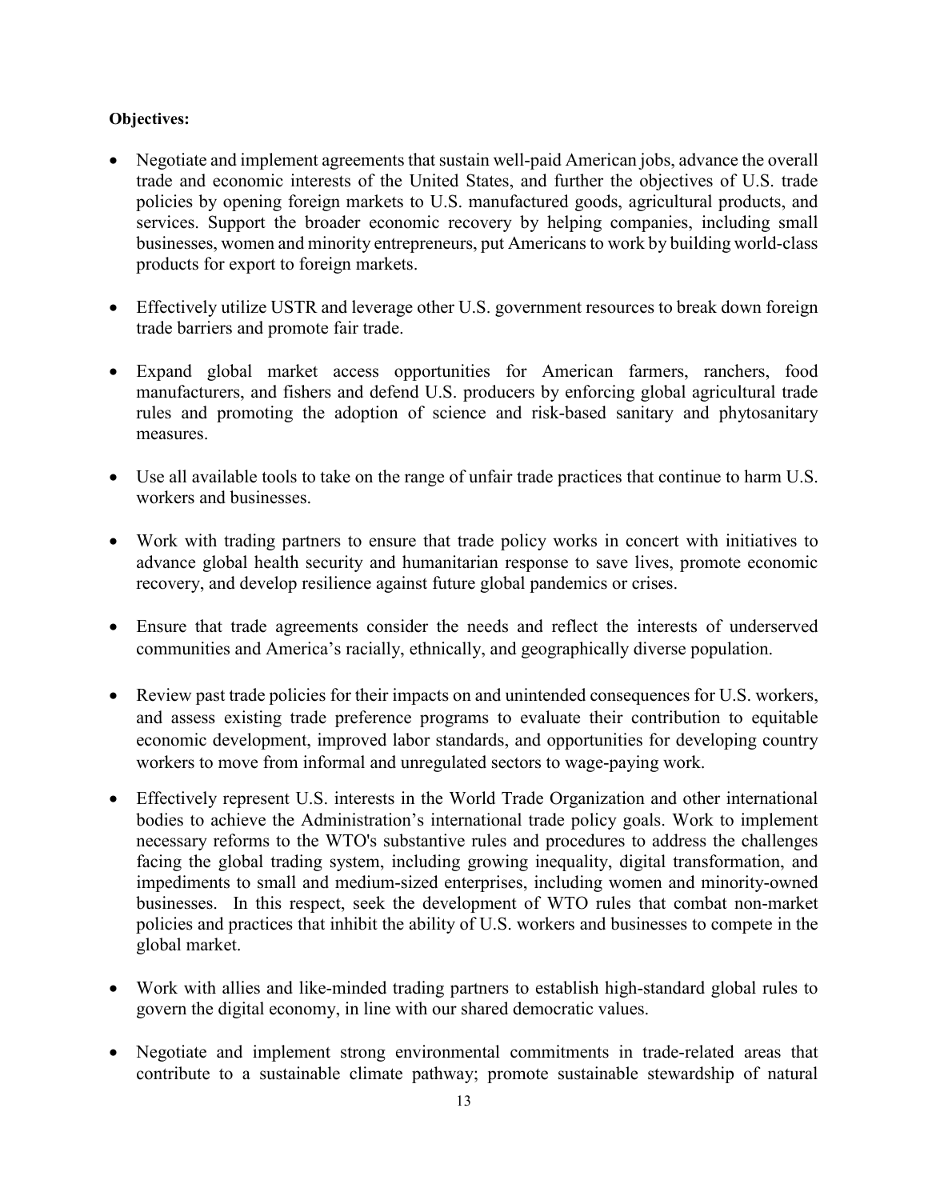**Objectives:**

- Negotiate and implement agreements that sustain well-paid American jobs, advance the overall trade and economic interests of the United States, and further the objectives of U.S. trade policies by opening foreign markets to U.S. manufactured goods, agricultural products, and services. Support the broader economic recovery by helping companies, including small businesses, women and minority entrepreneurs, put Americans to work by building world-class products for export to foreign markets.

- Effectively utilize USTR and leverage other U.S. government resources to break down foreign trade barriers and promote fair trade.

- Expand global market access opportunities for American farmers, ranchers, food manufacturers, and fishers and defend U.S. producers by enforcing global agricultural trade rules and promoting the adoption of science and risk-based sanitary and phytosanitary measures.

- Use all available tools to take on the range of unfair trade practices that continue to harm U.S. workers and businesses.

- Work with trading partners to ensure that trade policy works in concert with initiatives to advance global health security and humanitarian response to save lives, promote economic recovery, and develop resilience against future global pandemics or crises.

- Ensure that trade agreements consider the needs and reflect the interests of underserved communities and America's racially, ethnically, and geographically diverse population.

- Review past trade policies for their impacts on and unintended consequences for U.S. workers, and assess existing trade preference programs to evaluate their contribution to equitable economic development, improved labor standards, and opportunities for developing country workers to move from informal and unregulated sectors to wage-paying work.

- Effectively represent U.S. interests in the World Trade Organization and other international bodies to achieve the Administration's international trade policy goals. Work to implement necessary reforms to the WTO's substantive rules and procedures to address the challenges facing the global trading system, including growing inequality, digital transformation, and impediments to small and medium-sized enterprises, including women and minority-owned businesses. In this respect, seek the development of WTO rules that combat non-market policies and practices that inhibit the ability of U.S. workers and businesses to compete in the global market.

- Work with allies and like-minded trading partners to establish high-standard global rules to govern the digital economy, in line with our shared democratic values.

- Negotiate and implement strong environmental commitments in trade-related areas that contribute to a sustainable climate pathway; promote sustainable stewardship of natural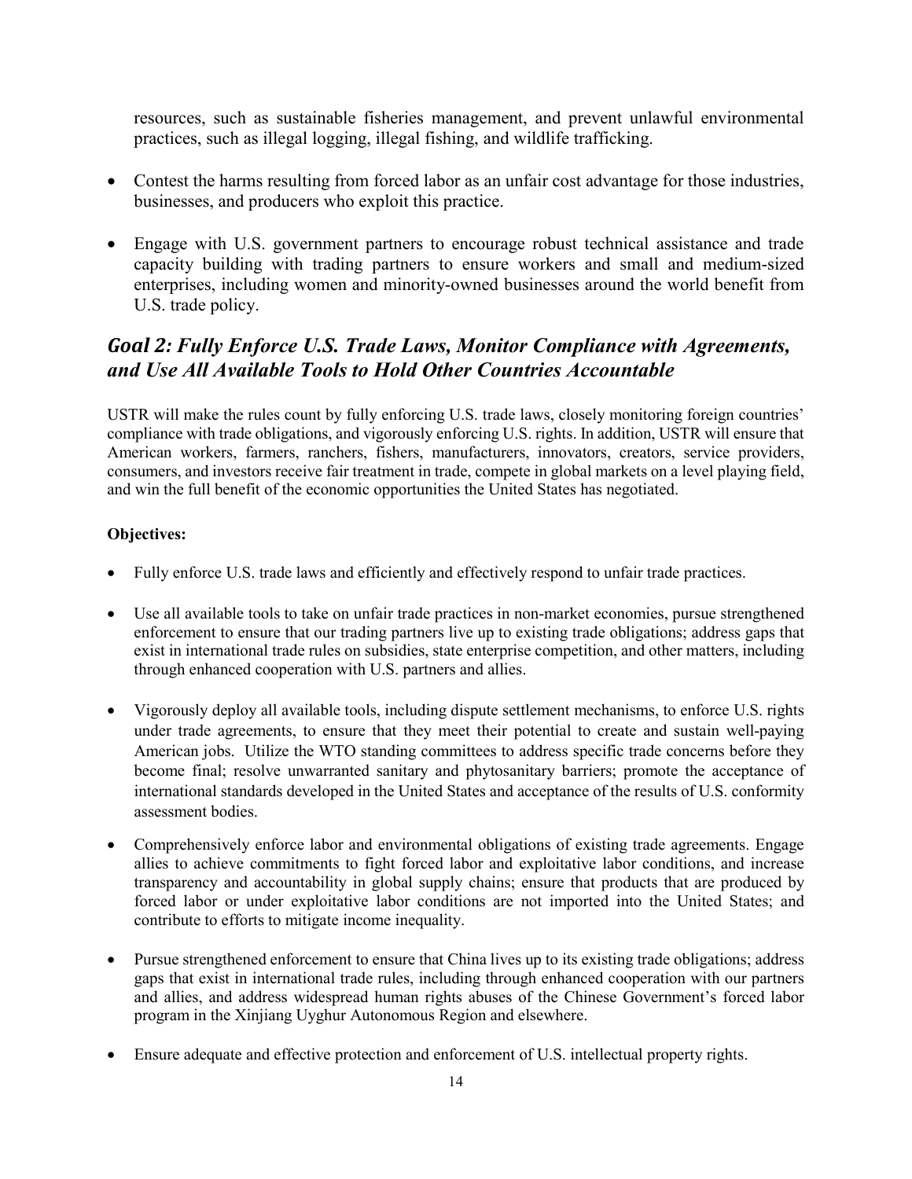resources, such as sustainable fisheries management, and prevent unlawful environmental practices, such as illegal logging, illegal fishing, and wildlife trafficking.

- Contest the harms resulting from forced labor as an unfair cost advantage for those industries, businesses, and producers who exploit this practice.
- Engage with U.S. government partners to encourage robust technical assistance and trade capacity building with trading partners to ensure workers and small and medium-sized enterprises, including women and minority-owned businesses around the world benefit from U.S. trade policy.

## *Goal 2: Fully Enforce U.S. Trade Laws, Monitor Compliance with Agreements, and Use All Available Tools to Hold Other Countries Accountable*

USTR will make the rules count by fully enforcing U.S. trade laws, closely monitoring foreign countries' compliance with trade obligations, and vigorously enforcing U.S. rights. In addition, USTR will ensure that American workers, farmers, ranchers, fishers, manufacturers, innovators, creators, service providers, consumers, and investors receive fair treatment in trade, compete in global markets on a level playing field, and win the full benefit of the economic opportunities the United States has negotiated.

**Objectives:**

- Fully enforce U.S. trade laws and efficiently and effectively respond to unfair trade practices.
- Use all available tools to take on unfair trade practices in non-market economies, pursue strengthened enforcement to ensure that our trading partners live up to existing trade obligations; address gaps that exist in international trade rules on subsidies, state enterprise competition, and other matters, including through enhanced cooperation with U.S. partners and allies.
- Vigorously deploy all available tools, including dispute settlement mechanisms, to enforce U.S. rights under trade agreements, to ensure that they meet their potential to create and sustain well-paying American jobs. Utilize the WTO standing committees to address specific trade concerns before they become final; resolve unwarranted sanitary and phytosanitary barriers; promote the acceptance of international standards developed in the United States and acceptance of the results of U.S. conformity assessment bodies.
- Comprehensively enforce labor and environmental obligations of existing trade agreements. Engage allies to achieve commitments to fight forced labor and exploitative labor conditions, and increase transparency and accountability in global supply chains; ensure that products that are produced by forced labor or under exploitative labor conditions are not imported into the United States; and contribute to efforts to mitigate income inequality.
- Pursue strengthened enforcement to ensure that China lives up to its existing trade obligations; address gaps that exist in international trade rules, including through enhanced cooperation with our partners and allies, and address widespread human rights abuses of the Chinese Government's forced labor program in the Xinjiang Uyghur Autonomous Region and elsewhere.
- Ensure adequate and effective protection and enforcement of U.S. intellectual property rights.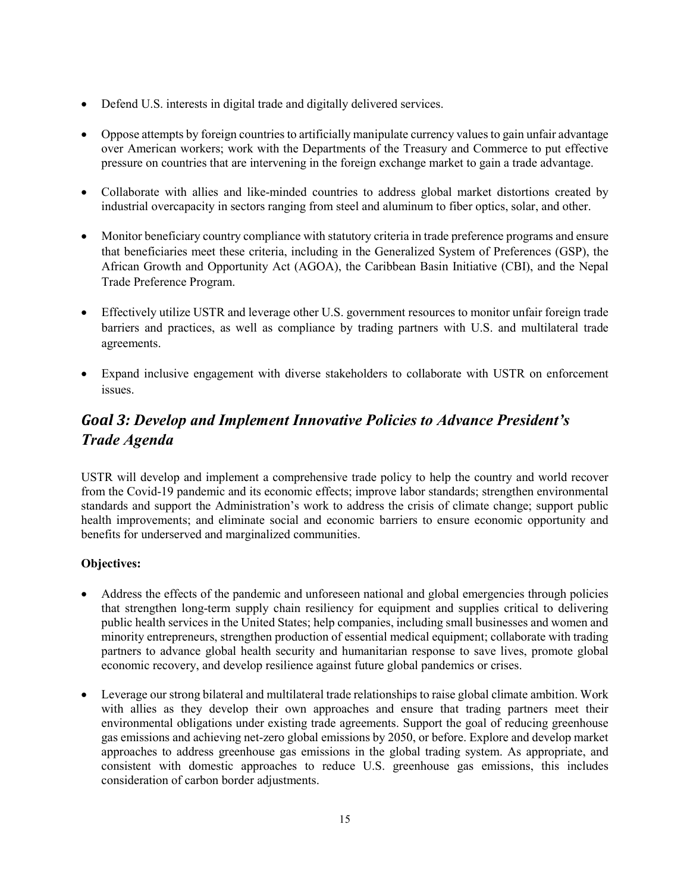- Defend U.S. interests in digital trade and digitally delivered services.

- Oppose attempts by foreign countries to artificially manipulate currency values to gain unfair advantage over American workers; work with the Departments of the Treasury and Commerce to put effective pressure on countries that are intervening in the foreign exchange market to gain a trade advantage.

- Collaborate with allies and like-minded countries to address global market distortions created by industrial overcapacity in sectors ranging from steel and aluminum to fiber optics, solar, and other.

- Monitor beneficiary country compliance with statutory criteria in trade preference programs and ensure that beneficiaries meet these criteria, including in the Generalized System of Preferences (GSP), the African Growth and Opportunity Act (AGOA), the Caribbean Basin Initiative (CBI), and the Nepal Trade Preference Program.

- Effectively utilize USTR and leverage other U.S. government resources to monitor unfair foreign trade barriers and practices, as well as compliance by trading partners with U.S. and multilateral trade agreements.

- Expand inclusive engagement with diverse stakeholders to collaborate with USTR on enforcement issues.

## *Goal 3: Develop and Implement Innovative Policies to Advance President's Trade Agenda*

USTR will develop and implement a comprehensive trade policy to help the country and world recover from the Covid-19 pandemic and its economic effects; improve labor standards; strengthen environmental standards and support the Administration's work to address the crisis of climate change; support public health improvements; and eliminate social and economic barriers to ensure economic opportunity and benefits for underserved and marginalized communities.

**Objectives:**

- Address the effects of the pandemic and unforeseen national and global emergencies through policies that strengthen long-term supply chain resiliency for equipment and supplies critical to delivering public health services in the United States; help companies, including small businesses and women and minority entrepreneurs, strengthen production of essential medical equipment; collaborate with trading partners to advance global health security and humanitarian response to save lives, promote global economic recovery, and develop resilience against future global pandemics or crises.

- Leverage our strong bilateral and multilateral trade relationships to raise global climate ambition. Work with allies as they develop their own approaches and ensure that trading partners meet their environmental obligations under existing trade agreements. Support the goal of reducing greenhouse gas emissions and achieving net-zero global emissions by 2050, or before. Explore and develop market approaches to address greenhouse gas emissions in the global trading system. As appropriate, and consistent with domestic approaches to reduce U.S. greenhouse gas emissions, this includes consideration of carbon border adjustments.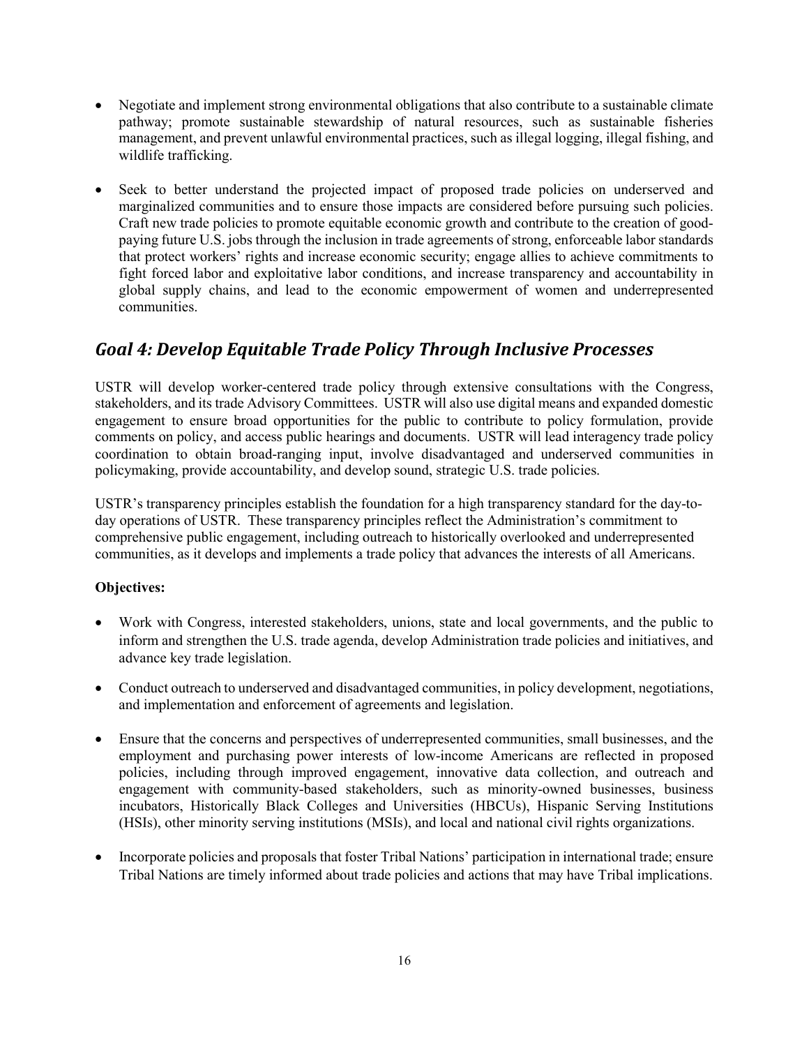- Negotiate and implement strong environmental obligations that also contribute to a sustainable climate pathway; promote sustainable stewardship of natural resources, such as sustainable fisheries management, and prevent unlawful environmental practices, such as illegal logging, illegal fishing, and wildlife trafficking.

- Seek to better understand the projected impact of proposed trade policies on underserved and marginalized communities and to ensure those impacts are considered before pursuing such policies. Craft new trade policies to promote equitable economic growth and contribute to the creation of good-paying future U.S. jobs through the inclusion in trade agreements of strong, enforceable labor standards that protect workers' rights and increase economic security; engage allies to achieve commitments to fight forced labor and exploitative labor conditions, and increase transparency and accountability in global supply chains, and lead to the economic empowerment of women and underrepresented communities.

## *Goal 4: Develop Equitable Trade Policy Through Inclusive Processes*

USTR will develop worker-centered trade policy through extensive consultations with the Congress, stakeholders, and its trade Advisory Committees. USTR will also use digital means and expanded domestic engagement to ensure broad opportunities for the public to contribute to policy formulation, provide comments on policy, and access public hearings and documents. USTR will lead interagency trade policy coordination to obtain broad-ranging input, involve disadvantaged and underserved communities in policymaking, provide accountability, and develop sound, strategic U.S. trade policies.

USTR's transparency principles establish the foundation for a high transparency standard for the day-to-day operations of USTR. These transparency principles reflect the Administration's commitment to comprehensive public engagement, including outreach to historically overlooked and underrepresented communities, as it develops and implements a trade policy that advances the interests of all Americans.

**Objectives:**

- Work with Congress, interested stakeholders, unions, state and local governments, and the public to inform and strengthen the U.S. trade agenda, develop Administration trade policies and initiatives, and advance key trade legislation.

- Conduct outreach to underserved and disadvantaged communities, in policy development, negotiations, and implementation and enforcement of agreements and legislation.

- Ensure that the concerns and perspectives of underrepresented communities, small businesses, and the employment and purchasing power interests of low-income Americans are reflected in proposed policies, including through improved engagement, innovative data collection, and outreach and engagement with community-based stakeholders, such as minority-owned businesses, business incubators, Historically Black Colleges and Universities (HBCUs), Hispanic Serving Institutions (HSIs), other minority serving institutions (MSIs), and local and national civil rights organizations.

- Incorporate policies and proposals that foster Tribal Nations' participation in international trade; ensure Tribal Nations are timely informed about trade policies and actions that may have Tribal implications.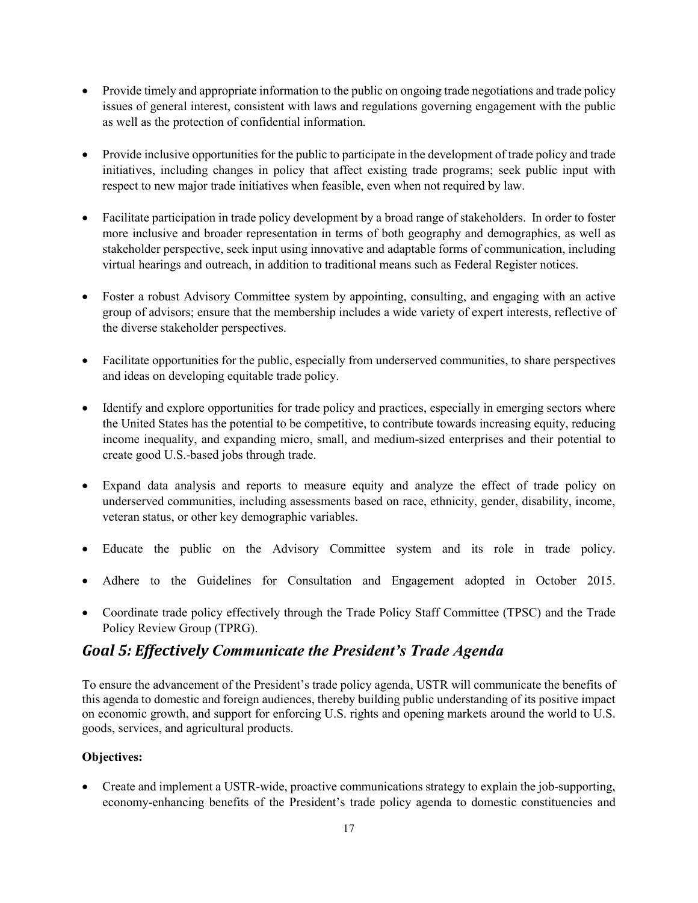- Provide timely and appropriate information to the public on ongoing trade negotiations and trade policy issues of general interest, consistent with laws and regulations governing engagement with the public as well as the protection of confidential information.

- Provide inclusive opportunities for the public to participate in the development of trade policy and trade initiatives, including changes in policy that affect existing trade programs; seek public input with respect to new major trade initiatives when feasible, even when not required by law.

- Facilitate participation in trade policy development by a broad range of stakeholders. In order to foster more inclusive and broader representation in terms of both geography and demographics, as well as stakeholder perspective, seek input using innovative and adaptable forms of communication, including virtual hearings and outreach, in addition to traditional means such as Federal Register notices.

- Foster a robust Advisory Committee system by appointing, consulting, and engaging with an active group of advisors; ensure that the membership includes a wide variety of expert interests, reflective of the diverse stakeholder perspectives.

- Facilitate opportunities for the public, especially from underserved communities, to share perspectives and ideas on developing equitable trade policy.

- Identify and explore opportunities for trade policy and practices, especially in emerging sectors where the United States has the potential to be competitive, to contribute towards increasing equity, reducing income inequality, and expanding micro, small, and medium-sized enterprises and their potential to create good U.S.-based jobs through trade.

- Expand data analysis and reports to measure equity and analyze the effect of trade policy on underserved communities, including assessments based on race, ethnicity, gender, disability, income, veteran status, or other key demographic variables.

- Educate the public on the Advisory Committee system and its role in trade policy.

- Adhere to the Guidelines for Consultation and Engagement adopted in October 2015.

- Coordinate trade policy effectively through the Trade Policy Staff Committee (TPSC) and the Trade Policy Review Group (TPRG).

## *Goal 5: Effectively Communicate the President's Trade Agenda*

To ensure the advancement of the President's trade policy agenda, USTR will communicate the benefits of this agenda to domestic and foreign audiences, thereby building public understanding of its positive impact on economic growth, and support for enforcing U.S. rights and opening markets around the world to U.S. goods, services, and agricultural products.

**Objectives:**

- Create and implement a USTR-wide, proactive communications strategy to explain the job-supporting, economy-enhancing benefits of the President's trade policy agenda to domestic constituencies and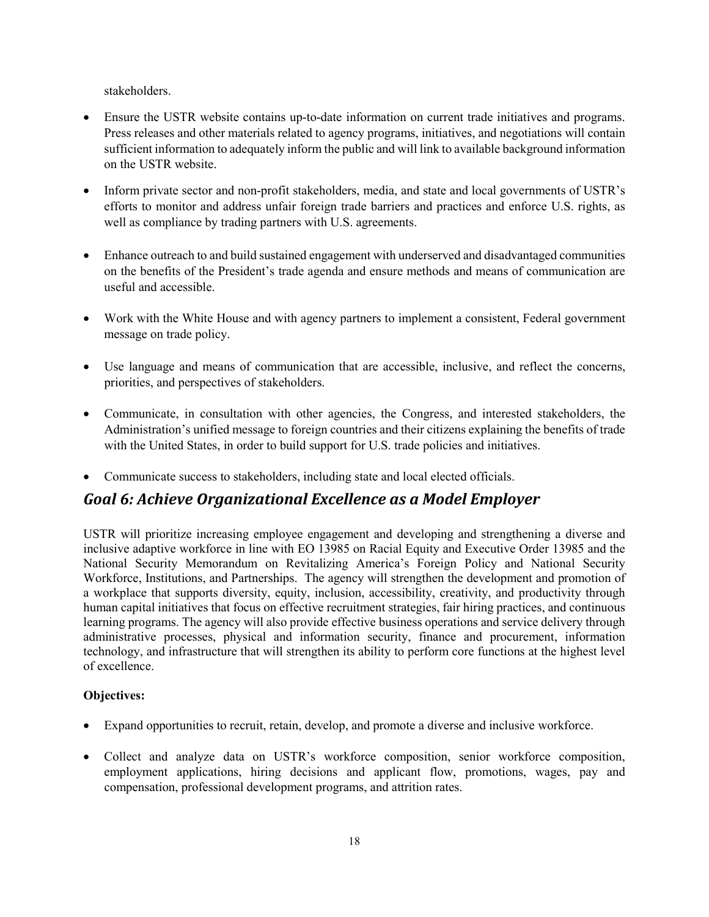stakeholders.

- Ensure the USTR website contains up-to-date information on current trade initiatives and programs. Press releases and other materials related to agency programs, initiatives, and negotiations will contain sufficient information to adequately inform the public and will link to available background information on the USTR website.
- Inform private sector and non-profit stakeholders, media, and state and local governments of USTR's efforts to monitor and address unfair foreign trade barriers and practices and enforce U.S. rights, as well as compliance by trading partners with U.S. agreements.
- Enhance outreach to and build sustained engagement with underserved and disadvantaged communities on the benefits of the President's trade agenda and ensure methods and means of communication are useful and accessible.
- Work with the White House and with agency partners to implement a consistent, Federal government message on trade policy.
- Use language and means of communication that are accessible, inclusive, and reflect the concerns, priorities, and perspectives of stakeholders.
- Communicate, in consultation with other agencies, the Congress, and interested stakeholders, the Administration's unified message to foreign countries and their citizens explaining the benefits of trade with the United States, in order to build support for U.S. trade policies and initiatives.
- Communicate success to stakeholders, including state and local elected officials.

## *Goal 6: Achieve Organizational Excellence as a Model Employer*

USTR will prioritize increasing employee engagement and developing and strengthening a diverse and inclusive adaptive workforce in line with EO 13985 on Racial Equity and Executive Order 13985 and the National Security Memorandum on Revitalizing America's Foreign Policy and National Security Workforce, Institutions, and Partnerships. The agency will strengthen the development and promotion of a workplace that supports diversity, equity, inclusion, accessibility, creativity, and productivity through human capital initiatives that focus on effective recruitment strategies, fair hiring practices, and continuous learning programs. The agency will also provide effective business operations and service delivery through administrative processes, physical and information security, finance and procurement, information technology, and infrastructure that will strengthen its ability to perform core functions at the highest level of excellence.

**Objectives:**

- Expand opportunities to recruit, retain, develop, and promote a diverse and inclusive workforce.
- Collect and analyze data on USTR's workforce composition, senior workforce composition, employment applications, hiring decisions and applicant flow, promotions, wages, pay and compensation, professional development programs, and attrition rates.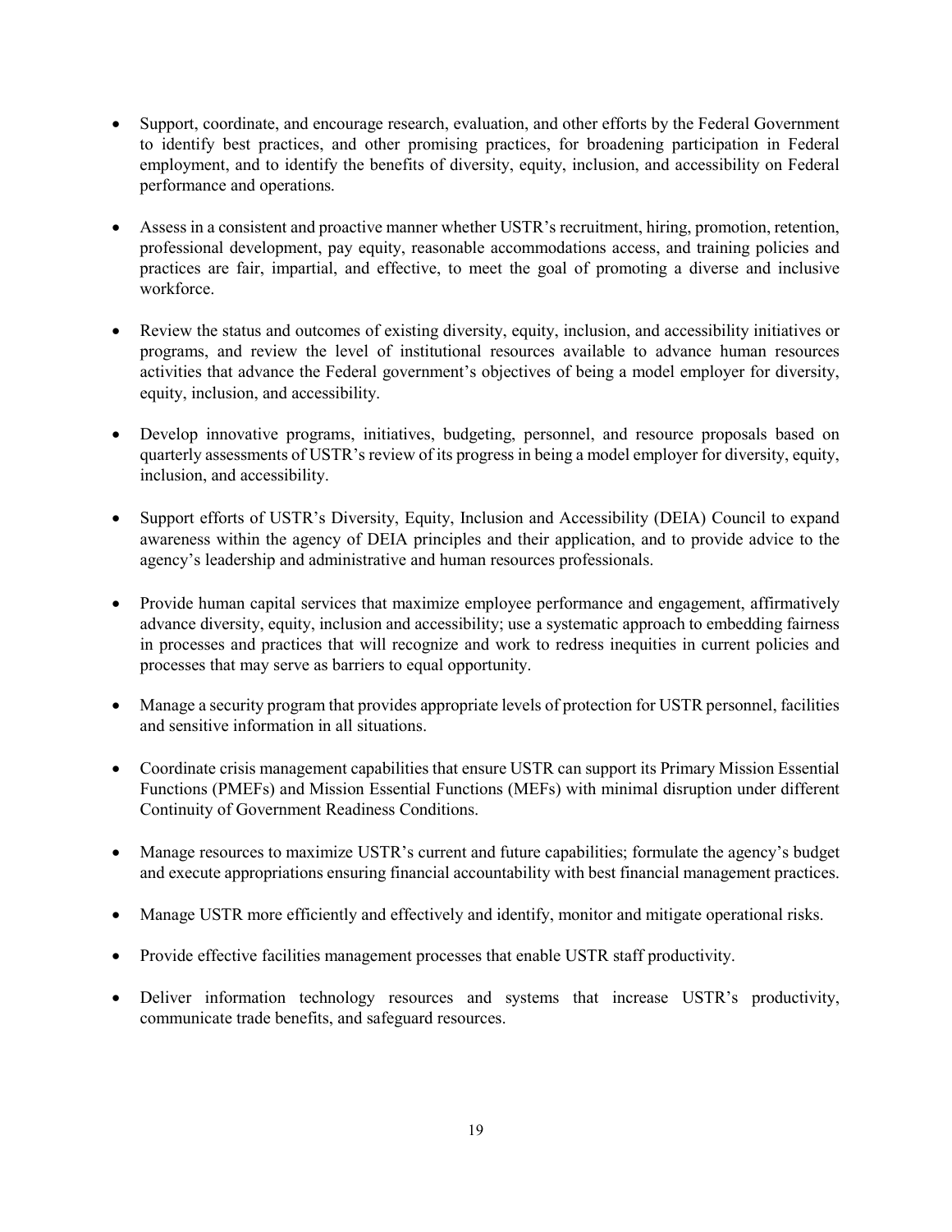- Support, coordinate, and encourage research, evaluation, and other efforts by the Federal Government to identify best practices, and other promising practices, for broadening participation in Federal employment, and to identify the benefits of diversity, equity, inclusion, and accessibility on Federal performance and operations.

- Assess in a consistent and proactive manner whether USTR's recruitment, hiring, promotion, retention, professional development, pay equity, reasonable accommodations access, and training policies and practices are fair, impartial, and effective, to meet the goal of promoting a diverse and inclusive workforce.

- Review the status and outcomes of existing diversity, equity, inclusion, and accessibility initiatives or programs, and review the level of institutional resources available to advance human resources activities that advance the Federal government's objectives of being a model employer for diversity, equity, inclusion, and accessibility.

- Develop innovative programs, initiatives, budgeting, personnel, and resource proposals based on quarterly assessments of USTR's review of its progress in being a model employer for diversity, equity, inclusion, and accessibility.

- Support efforts of USTR's Diversity, Equity, Inclusion and Accessibility (DEIA) Council to expand awareness within the agency of DEIA principles and their application, and to provide advice to the agency's leadership and administrative and human resources professionals.

- Provide human capital services that maximize employee performance and engagement, affirmatively advance diversity, equity, inclusion and accessibility; use a systematic approach to embedding fairness in processes and practices that will recognize and work to redress inequities in current policies and processes that may serve as barriers to equal opportunity.

- Manage a security program that provides appropriate levels of protection for USTR personnel, facilities and sensitive information in all situations.

- Coordinate crisis management capabilities that ensure USTR can support its Primary Mission Essential Functions (PMEFs) and Mission Essential Functions (MEFs) with minimal disruption under different Continuity of Government Readiness Conditions.

- Manage resources to maximize USTR's current and future capabilities; formulate the agency's budget and execute appropriations ensuring financial accountability with best financial management practices.

- Manage USTR more efficiently and effectively and identify, monitor and mitigate operational risks.

- Provide effective facilities management processes that enable USTR staff productivity.

- Deliver information technology resources and systems that increase USTR's productivity, communicate trade benefits, and safeguard resources.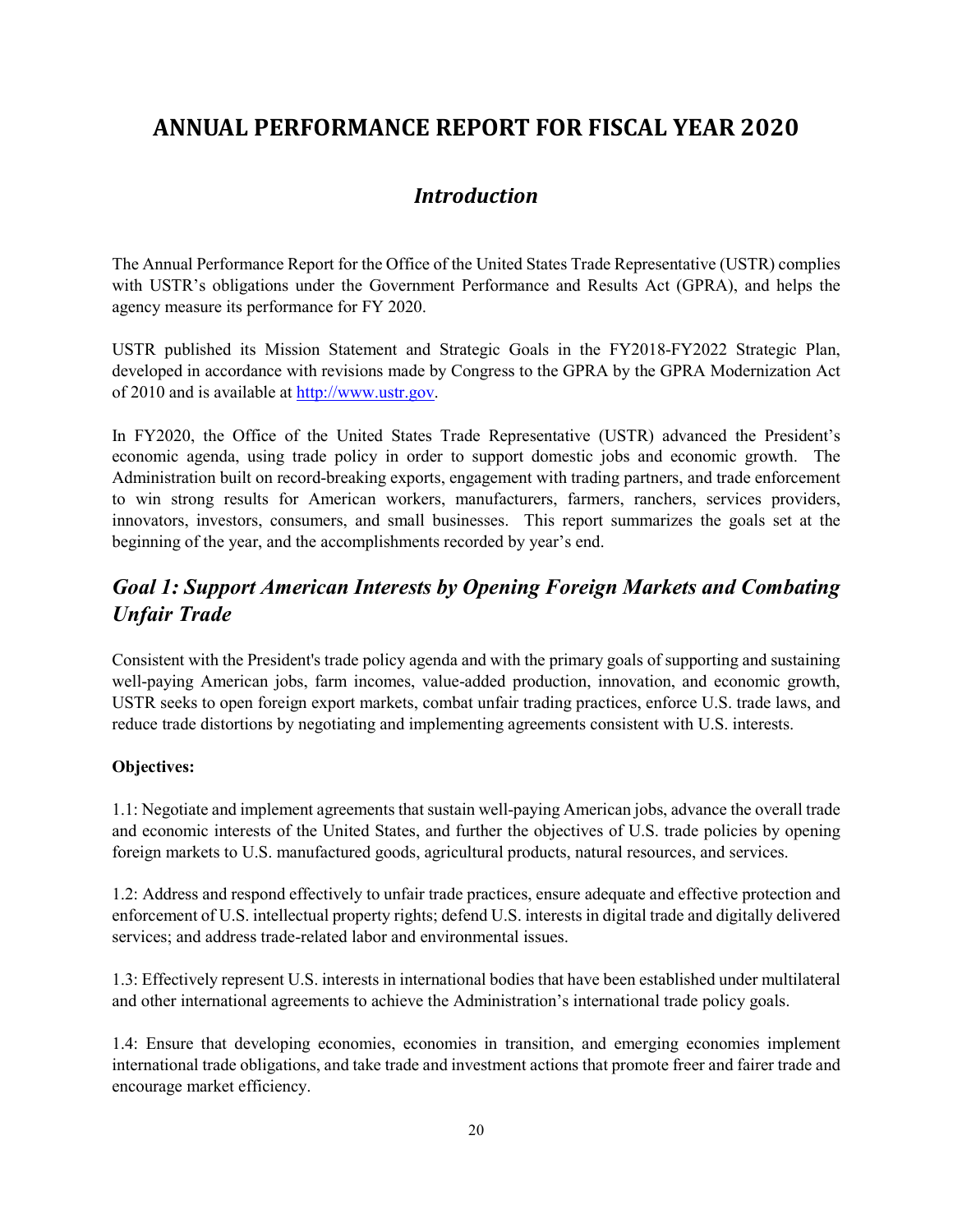# ANNUAL PERFORMANCE REPORT FOR FISCAL YEAR 2020

## *Introduction*

The Annual Performance Report for the Office of the United States Trade Representative (USTR) complies with USTR's obligations under the Government Performance and Results Act (GPRA), and helps the agency measure its performance for FY 2020.

USTR published its Mission Statement and Strategic Goals in the FY2018-FY2022 Strategic Plan, developed in accordance with revisions made by Congress to the GPRA by the GPRA Modernization Act of 2010 and is available at http://www.ustr.gov.

In FY2020, the Office of the United States Trade Representative (USTR) advanced the President's economic agenda, using trade policy in order to support domestic jobs and economic growth. The Administration built on record-breaking exports, engagement with trading partners, and trade enforcement to win strong results for American workers, manufacturers, farmers, ranchers, services providers, innovators, investors, consumers, and small businesses. This report summarizes the goals set at the beginning of the year, and the accomplishments recorded by year's end.

## *Goal 1: Support American Interests by Opening Foreign Markets and Combating Unfair Trade*

Consistent with the President's trade policy agenda and with the primary goals of supporting and sustaining well-paying American jobs, farm incomes, value-added production, innovation, and economic growth, USTR seeks to open foreign export markets, combat unfair trading practices, enforce U.S. trade laws, and reduce trade distortions by negotiating and implementing agreements consistent with U.S. interests.

**Objectives:**

1.1: Negotiate and implement agreements that sustain well-paying American jobs, advance the overall trade and economic interests of the United States, and further the objectives of U.S. trade policies by opening foreign markets to U.S. manufactured goods, agricultural products, natural resources, and services.

1.2: Address and respond effectively to unfair trade practices, ensure adequate and effective protection and enforcement of U.S. intellectual property rights; defend U.S. interests in digital trade and digitally delivered services; and address trade-related labor and environmental issues.

1.3: Effectively represent U.S. interests in international bodies that have been established under multilateral and other international agreements to achieve the Administration's international trade policy goals.

1.4: Ensure that developing economies, economies in transition, and emerging economies implement international trade obligations, and take trade and investment actions that promote freer and fairer trade and encourage market efficiency.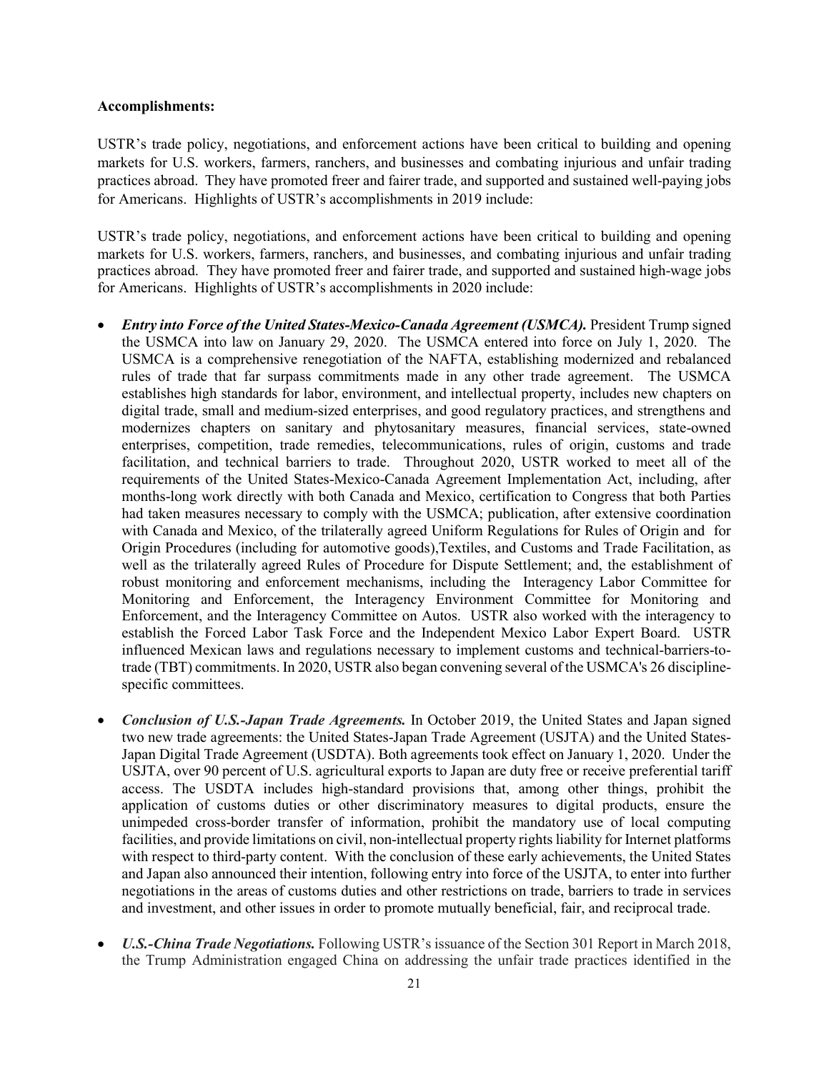**Accomplishments:**

USTR's trade policy, negotiations, and enforcement actions have been critical to building and opening markets for U.S. workers, farmers, ranchers, and businesses and combating injurious and unfair trading practices abroad. They have promoted freer and fairer trade, and supported and sustained well-paying jobs for Americans. Highlights of USTR's accomplishments in 2019 include:

USTR's trade policy, negotiations, and enforcement actions have been critical to building and opening markets for U.S. workers, farmers, ranchers, and businesses, and combating injurious and unfair trading practices abroad. They have promoted freer and fairer trade, and supported and sustained high-wage jobs for Americans. Highlights of USTR's accomplishments in 2020 include:

- ***Entry into Force of the United States-Mexico-Canada Agreement (USMCA).*** President Trump signed the USMCA into law on January 29, 2020. The USMCA entered into force on July 1, 2020. The USMCA is a comprehensive renegotiation of the NAFTA, establishing modernized and rebalanced rules of trade that far surpass commitments made in any other trade agreement. The USMCA establishes high standards for labor, environment, and intellectual property, includes new chapters on digital trade, small and medium-sized enterprises, and good regulatory practices, and strengthens and modernizes chapters on sanitary and phytosanitary measures, financial services, state-owned enterprises, competition, trade remedies, telecommunications, rules of origin, customs and trade facilitation, and technical barriers to trade. Throughout 2020, USTR worked to meet all of the requirements of the United States-Mexico-Canada Agreement Implementation Act, including, after months-long work directly with both Canada and Mexico, certification to Congress that both Parties had taken measures necessary to comply with the USMCA; publication, after extensive coordination with Canada and Mexico, of the trilaterally agreed Uniform Regulations for Rules of Origin and for Origin Procedures (including for automotive goods),Textiles, and Customs and Trade Facilitation, as well as the trilaterally agreed Rules of Procedure for Dispute Settlement; and, the establishment of robust monitoring and enforcement mechanisms, including the Interagency Labor Committee for Monitoring and Enforcement, the Interagency Environment Committee for Monitoring and Enforcement, and the Interagency Committee on Autos. USTR also worked with the interagency to establish the Forced Labor Task Force and the Independent Mexico Labor Expert Board. USTR influenced Mexican laws and regulations necessary to implement customs and technical-barriers-to-trade (TBT) commitments. In 2020, USTR also began convening several of the USMCA's 26 discipline-specific committees.

- ***Conclusion of U.S.-Japan Trade Agreements.*** In October 2019, the United States and Japan signed two new trade agreements: the United States-Japan Trade Agreement (USJTA) and the United States-Japan Digital Trade Agreement (USDTA). Both agreements took effect on January 1, 2020. Under the USJTA, over 90 percent of U.S. agricultural exports to Japan are duty free or receive preferential tariff access. The USDTA includes high-standard provisions that, among other things, prohibit the application of customs duties or other discriminatory measures to digital products, ensure the unimpeded cross-border transfer of information, prohibit the mandatory use of local computing facilities, and provide limitations on civil, non-intellectual property rights liability for Internet platforms with respect to third-party content. With the conclusion of these early achievements, the United States and Japan also announced their intention, following entry into force of the USJTA, to enter into further negotiations in the areas of customs duties and other restrictions on trade, barriers to trade in services and investment, and other issues in order to promote mutually beneficial, fair, and reciprocal trade.

- ***U.S.-China Trade Negotiations.*** Following USTR's issuance of the Section 301 Report in March 2018, the Trump Administration engaged China on addressing the unfair trade practices identified in the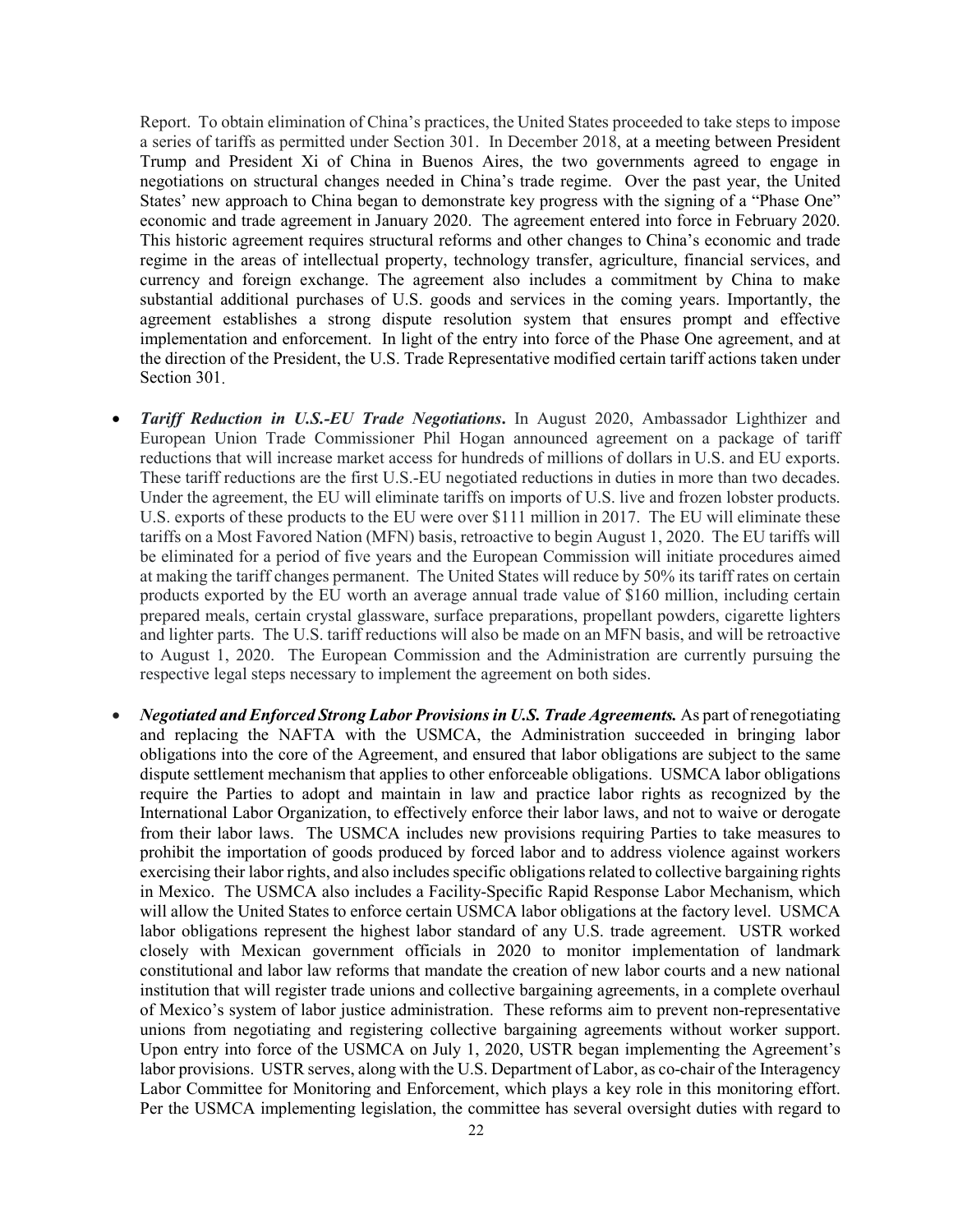Report. To obtain elimination of China's practices, the United States proceeded to take steps to impose a series of tariffs as permitted under Section 301. In December 2018, at a meeting between President Trump and President Xi of China in Buenos Aires, the two governments agreed to engage in negotiations on structural changes needed in China's trade regime. Over the past year, the United States' new approach to China began to demonstrate key progress with the signing of a "Phase One" economic and trade agreement in January 2020. The agreement entered into force in February 2020. This historic agreement requires structural reforms and other changes to China's economic and trade regime in the areas of intellectual property, technology transfer, agriculture, financial services, and currency and foreign exchange. The agreement also includes a commitment by China to make substantial additional purchases of U.S. goods and services in the coming years. Importantly, the agreement establishes a strong dispute resolution system that ensures prompt and effective implementation and enforcement. In light of the entry into force of the Phase One agreement, and at the direction of the President, the U.S. Trade Representative modified certain tariff actions taken under Section 301.

- ***Tariff Reduction in U.S.-EU Trade Negotiations***. In August 2020, Ambassador Lighthizer and European Union Trade Commissioner Phil Hogan announced agreement on a package of tariff reductions that will increase market access for hundreds of millions of dollars in U.S. and EU exports. These tariff reductions are the first U.S.-EU negotiated reductions in duties in more than two decades. Under the agreement, the EU will eliminate tariffs on imports of U.S. live and frozen lobster products. U.S. exports of these products to the EU were over $111 million in 2017. The EU will eliminate these tariffs on a Most Favored Nation (MFN) basis, retroactive to begin August 1, 2020. The EU tariffs will be eliminated for a period of five years and the European Commission will initiate procedures aimed at making the tariff changes permanent. The United States will reduce by 50% its tariff rates on certain products exported by the EU worth an average annual trade value of $160 million, including certain prepared meals, certain crystal glassware, surface preparations, propellant powders, cigarette lighters and lighter parts. The U.S. tariff reductions will also be made on an MFN basis, and will be retroactive to August 1, 2020. The European Commission and the Administration are currently pursuing the respective legal steps necessary to implement the agreement on both sides.

- ***Negotiated and Enforced Strong Labor Provisions in U.S. Trade Agreements.*** As part of renegotiating and replacing the NAFTA with the USMCA, the Administration succeeded in bringing labor obligations into the core of the Agreement, and ensured that labor obligations are subject to the same dispute settlement mechanism that applies to other enforceable obligations. USMCA labor obligations require the Parties to adopt and maintain in law and practice labor rights as recognized by the International Labor Organization, to effectively enforce their labor laws, and not to waive or derogate from their labor laws. The USMCA includes new provisions requiring Parties to take measures to prohibit the importation of goods produced by forced labor and to address violence against workers exercising their labor rights, and also includes specific obligations related to collective bargaining rights in Mexico. The USMCA also includes a Facility-Specific Rapid Response Labor Mechanism, which will allow the United States to enforce certain USMCA labor obligations at the factory level. USMCA labor obligations represent the highest labor standard of any U.S. trade agreement. USTR worked closely with Mexican government officials in 2020 to monitor implementation of landmark constitutional and labor law reforms that mandate the creation of new labor courts and a new national institution that will register trade unions and collective bargaining agreements, in a complete overhaul of Mexico's system of labor justice administration. These reforms aim to prevent non-representative unions from negotiating and registering collective bargaining agreements without worker support. Upon entry into force of the USMCA on July 1, 2020, USTR began implementing the Agreement's labor provisions. USTR serves, along with the U.S. Department of Labor, as co-chair of the Interagency Labor Committee for Monitoring and Enforcement, which plays a key role in this monitoring effort. Per the USMCA implementing legislation, the committee has several oversight duties with regard to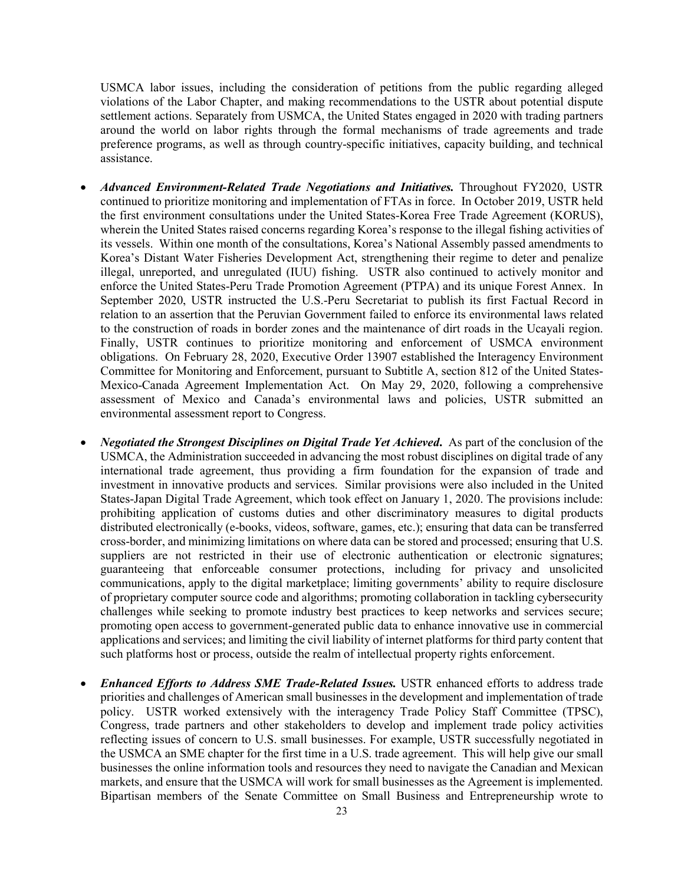USMCA labor issues, including the consideration of petitions from the public regarding alleged violations of the Labor Chapter, and making recommendations to the USTR about potential dispute settlement actions. Separately from USMCA, the United States engaged in 2020 with trading partners around the world on labor rights through the formal mechanisms of trade agreements and trade preference programs, as well as through country-specific initiatives, capacity building, and technical assistance.

- ***Advanced Environment-Related Trade Negotiations and Initiatives.*** Throughout FY2020, USTR continued to prioritize monitoring and implementation of FTAs in force. In October 2019, USTR held the first environment consultations under the United States-Korea Free Trade Agreement (KORUS), wherein the United States raised concerns regarding Korea's response to the illegal fishing activities of its vessels. Within one month of the consultations, Korea's National Assembly passed amendments to Korea's Distant Water Fisheries Development Act, strengthening their regime to deter and penalize illegal, unreported, and unregulated (IUU) fishing. USTR also continued to actively monitor and enforce the United States-Peru Trade Promotion Agreement (PTPA) and its unique Forest Annex. In September 2020, USTR instructed the U.S.-Peru Secretariat to publish its first Factual Record in relation to an assertion that the Peruvian Government failed to enforce its environmental laws related to the construction of roads in border zones and the maintenance of dirt roads in the Ucayali region. Finally, USTR continues to prioritize monitoring and enforcement of USMCA environment obligations. On February 28, 2020, Executive Order 13907 established the Interagency Environment Committee for Monitoring and Enforcement, pursuant to Subtitle A, section 812 of the United States-Mexico-Canada Agreement Implementation Act. On May 29, 2020, following a comprehensive assessment of Mexico and Canada's environmental laws and policies, USTR submitted an environmental assessment report to Congress.

- ***Negotiated the Strongest Disciplines on Digital Trade Yet Achieved.*** As part of the conclusion of the USMCA, the Administration succeeded in advancing the most robust disciplines on digital trade of any international trade agreement, thus providing a firm foundation for the expansion of trade and investment in innovative products and services. Similar provisions were also included in the United States-Japan Digital Trade Agreement, which took effect on January 1, 2020. The provisions include: prohibiting application of customs duties and other discriminatory measures to digital products distributed electronically (e-books, videos, software, games, etc.); ensuring that data can be transferred cross-border, and minimizing limitations on where data can be stored and processed; ensuring that U.S. suppliers are not restricted in their use of electronic authentication or electronic signatures; guaranteeing that enforceable consumer protections, including for privacy and unsolicited communications, apply to the digital marketplace; limiting governments' ability to require disclosure of proprietary computer source code and algorithms; promoting collaboration in tackling cybersecurity challenges while seeking to promote industry best practices to keep networks and services secure; promoting open access to government-generated public data to enhance innovative use in commercial applications and services; and limiting the civil liability of internet platforms for third party content that such platforms host or process, outside the realm of intellectual property rights enforcement.

- ***Enhanced Efforts to Address SME Trade-Related Issues.*** USTR enhanced efforts to address trade priorities and challenges of American small businesses in the development and implementation of trade policy. USTR worked extensively with the interagency Trade Policy Staff Committee (TPSC), Congress, trade partners and other stakeholders to develop and implement trade policy activities reflecting issues of concern to U.S. small businesses. For example, USTR successfully negotiated in the USMCA an SME chapter for the first time in a U.S. trade agreement. This will help give our small businesses the online information tools and resources they need to navigate the Canadian and Mexican markets, and ensure that the USMCA will work for small businesses as the Agreement is implemented. Bipartisan members of the Senate Committee on Small Business and Entrepreneurship wrote to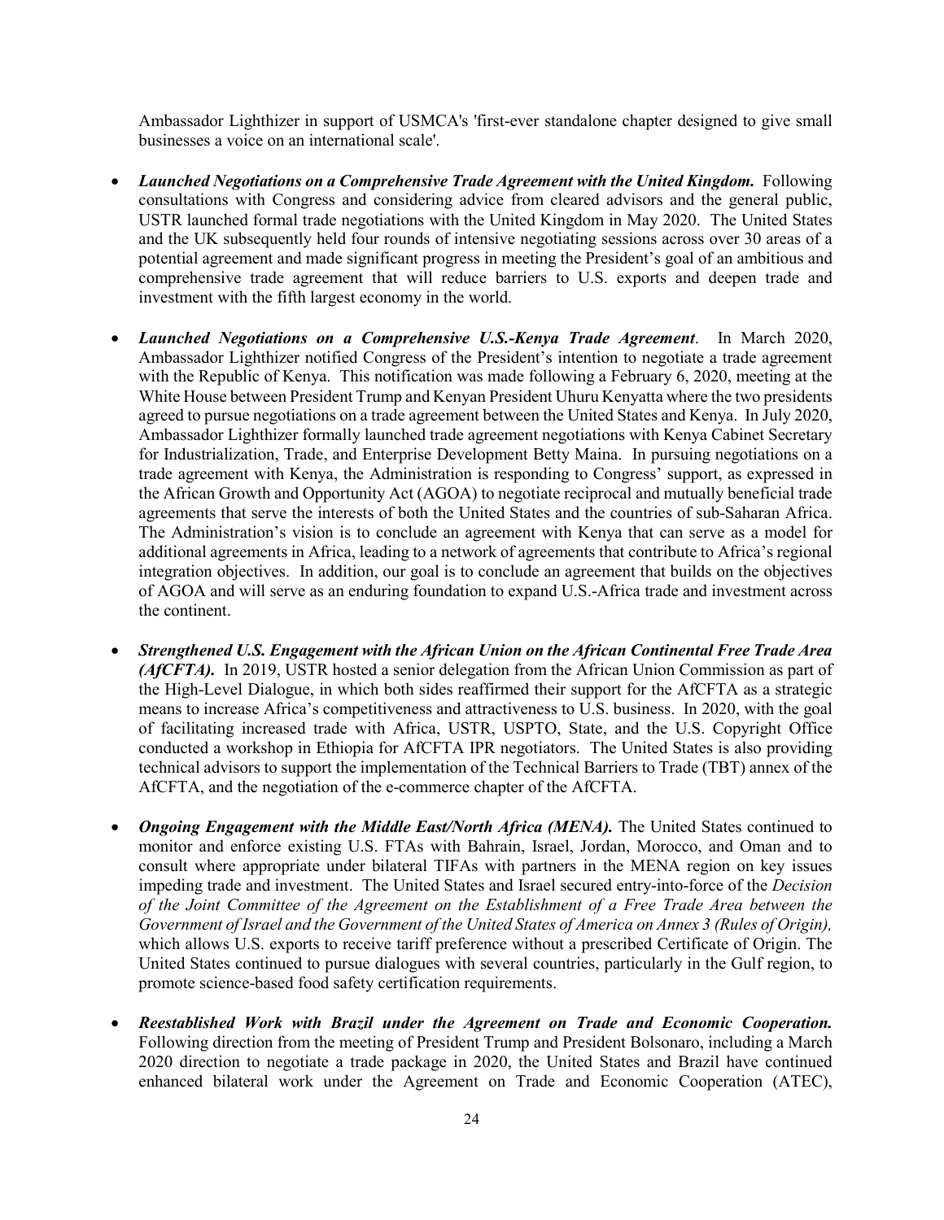Ambassador Lighthizer in support of USMCA's 'first-ever standalone chapter designed to give small businesses a voice on an international scale'.

- ***Launched Negotiations on a Comprehensive Trade Agreement with the United Kingdom.*** Following consultations with Congress and considering advice from cleared advisors and the general public, USTR launched formal trade negotiations with the United Kingdom in May 2020. The United States and the UK subsequently held four rounds of intensive negotiating sessions across over 30 areas of a potential agreement and made significant progress in meeting the President's goal of an ambitious and comprehensive trade agreement that will reduce barriers to U.S. exports and deepen trade and investment with the fifth largest economy in the world.

- ***Launched Negotiations on a Comprehensive U.S.-Kenya Trade Agreement***. In March 2020, Ambassador Lighthizer notified Congress of the President's intention to negotiate a trade agreement with the Republic of Kenya. This notification was made following a February 6, 2020, meeting at the White House between President Trump and Kenyan President Uhuru Kenyatta where the two presidents agreed to pursue negotiations on a trade agreement between the United States and Kenya. In July 2020, Ambassador Lighthizer formally launched trade agreement negotiations with Kenya Cabinet Secretary for Industrialization, Trade, and Enterprise Development Betty Maina. In pursuing negotiations on a trade agreement with Kenya, the Administration is responding to Congress' support, as expressed in the African Growth and Opportunity Act (AGOA) to negotiate reciprocal and mutually beneficial trade agreements that serve the interests of both the United States and the countries of sub-Saharan Africa. The Administration's vision is to conclude an agreement with Kenya that can serve as a model for additional agreements in Africa, leading to a network of agreements that contribute to Africa's regional integration objectives. In addition, our goal is to conclude an agreement that builds on the objectives of AGOA and will serve as an enduring foundation to expand U.S.-Africa trade and investment across the continent.

- ***Strengthened U.S. Engagement with the African Union on the African Continental Free Trade Area (AfCFTA).*** In 2019, USTR hosted a senior delegation from the African Union Commission as part of the High-Level Dialogue, in which both sides reaffirmed their support for the AfCFTA as a strategic means to increase Africa's competitiveness and attractiveness to U.S. business. In 2020, with the goal of facilitating increased trade with Africa, USTR, USPTO, State, and the U.S. Copyright Office conducted a workshop in Ethiopia for AfCFTA IPR negotiators. The United States is also providing technical advisors to support the implementation of the Technical Barriers to Trade (TBT) annex of the AfCFTA, and the negotiation of the e-commerce chapter of the AfCFTA.

- ***Ongoing Engagement with the Middle East/North Africa (MENA).*** The United States continued to monitor and enforce existing U.S. FTAs with Bahrain, Israel, Jordan, Morocco, and Oman and to consult where appropriate under bilateral TIFAs with partners in the MENA region on key issues impeding trade and investment. The United States and Israel secured entry-into-force of the *Decision of the Joint Committee of the Agreement on the Establishment of a Free Trade Area between the Government of Israel and the Government of the United States of America on Annex 3 (Rules of Origin),* which allows U.S. exports to receive tariff preference without a prescribed Certificate of Origin. The United States continued to pursue dialogues with several countries, particularly in the Gulf region, to promote science-based food safety certification requirements.

- ***Reestablished Work with Brazil under the Agreement on Trade and Economic Cooperation.*** Following direction from the meeting of President Trump and President Bolsonaro, including a March 2020 direction to negotiate a trade package in 2020, the United States and Brazil have continued enhanced bilateral work under the Agreement on Trade and Economic Cooperation (ATEC),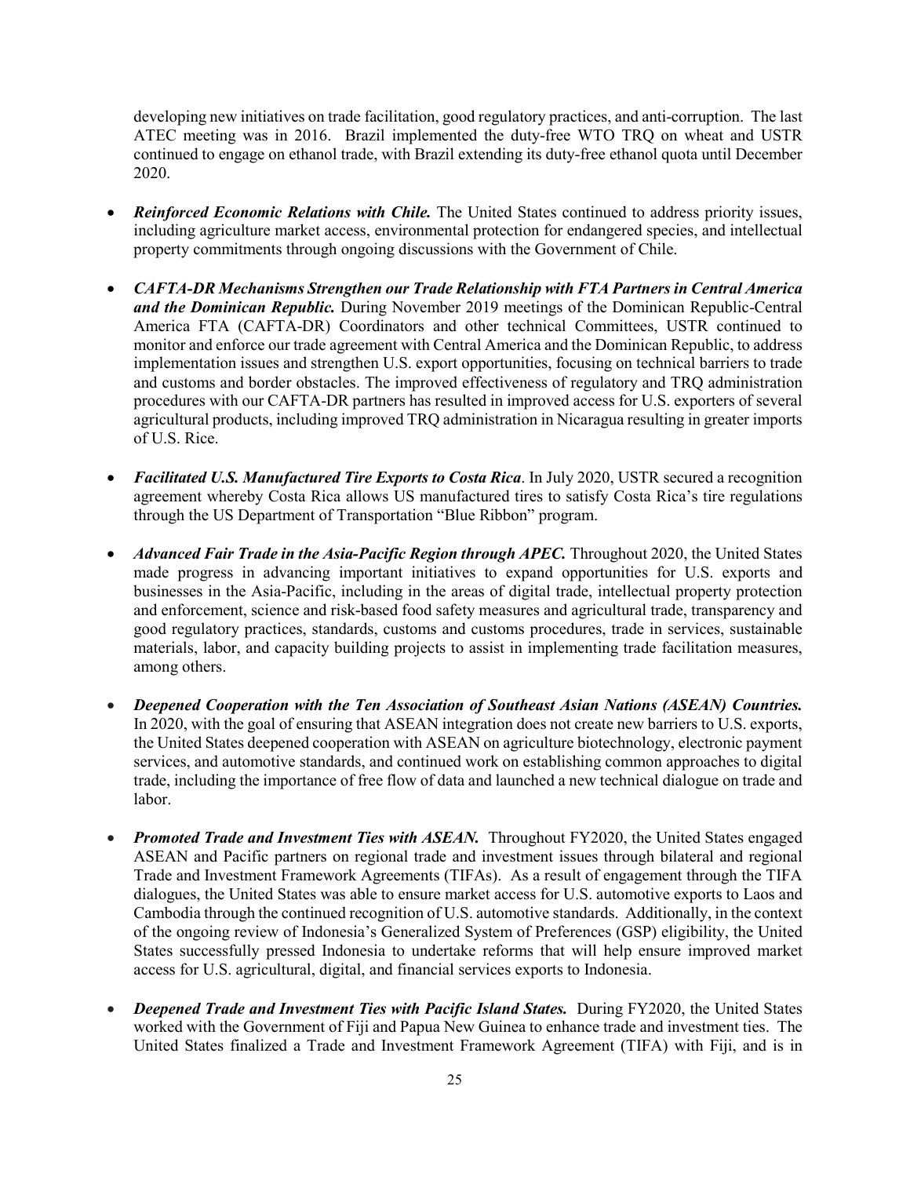developing new initiatives on trade facilitation, good regulatory practices, and anti-corruption. The last ATEC meeting was in 2016. Brazil implemented the duty-free WTO TRQ on wheat and USTR continued to engage on ethanol trade, with Brazil extending its duty-free ethanol quota until December 2020.

- ***Reinforced Economic Relations with Chile.*** The United States continued to address priority issues, including agriculture market access, environmental protection for endangered species, and intellectual property commitments through ongoing discussions with the Government of Chile.

- ***CAFTA-DR Mechanisms Strengthen our Trade Relationship with FTA Partners in Central America and the Dominican Republic.*** During November 2019 meetings of the Dominican Republic-Central America FTA (CAFTA-DR) Coordinators and other technical Committees, USTR continued to monitor and enforce our trade agreement with Central America and the Dominican Republic, to address implementation issues and strengthen U.S. export opportunities, focusing on technical barriers to trade and customs and border obstacles. The improved effectiveness of regulatory and TRQ administration procedures with our CAFTA-DR partners has resulted in improved access for U.S. exporters of several agricultural products, including improved TRQ administration in Nicaragua resulting in greater imports of U.S. Rice.

- ***Facilitated U.S. Manufactured Tire Exports to Costa Rica***. In July 2020, USTR secured a recognition agreement whereby Costa Rica allows US manufactured tires to satisfy Costa Rica's tire regulations through the US Department of Transportation "Blue Ribbon" program.

- ***Advanced Fair Trade in the Asia-Pacific Region through APEC.*** Throughout 2020, the United States made progress in advancing important initiatives to expand opportunities for U.S. exports and businesses in the Asia-Pacific, including in the areas of digital trade, intellectual property protection and enforcement, science and risk-based food safety measures and agricultural trade, transparency and good regulatory practices, standards, customs and customs procedures, trade in services, sustainable materials, labor, and capacity building projects to assist in implementing trade facilitation measures, among others.

- ***Deepened Cooperation with the Ten Association of Southeast Asian Nations (ASEAN) Countries.*** In 2020, with the goal of ensuring that ASEAN integration does not create new barriers to U.S. exports, the United States deepened cooperation with ASEAN on agriculture biotechnology, electronic payment services, and automotive standards, and continued work on establishing common approaches to digital trade, including the importance of free flow of data and launched a new technical dialogue on trade and labor.

- ***Promoted Trade and Investment Ties with ASEAN.*** Throughout FY2020, the United States engaged ASEAN and Pacific partners on regional trade and investment issues through bilateral and regional Trade and Investment Framework Agreements (TIFAs). As a result of engagement through the TIFA dialogues, the United States was able to ensure market access for U.S. automotive exports to Laos and Cambodia through the continued recognition of U.S. automotive standards. Additionally, in the context of the ongoing review of Indonesia's Generalized System of Preferences (GSP) eligibility, the United States successfully pressed Indonesia to undertake reforms that will help ensure improved market access for U.S. agricultural, digital, and financial services exports to Indonesia.

- ***Deepened Trade and Investment Ties with Pacific Island States.*** During FY2020, the United States worked with the Government of Fiji and Papua New Guinea to enhance trade and investment ties. The United States finalized a Trade and Investment Framework Agreement (TIFA) with Fiji, and is in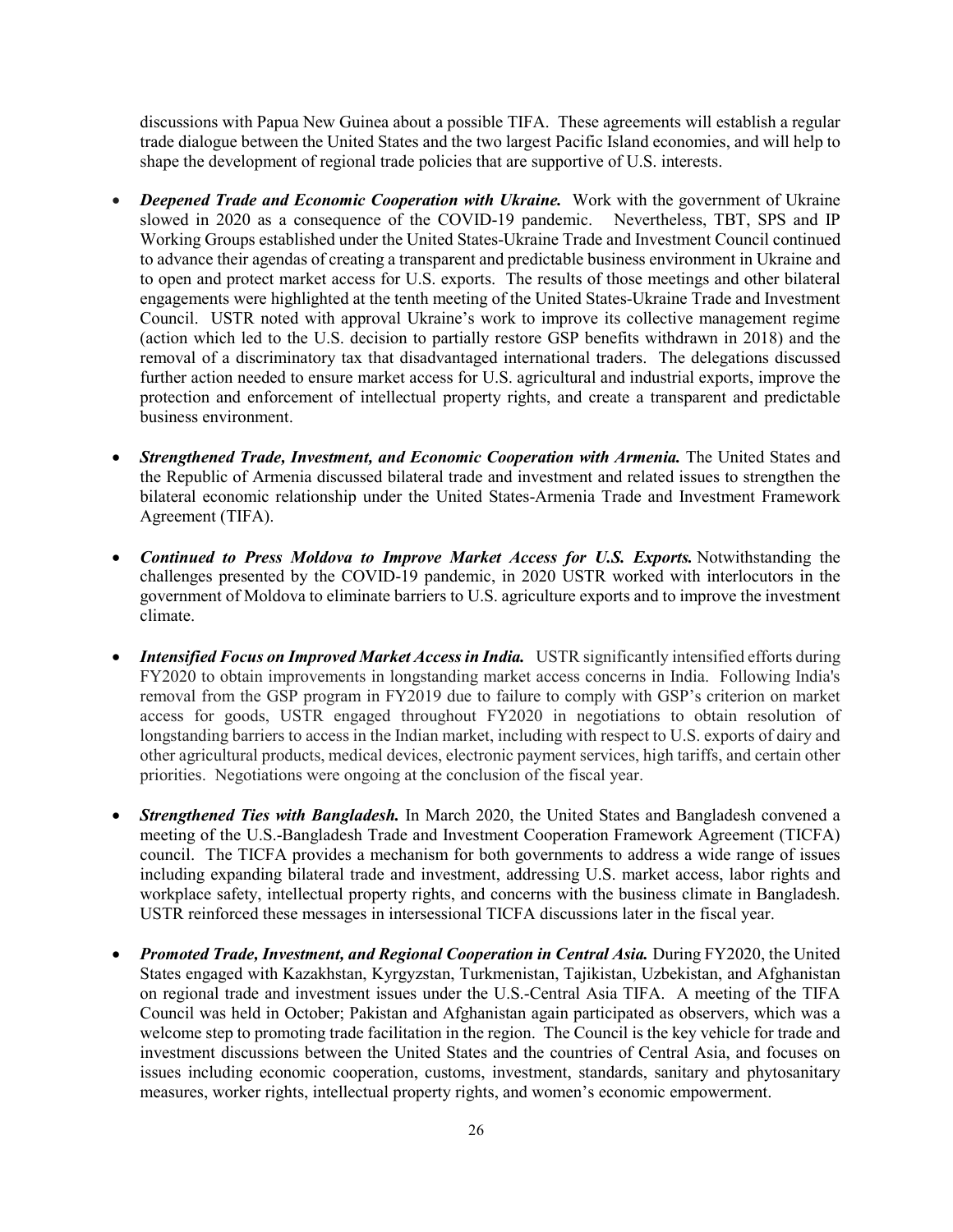discussions with Papua New Guinea about a possible TIFA. These agreements will establish a regular trade dialogue between the United States and the two largest Pacific Island economies, and will help to shape the development of regional trade policies that are supportive of U.S. interests.

- ***Deepened Trade and Economic Cooperation with Ukraine.*** Work with the government of Ukraine slowed in 2020 as a consequence of the COVID-19 pandemic. Nevertheless, TBT, SPS and IP Working Groups established under the United States-Ukraine Trade and Investment Council continued to advance their agendas of creating a transparent and predictable business environment in Ukraine and to open and protect market access for U.S. exports. The results of those meetings and other bilateral engagements were highlighted at the tenth meeting of the United States-Ukraine Trade and Investment Council. USTR noted with approval Ukraine's work to improve its collective management regime (action which led to the U.S. decision to partially restore GSP benefits withdrawn in 2018) and the removal of a discriminatory tax that disadvantaged international traders. The delegations discussed further action needed to ensure market access for U.S. agricultural and industrial exports, improve the protection and enforcement of intellectual property rights, and create a transparent and predictable business environment.

- ***Strengthened Trade, Investment, and Economic Cooperation with Armenia.*** The United States and the Republic of Armenia discussed bilateral trade and investment and related issues to strengthen the bilateral economic relationship under the United States-Armenia Trade and Investment Framework Agreement (TIFA).

- ***Continued to Press Moldova to Improve Market Access for U.S. Exports.*** Notwithstanding the challenges presented by the COVID-19 pandemic, in 2020 USTR worked with interlocutors in the government of Moldova to eliminate barriers to U.S. agriculture exports and to improve the investment climate.

- ***Intensified Focus on Improved Market Access in India.*** USTR significantly intensified efforts during FY2020 to obtain improvements in longstanding market access concerns in India. Following India's removal from the GSP program in FY2019 due to failure to comply with GSP's criterion on market access for goods, USTR engaged throughout FY2020 in negotiations to obtain resolution of longstanding barriers to access in the Indian market, including with respect to U.S. exports of dairy and other agricultural products, medical devices, electronic payment services, high tariffs, and certain other priorities. Negotiations were ongoing at the conclusion of the fiscal year.

- ***Strengthened Ties with Bangladesh.*** In March 2020, the United States and Bangladesh convened a meeting of the U.S.-Bangladesh Trade and Investment Cooperation Framework Agreement (TICFA) council. The TICFA provides a mechanism for both governments to address a wide range of issues including expanding bilateral trade and investment, addressing U.S. market access, labor rights and workplace safety, intellectual property rights, and concerns with the business climate in Bangladesh. USTR reinforced these messages in intersessional TICFA discussions later in the fiscal year.

- ***Promoted Trade, Investment, and Regional Cooperation in Central Asia.*** During FY2020, the United States engaged with Kazakhstan, Kyrgyzstan, Turkmenistan, Tajikistan, Uzbekistan, and Afghanistan on regional trade and investment issues under the U.S.-Central Asia TIFA. A meeting of the TIFA Council was held in October; Pakistan and Afghanistan again participated as observers, which was a welcome step to promoting trade facilitation in the region. The Council is the key vehicle for trade and investment discussions between the United States and the countries of Central Asia, and focuses on issues including economic cooperation, customs, investment, standards, sanitary and phytosanitary measures, worker rights, intellectual property rights, and women's economic empowerment.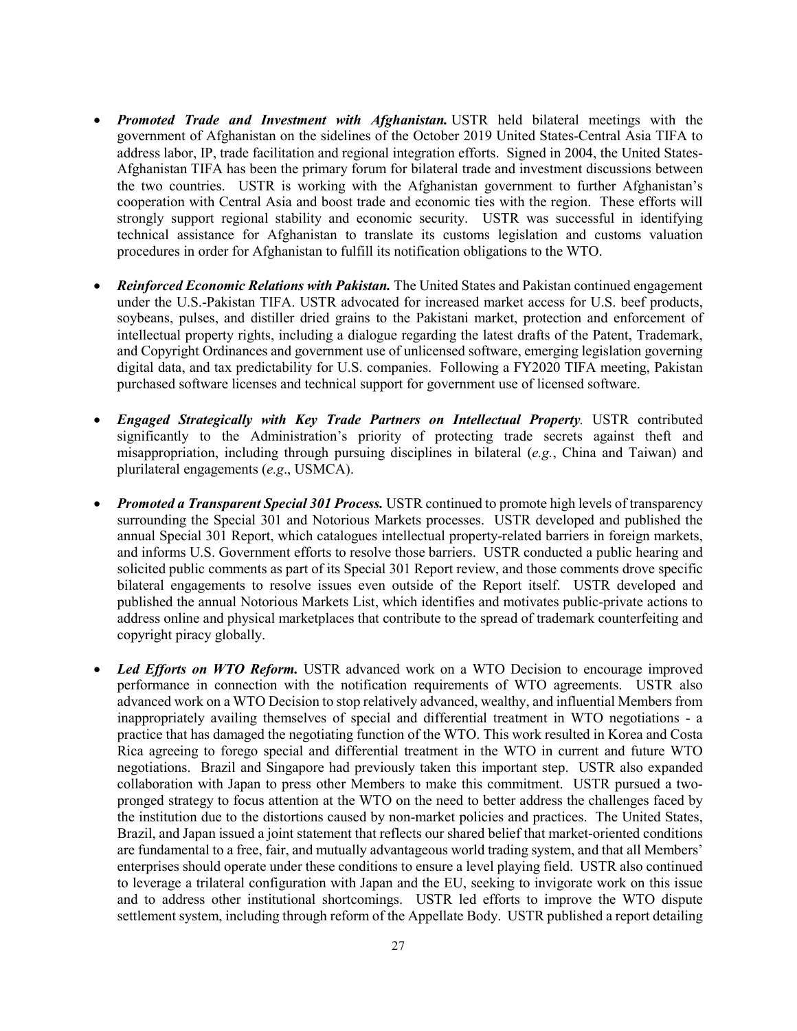- ***Promoted Trade and Investment with Afghanistan.*** USTR held bilateral meetings with the government of Afghanistan on the sidelines of the October 2019 United States-Central Asia TIFA to address labor, IP, trade facilitation and regional integration efforts. Signed in 2004, the United States-Afghanistan TIFA has been the primary forum for bilateral trade and investment discussions between the two countries. USTR is working with the Afghanistan government to further Afghanistan's cooperation with Central Asia and boost trade and economic ties with the region. These efforts will strongly support regional stability and economic security. USTR was successful in identifying technical assistance for Afghanistan to translate its customs legislation and customs valuation procedures in order for Afghanistan to fulfill its notification obligations to the WTO.

- ***Reinforced Economic Relations with Pakistan.*** The United States and Pakistan continued engagement under the U.S.-Pakistan TIFA. USTR advocated for increased market access for U.S. beef products, soybeans, pulses, and distiller dried grains to the Pakistani market, protection and enforcement of intellectual property rights, including a dialogue regarding the latest drafts of the Patent, Trademark, and Copyright Ordinances and government use of unlicensed software, emerging legislation governing digital data, and tax predictability for U.S. companies. Following a FY2020 TIFA meeting, Pakistan purchased software licenses and technical support for government use of licensed software.

- ***Engaged Strategically with Key Trade Partners on Intellectual Property.*** USTR contributed significantly to the Administration's priority of protecting trade secrets against theft and misappropriation, including through pursuing disciplines in bilateral (*e.g.*, China and Taiwan) and plurilateral engagements (*e.g*., USMCA).

- ***Promoted a Transparent Special 301 Process.*** USTR continued to promote high levels of transparency surrounding the Special 301 and Notorious Markets processes. USTR developed and published the annual Special 301 Report, which catalogues intellectual property-related barriers in foreign markets, and informs U.S. Government efforts to resolve those barriers. USTR conducted a public hearing and solicited public comments as part of its Special 301 Report review, and those comments drove specific bilateral engagements to resolve issues even outside of the Report itself. USTR developed and published the annual Notorious Markets List, which identifies and motivates public-private actions to address online and physical marketplaces that contribute to the spread of trademark counterfeiting and copyright piracy globally.

- ***Led Efforts on WTO Reform.*** USTR advanced work on a WTO Decision to encourage improved performance in connection with the notification requirements of WTO agreements. USTR also advanced work on a WTO Decision to stop relatively advanced, wealthy, and influential Members from inappropriately availing themselves of special and differential treatment in WTO negotiations - a practice that has damaged the negotiating function of the WTO. This work resulted in Korea and Costa Rica agreeing to forego special and differential treatment in the WTO in current and future WTO negotiations. Brazil and Singapore had previously taken this important step. USTR also expanded collaboration with Japan to press other Members to make this commitment. USTR pursued a two-pronged strategy to focus attention at the WTO on the need to better address the challenges faced by the institution due to the distortions caused by non-market policies and practices. The United States, Brazil, and Japan issued a joint statement that reflects our shared belief that market-oriented conditions are fundamental to a free, fair, and mutually advantageous world trading system, and that all Members' enterprises should operate under these conditions to ensure a level playing field. USTR also continued to leverage a trilateral configuration with Japan and the EU, seeking to invigorate work on this issue and to address other institutional shortcomings. USTR led efforts to improve the WTO dispute settlement system, including through reform of the Appellate Body. USTR published a report detailing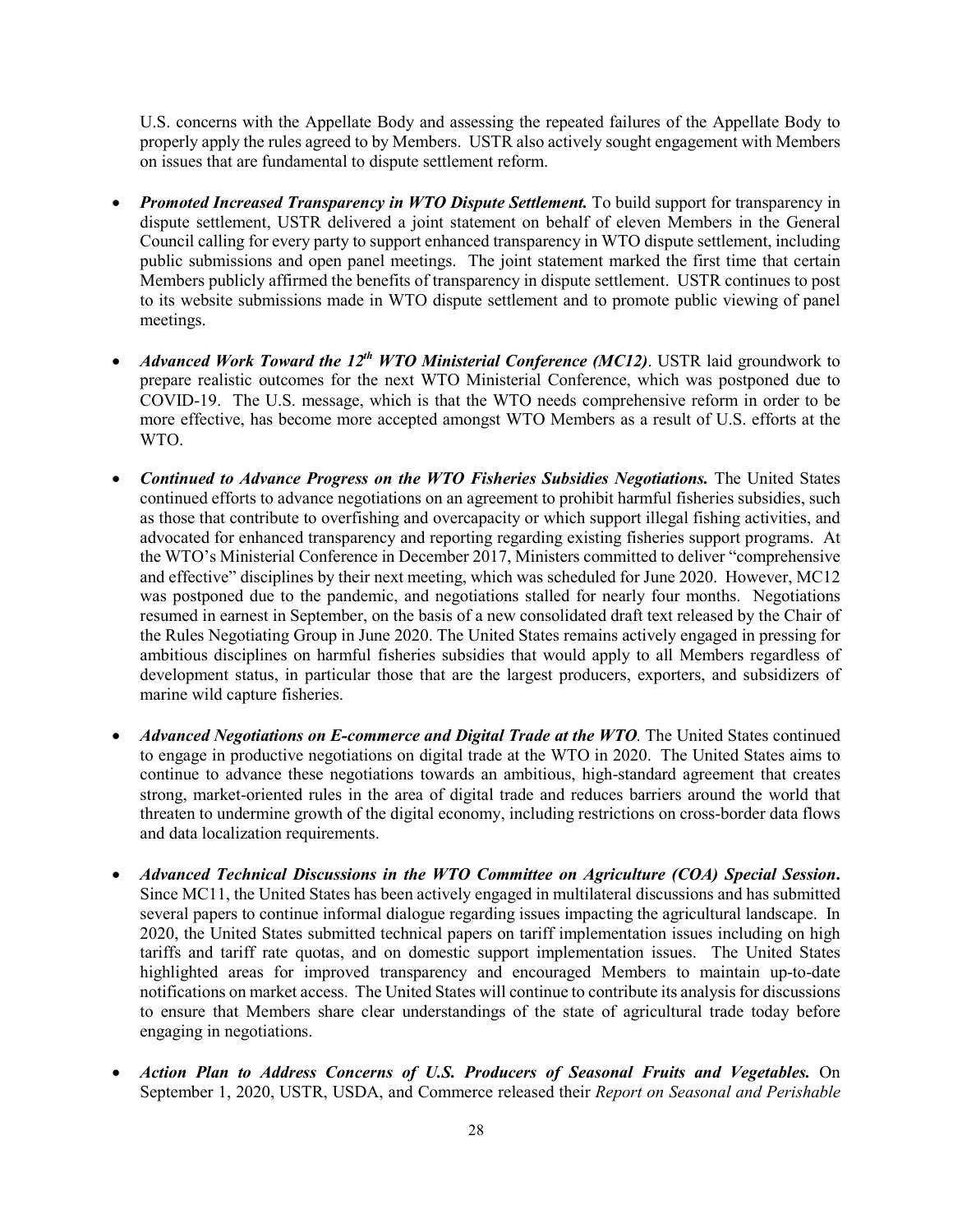U.S. concerns with the Appellate Body and assessing the repeated failures of the Appellate Body to properly apply the rules agreed to by Members. USTR also actively sought engagement with Members on issues that are fundamental to dispute settlement reform.

- ***Promoted Increased Transparency in WTO Dispute Settlement.*** To build support for transparency in dispute settlement, USTR delivered a joint statement on behalf of eleven Members in the General Council calling for every party to support enhanced transparency in WTO dispute settlement, including public submissions and open panel meetings. The joint statement marked the first time that certain Members publicly affirmed the benefits of transparency in dispute settlement. USTR continues to post to its website submissions made in WTO dispute settlement and to promote public viewing of panel meetings.

- ***Advanced Work Toward the 12th WTO Ministerial Conference (MC12)***. USTR laid groundwork to prepare realistic outcomes for the next WTO Ministerial Conference, which was postponed due to COVID-19. The U.S. message, which is that the WTO needs comprehensive reform in order to be more effective, has become more accepted amongst WTO Members as a result of U.S. efforts at the WTO.

- ***Continued to Advance Progress on the WTO Fisheries Subsidies Negotiations.*** The United States continued efforts to advance negotiations on an agreement to prohibit harmful fisheries subsidies, such as those that contribute to overfishing and overcapacity or which support illegal fishing activities, and advocated for enhanced transparency and reporting regarding existing fisheries support programs. At the WTO's Ministerial Conference in December 2017, Ministers committed to deliver "comprehensive and effective" disciplines by their next meeting, which was scheduled for June 2020. However, MC12 was postponed due to the pandemic, and negotiations stalled for nearly four months. Negotiations resumed in earnest in September, on the basis of a new consolidated draft text released by the Chair of the Rules Negotiating Group in June 2020. The United States remains actively engaged in pressing for ambitious disciplines on harmful fisheries subsidies that would apply to all Members regardless of development status, in particular those that are the largest producers, exporters, and subsidizers of marine wild capture fisheries.

- ***Advanced Negotiations on E-commerce and Digital Trade at the WTO***. The United States continued to engage in productive negotiations on digital trade at the WTO in 2020. The United States aims to continue to advance these negotiations towards an ambitious, high-standard agreement that creates strong, market-oriented rules in the area of digital trade and reduces barriers around the world that threaten to undermine growth of the digital economy, including restrictions on cross-border data flows and data localization requirements.

- ***Advanced Technical Discussions in the WTO Committee on Agriculture (COA) Special Session.*** Since MC11, the United States has been actively engaged in multilateral discussions and has submitted several papers to continue informal dialogue regarding issues impacting the agricultural landscape. In 2020, the United States submitted technical papers on tariff implementation issues including on high tariffs and tariff rate quotas, and on domestic support implementation issues. The United States highlighted areas for improved transparency and encouraged Members to maintain up-to-date notifications on market access. The United States will continue to contribute its analysis for discussions to ensure that Members share clear understandings of the state of agricultural trade today before engaging in negotiations.

- ***Action Plan to Address Concerns of U.S. Producers of Seasonal Fruits and Vegetables.*** On September 1, 2020, USTR, USDA, and Commerce released their *Report on Seasonal and Perishable*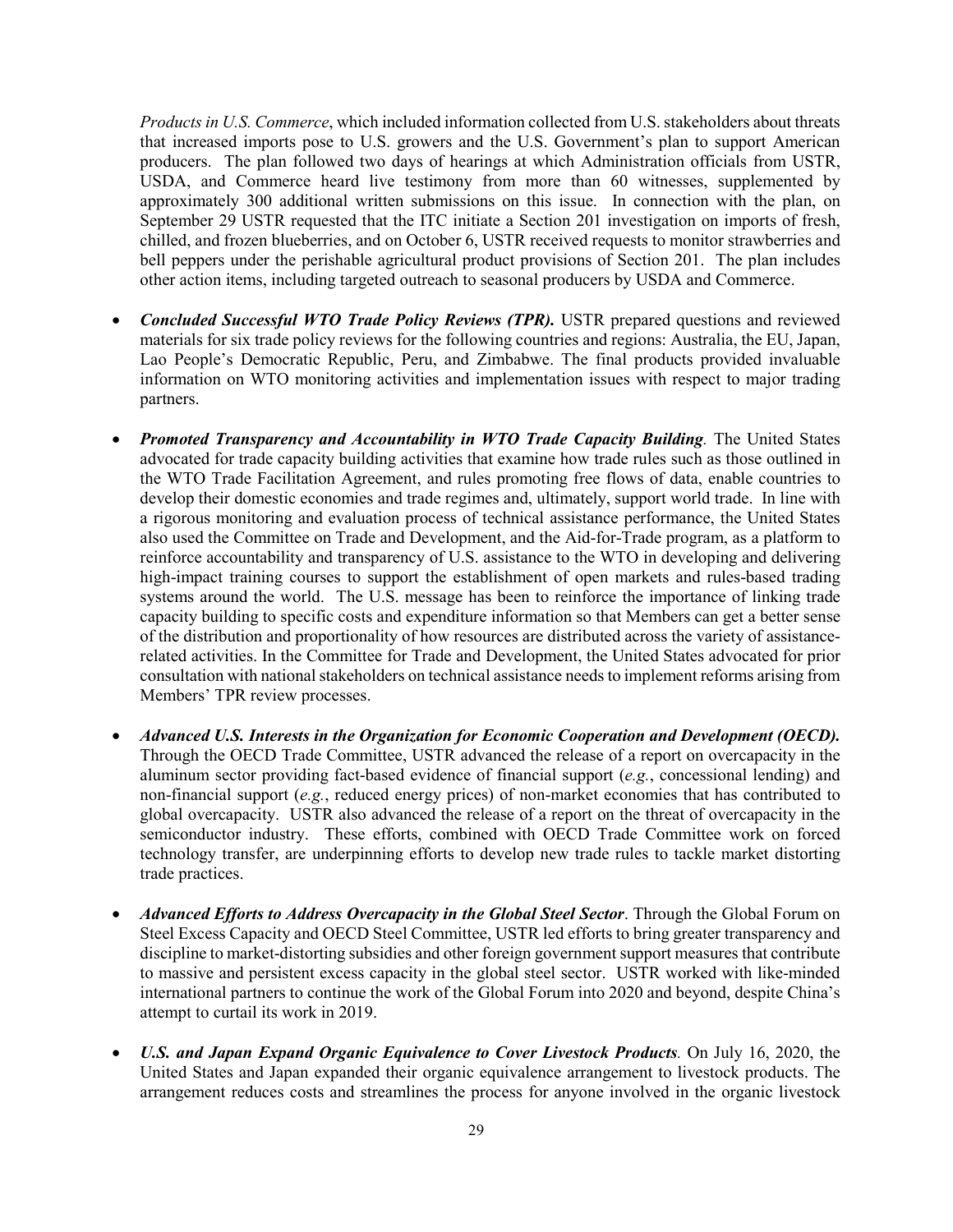*Products in U.S. Commerce*, which included information collected from U.S. stakeholders about threats that increased imports pose to U.S. growers and the U.S. Government's plan to support American producers. The plan followed two days of hearings at which Administration officials from USTR, USDA, and Commerce heard live testimony from more than 60 witnesses, supplemented by approximately 300 additional written submissions on this issue. In connection with the plan, on September 29 USTR requested that the ITC initiate a Section 201 investigation on imports of fresh, chilled, and frozen blueberries, and on October 6, USTR received requests to monitor strawberries and bell peppers under the perishable agricultural product provisions of Section 201. The plan includes other action items, including targeted outreach to seasonal producers by USDA and Commerce.

- ***Concluded Successful WTO Trade Policy Reviews (TPR).*** USTR prepared questions and reviewed materials for six trade policy reviews for the following countries and regions: Australia, the EU, Japan, Lao People's Democratic Republic, Peru, and Zimbabwe. The final products provided invaluable information on WTO monitoring activities and implementation issues with respect to major trading partners.

- ***Promoted Transparency and Accountability in WTO Trade Capacity Building.*** The United States advocated for trade capacity building activities that examine how trade rules such as those outlined in the WTO Trade Facilitation Agreement, and rules promoting free flows of data, enable countries to develop their domestic economies and trade regimes and, ultimately, support world trade. In line with a rigorous monitoring and evaluation process of technical assistance performance, the United States also used the Committee on Trade and Development, and the Aid-for-Trade program, as a platform to reinforce accountability and transparency of U.S. assistance to the WTO in developing and delivering high-impact training courses to support the establishment of open markets and rules-based trading systems around the world. The U.S. message has been to reinforce the importance of linking trade capacity building to specific costs and expenditure information so that Members can get a better sense of the distribution and proportionality of how resources are distributed across the variety of assistance-related activities. In the Committee for Trade and Development, the United States advocated for prior consultation with national stakeholders on technical assistance needs to implement reforms arising from Members' TPR review processes.

- ***Advanced U.S. Interests in the Organization for Economic Cooperation and Development (OECD).*** Through the OECD Trade Committee, USTR advanced the release of a report on overcapacity in the aluminum sector providing fact-based evidence of financial support (*e.g.*, concessional lending) and non-financial support (*e.g.*, reduced energy prices) of non-market economies that has contributed to global overcapacity. USTR also advanced the release of a report on the threat of overcapacity in the semiconductor industry. These efforts, combined with OECD Trade Committee work on forced technology transfer, are underpinning efforts to develop new trade rules to tackle market distorting trade practices.

- ***Advanced Efforts to Address Overcapacity in the Global Steel Sector***. Through the Global Forum on Steel Excess Capacity and OECD Steel Committee, USTR led efforts to bring greater transparency and discipline to market-distorting subsidies and other foreign government support measures that contribute to massive and persistent excess capacity in the global steel sector. USTR worked with like-minded international partners to continue the work of the Global Forum into 2020 and beyond, despite China's attempt to curtail its work in 2019.

- ***U.S. and Japan Expand Organic Equivalence to Cover Livestock Products.*** On July 16, 2020, the United States and Japan expanded their organic equivalence arrangement to livestock products. The arrangement reduces costs and streamlines the process for anyone involved in the organic livestock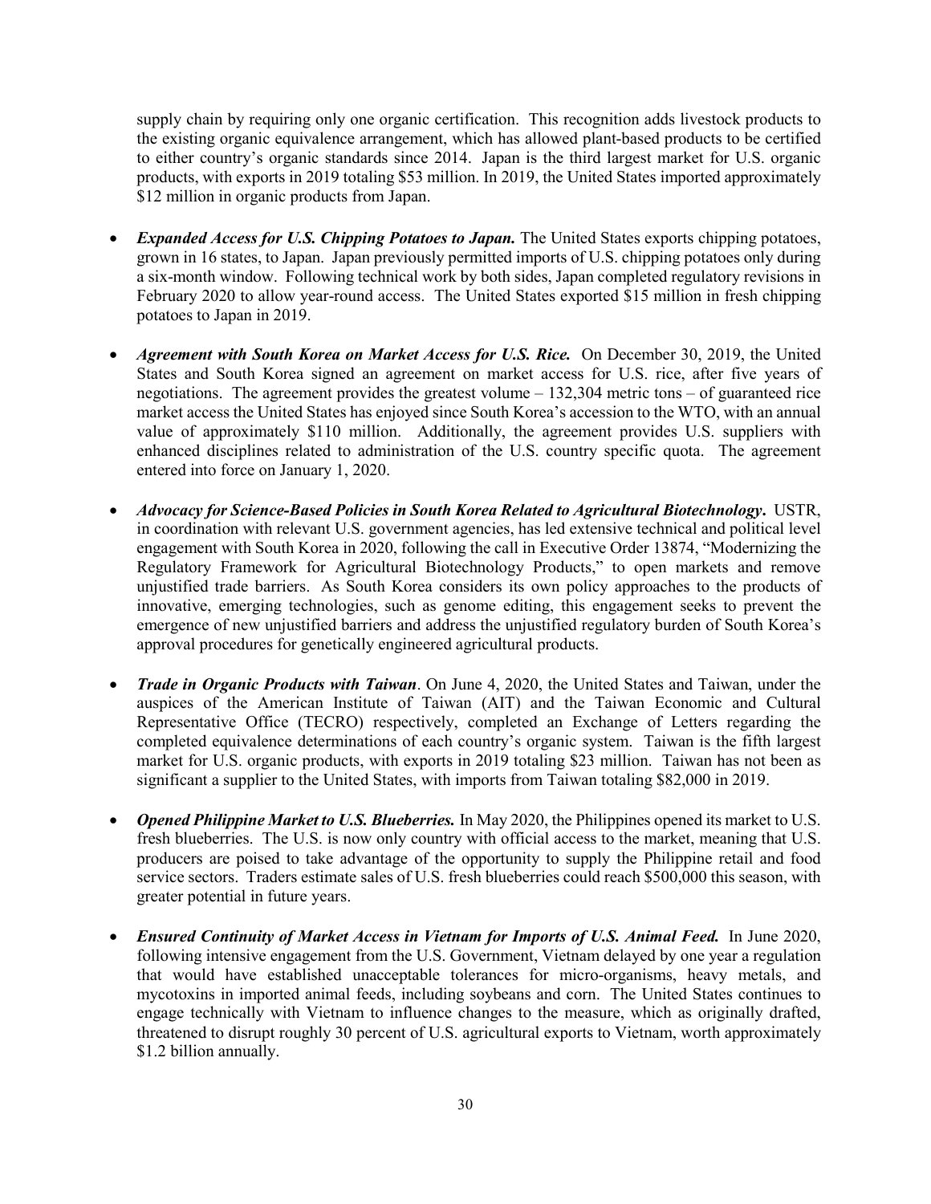supply chain by requiring only one organic certification. This recognition adds livestock products to the existing organic equivalence arrangement, which has allowed plant-based products to be certified to either country's organic standards since 2014. Japan is the third largest market for U.S. organic products, with exports in 2019 totaling $53 million. In 2019, the United States imported approximately $12 million in organic products from Japan.

- ***Expanded Access for U.S. Chipping Potatoes to Japan.*** The United States exports chipping potatoes, grown in 16 states, to Japan. Japan previously permitted imports of U.S. chipping potatoes only during a six-month window. Following technical work by both sides, Japan completed regulatory revisions in February 2020 to allow year-round access. The United States exported $15 million in fresh chipping potatoes to Japan in 2019.

- ***Agreement with South Korea on Market Access for U.S. Rice.*** On December 30, 2019, the United States and South Korea signed an agreement on market access for U.S. rice, after five years of negotiations. The agreement provides the greatest volume – 132,304 metric tons – of guaranteed rice market access the United States has enjoyed since South Korea's accession to the WTO, with an annual value of approximately $110 million. Additionally, the agreement provides U.S. suppliers with enhanced disciplines related to administration of the U.S. country specific quota. The agreement entered into force on January 1, 2020.

- ***Advocacy for Science-Based Policies in South Korea Related to Agricultural Biotechnology.*** USTR, in coordination with relevant U.S. government agencies, has led extensive technical and political level engagement with South Korea in 2020, following the call in Executive Order 13874, "Modernizing the Regulatory Framework for Agricultural Biotechnology Products," to open markets and remove unjustified trade barriers. As South Korea considers its own policy approaches to the products of innovative, emerging technologies, such as genome editing, this engagement seeks to prevent the emergence of new unjustified barriers and address the unjustified regulatory burden of South Korea's approval procedures for genetically engineered agricultural products.

- ***Trade in Organic Products with Taiwan***. On June 4, 2020, the United States and Taiwan, under the auspices of the American Institute of Taiwan (AIT) and the Taiwan Economic and Cultural Representative Office (TECRO) respectively, completed an Exchange of Letters regarding the completed equivalence determinations of each country's organic system. Taiwan is the fifth largest market for U.S. organic products, with exports in 2019 totaling $23 million. Taiwan has not been as significant a supplier to the United States, with imports from Taiwan totaling $82,000 in 2019.

- ***Opened Philippine Market to U.S. Blueberries.*** In May 2020, the Philippines opened its market to U.S. fresh blueberries. The U.S. is now only country with official access to the market, meaning that U.S. producers are poised to take advantage of the opportunity to supply the Philippine retail and food service sectors. Traders estimate sales of U.S. fresh blueberries could reach $500,000 this season, with greater potential in future years.

- ***Ensured Continuity of Market Access in Vietnam for Imports of U.S. Animal Feed.*** In June 2020, following intensive engagement from the U.S. Government, Vietnam delayed by one year a regulation that would have established unacceptable tolerances for micro-organisms, heavy metals, and mycotoxins in imported animal feeds, including soybeans and corn. The United States continues to engage technically with Vietnam to influence changes to the measure, which as originally drafted, threatened to disrupt roughly 30 percent of U.S. agricultural exports to Vietnam, worth approximately $1.2 billion annually.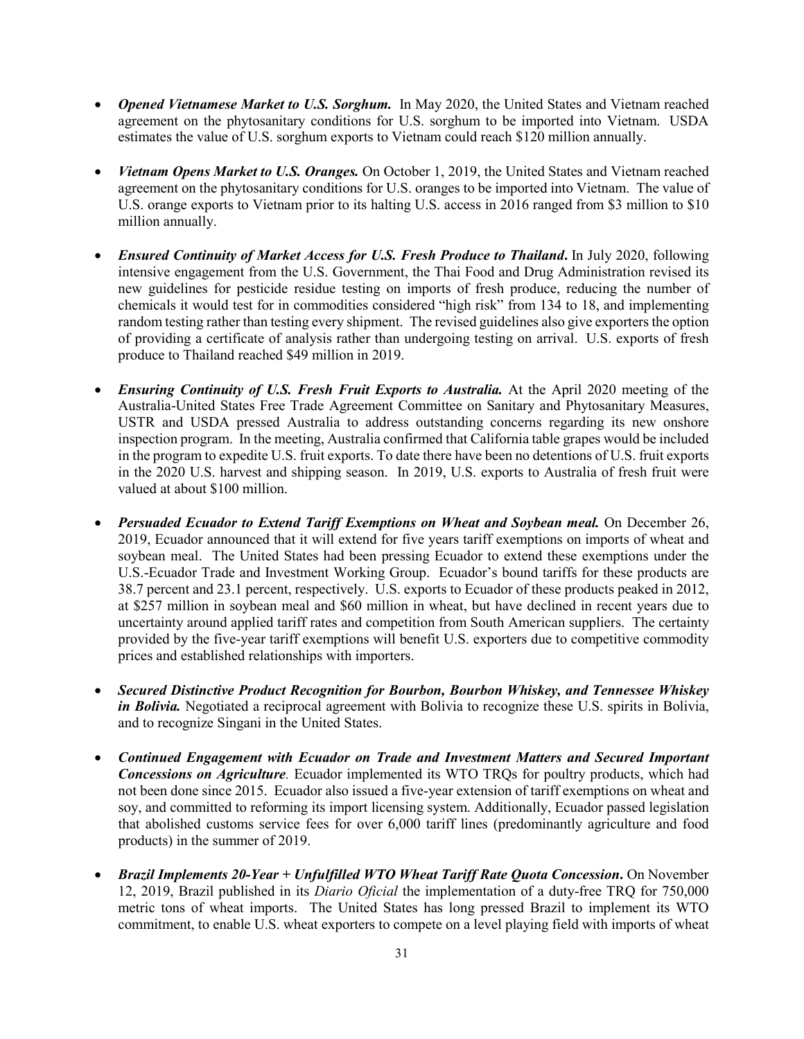- ***Opened Vietnamese Market to U.S. Sorghum.*** In May 2020, the United States and Vietnam reached agreement on the phytosanitary conditions for U.S. sorghum to be imported into Vietnam. USDA estimates the value of U.S. sorghum exports to Vietnam could reach $120 million annually.

- ***Vietnam Opens Market to U.S. Oranges.*** On October 1, 2019, the United States and Vietnam reached agreement on the phytosanitary conditions for U.S. oranges to be imported into Vietnam. The value of U.S. orange exports to Vietnam prior to its halting U.S. access in 2016 ranged from $3 million to $10 million annually.

- ***Ensured Continuity of Market Access for U.S. Fresh Produce to Thailand*****.** In July 2020, following intensive engagement from the U.S. Government, the Thai Food and Drug Administration revised its new guidelines for pesticide residue testing on imports of fresh produce, reducing the number of chemicals it would test for in commodities considered "high risk" from 134 to 18, and implementing random testing rather than testing every shipment. The revised guidelines also give exporters the option of providing a certificate of analysis rather than undergoing testing on arrival. U.S. exports of fresh produce to Thailand reached $49 million in 2019.

- ***Ensuring Continuity of U.S. Fresh Fruit Exports to Australia.*** At the April 2020 meeting of the Australia-United States Free Trade Agreement Committee on Sanitary and Phytosanitary Measures, USTR and USDA pressed Australia to address outstanding concerns regarding its new onshore inspection program. In the meeting, Australia confirmed that California table grapes would be included in the program to expedite U.S. fruit exports. To date there have been no detentions of U.S. fruit exports in the 2020 U.S. harvest and shipping season. In 2019, U.S. exports to Australia of fresh fruit were valued at about $100 million.

- ***Persuaded Ecuador to Extend Tariff Exemptions on Wheat and Soybean meal.*** On December 26, 2019, Ecuador announced that it will extend for five years tariff exemptions on imports of wheat and soybean meal. The United States had been pressing Ecuador to extend these exemptions under the U.S.-Ecuador Trade and Investment Working Group. Ecuador's bound tariffs for these products are 38.7 percent and 23.1 percent, respectively. U.S. exports to Ecuador of these products peaked in 2012, at $257 million in soybean meal and $60 million in wheat, but have declined in recent years due to uncertainty around applied tariff rates and competition from South American suppliers. The certainty provided by the five-year tariff exemptions will benefit U.S. exporters due to competitive commodity prices and established relationships with importers.

- ***Secured Distinctive Product Recognition for Bourbon, Bourbon Whiskey, and Tennessee Whiskey in Bolivia.*** Negotiated a reciprocal agreement with Bolivia to recognize these U.S. spirits in Bolivia, and to recognize Singani in the United States.

- ***Continued Engagement with Ecuador on Trade and Investment Matters and Secured Important Concessions on Agriculture.*** Ecuador implemented its WTO TRQs for poultry products, which had not been done since 2015. Ecuador also issued a five-year extension of tariff exemptions on wheat and soy, and committed to reforming its import licensing system. Additionally, Ecuador passed legislation that abolished customs service fees for over 6,000 tariff lines (predominantly agriculture and food products) in the summer of 2019.

- ***Brazil Implements 20-Year + Unfulfilled WTO Wheat Tariff Rate Quota Concession*****.** On November 12, 2019, Brazil published in its *Diario Oficial* the implementation of a duty-free TRQ for 750,000 metric tons of wheat imports. The United States has long pressed Brazil to implement its WTO commitment, to enable U.S. wheat exporters to compete on a level playing field with imports of wheat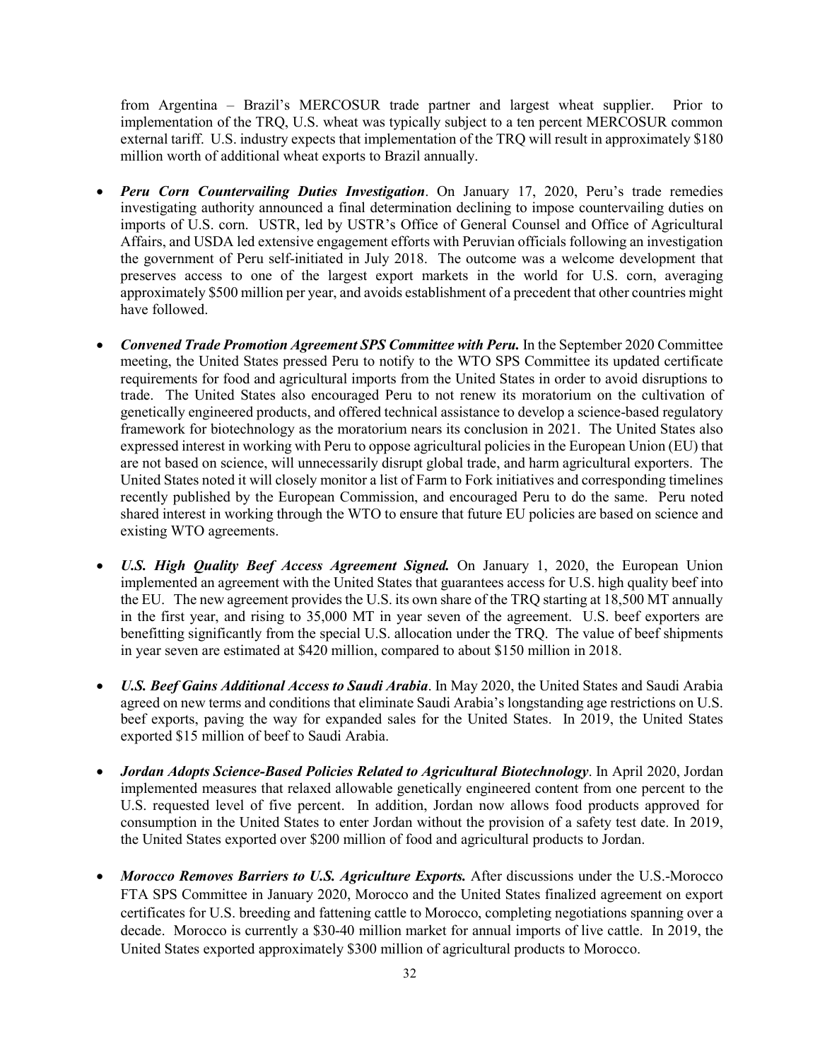from Argentina – Brazil's MERCOSUR trade partner and largest wheat supplier. Prior to implementation of the TRQ, U.S. wheat was typically subject to a ten percent MERCOSUR common external tariff. U.S. industry expects that implementation of the TRQ will result in approximately $180 million worth of additional wheat exports to Brazil annually.

- ***Peru Corn Countervailing Duties Investigation***. On January 17, 2020, Peru's trade remedies investigating authority announced a final determination declining to impose countervailing duties on imports of U.S. corn. USTR, led by USTR's Office of General Counsel and Office of Agricultural Affairs, and USDA led extensive engagement efforts with Peruvian officials following an investigation the government of Peru self-initiated in July 2018. The outcome was a welcome development that preserves access to one of the largest export markets in the world for U.S. corn, averaging approximately $500 million per year, and avoids establishment of a precedent that other countries might have followed.

- ***Convened Trade Promotion Agreement SPS Committee with Peru.*** In the September 2020 Committee meeting, the United States pressed Peru to notify to the WTO SPS Committee its updated certificate requirements for food and agricultural imports from the United States in order to avoid disruptions to trade. The United States also encouraged Peru to not renew its moratorium on the cultivation of genetically engineered products, and offered technical assistance to develop a science-based regulatory framework for biotechnology as the moratorium nears its conclusion in 2021. The United States also expressed interest in working with Peru to oppose agricultural policies in the European Union (EU) that are not based on science, will unnecessarily disrupt global trade, and harm agricultural exporters. The United States noted it will closely monitor a list of Farm to Fork initiatives and corresponding timelines recently published by the European Commission, and encouraged Peru to do the same. Peru noted shared interest in working through the WTO to ensure that future EU policies are based on science and existing WTO agreements.

- ***U.S. High Quality Beef Access Agreement Signed.*** On January 1, 2020, the European Union implemented an agreement with the United States that guarantees access for U.S. high quality beef into the EU. The new agreement provides the U.S. its own share of the TRQ starting at 18,500 MT annually in the first year, and rising to 35,000 MT in year seven of the agreement. U.S. beef exporters are benefitting significantly from the special U.S. allocation under the TRQ. The value of beef shipments in year seven are estimated at $420 million, compared to about $150 million in 2018.

- ***U.S. Beef Gains Additional Access to Saudi Arabia***. In May 2020, the United States and Saudi Arabia agreed on new terms and conditions that eliminate Saudi Arabia's longstanding age restrictions on U.S. beef exports, paving the way for expanded sales for the United States. In 2019, the United States exported $15 million of beef to Saudi Arabia.

- ***Jordan Adopts Science-Based Policies Related to Agricultural Biotechnology***. In April 2020, Jordan implemented measures that relaxed allowable genetically engineered content from one percent to the U.S. requested level of five percent. In addition, Jordan now allows food products approved for consumption in the United States to enter Jordan without the provision of a safety test date. In 2019, the United States exported over $200 million of food and agricultural products to Jordan.

- ***Morocco Removes Barriers to U.S. Agriculture Exports.*** After discussions under the U.S.-Morocco FTA SPS Committee in January 2020, Morocco and the United States finalized agreement on export certificates for U.S. breeding and fattening cattle to Morocco, completing negotiations spanning over a decade. Morocco is currently a $30-40 million market for annual imports of live cattle. In 2019, the United States exported approximately $300 million of agricultural products to Morocco.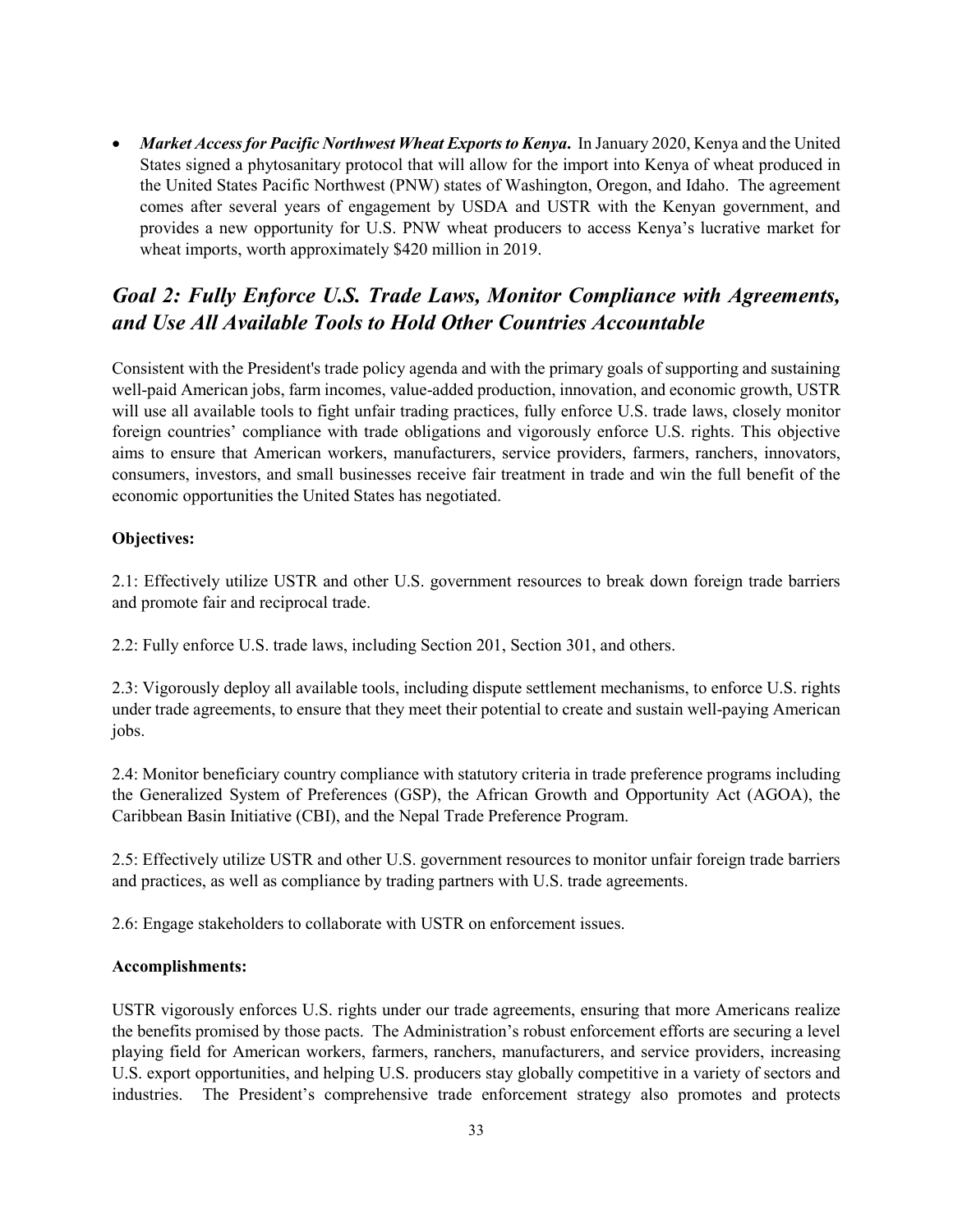- ***Market Access for Pacific Northwest Wheat Exports to Kenya.*** In January 2020, Kenya and the United States signed a phytosanitary protocol that will allow for the import into Kenya of wheat produced in the United States Pacific Northwest (PNW) states of Washington, Oregon, and Idaho. The agreement comes after several years of engagement by USDA and USTR with the Kenyan government, and provides a new opportunity for U.S. PNW wheat producers to access Kenya's lucrative market for wheat imports, worth approximately $420 million in 2019.

## *Goal 2: Fully Enforce U.S. Trade Laws, Monitor Compliance with Agreements, and Use All Available Tools to Hold Other Countries Accountable*

Consistent with the President's trade policy agenda and with the primary goals of supporting and sustaining well-paid American jobs, farm incomes, value-added production, innovation, and economic growth, USTR will use all available tools to fight unfair trading practices, fully enforce U.S. trade laws, closely monitor foreign countries' compliance with trade obligations and vigorously enforce U.S. rights. This objective aims to ensure that American workers, manufacturers, service providers, farmers, ranchers, innovators, consumers, investors, and small businesses receive fair treatment in trade and win the full benefit of the economic opportunities the United States has negotiated.

**Objectives:**

2.1: Effectively utilize USTR and other U.S. government resources to break down foreign trade barriers and promote fair and reciprocal trade.

2.2: Fully enforce U.S. trade laws, including Section 201, Section 301, and others.

2.3: Vigorously deploy all available tools, including dispute settlement mechanisms, to enforce U.S. rights under trade agreements, to ensure that they meet their potential to create and sustain well-paying American jobs.

2.4: Monitor beneficiary country compliance with statutory criteria in trade preference programs including the Generalized System of Preferences (GSP), the African Growth and Opportunity Act (AGOA), the Caribbean Basin Initiative (CBI), and the Nepal Trade Preference Program.

2.5: Effectively utilize USTR and other U.S. government resources to monitor unfair foreign trade barriers and practices, as well as compliance by trading partners with U.S. trade agreements.

2.6: Engage stakeholders to collaborate with USTR on enforcement issues.

**Accomplishments:**

USTR vigorously enforces U.S. rights under our trade agreements, ensuring that more Americans realize the benefits promised by those pacts. The Administration's robust enforcement efforts are securing a level playing field for American workers, farmers, ranchers, manufacturers, and service providers, increasing U.S. export opportunities, and helping U.S. producers stay globally competitive in a variety of sectors and industries. The President's comprehensive trade enforcement strategy also promotes and protects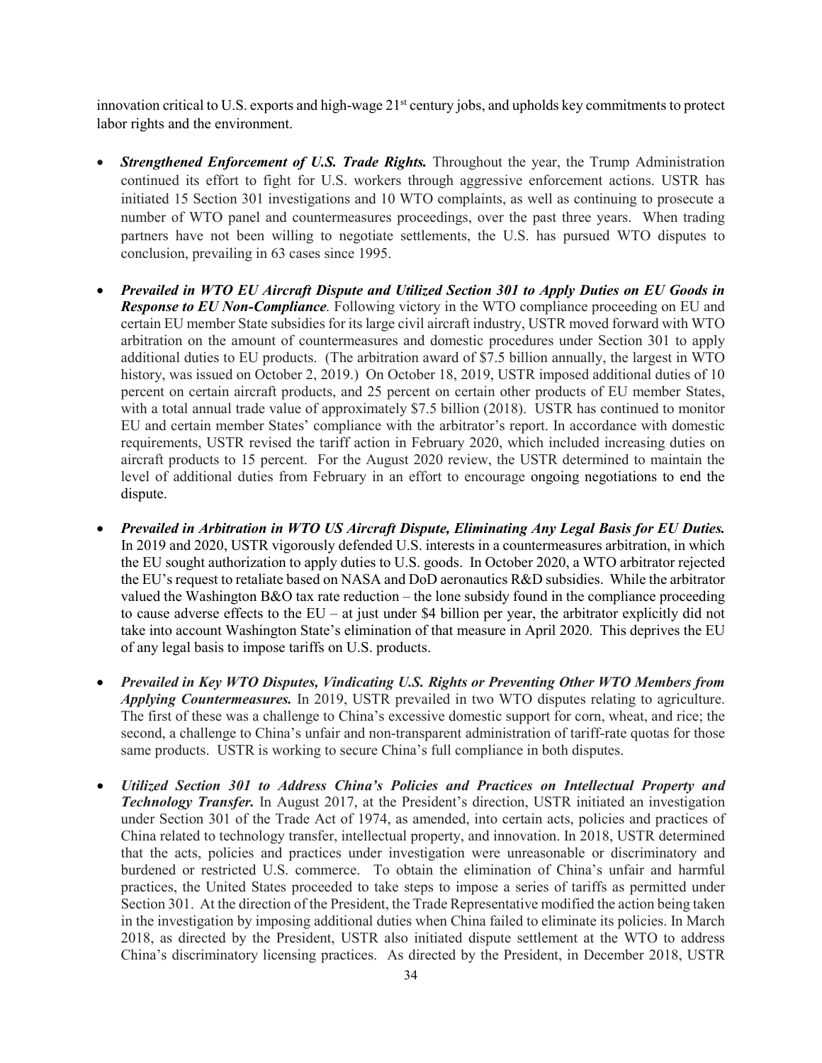innovation critical to U.S. exports and high-wage 21st century jobs, and upholds key commitments to protect labor rights and the environment.

- ***Strengthened Enforcement of U.S. Trade Rights.*** Throughout the year, the Trump Administration continued its effort to fight for U.S. workers through aggressive enforcement actions. USTR has initiated 15 Section 301 investigations and 10 WTO complaints, as well as continuing to prosecute a number of WTO panel and countermeasures proceedings, over the past three years. When trading partners have not been willing to negotiate settlements, the U.S. has pursued WTO disputes to conclusion, prevailing in 63 cases since 1995.

- ***Prevailed in WTO EU Aircraft Dispute and Utilized Section 301 to Apply Duties on EU Goods in Response to EU Non-Compliance*.** Following victory in the WTO compliance proceeding on EU and certain EU member State subsidies for its large civil aircraft industry, USTR moved forward with WTO arbitration on the amount of countermeasures and domestic procedures under Section 301 to apply additional duties to EU products. (The arbitration award of $7.5 billion annually, the largest in WTO history, was issued on October 2, 2019.) On October 18, 2019, USTR imposed additional duties of 10 percent on certain aircraft products, and 25 percent on certain other products of EU member States, with a total annual trade value of approximately $7.5 billion (2018). USTR has continued to monitor EU and certain member States' compliance with the arbitrator's report. In accordance with domestic requirements, USTR revised the tariff action in February 2020, which included increasing duties on aircraft products to 15 percent. For the August 2020 review, the USTR determined to maintain the level of additional duties from February in an effort to encourage ongoing negotiations to end the dispute.

- ***Prevailed in Arbitration in WTO US Aircraft Dispute, Eliminating Any Legal Basis for EU Duties.*** In 2019 and 2020, USTR vigorously defended U.S. interests in a countermeasures arbitration, in which the EU sought authorization to apply duties to U.S. goods. In October 2020, a WTO arbitrator rejected the EU's request to retaliate based on NASA and DoD aeronautics R&D subsidies. While the arbitrator valued the Washington B&O tax rate reduction – the lone subsidy found in the compliance proceeding to cause adverse effects to the EU – at just under $4 billion per year, the arbitrator explicitly did not take into account Washington State's elimination of that measure in April 2020. This deprives the EU of any legal basis to impose tariffs on U.S. products.

- ***Prevailed in Key WTO Disputes, Vindicating U.S. Rights or Preventing Other WTO Members from Applying Countermeasures.*** In 2019, USTR prevailed in two WTO disputes relating to agriculture. The first of these was a challenge to China's excessive domestic support for corn, wheat, and rice; the second, a challenge to China's unfair and non-transparent administration of tariff-rate quotas for those same products. USTR is working to secure China's full compliance in both disputes.

- ***Utilized Section 301 to Address China's Policies and Practices on Intellectual Property and Technology Transfer.*** In August 2017, at the President's direction, USTR initiated an investigation under Section 301 of the Trade Act of 1974, as amended, into certain acts, policies and practices of China related to technology transfer, intellectual property, and innovation. In 2018, USTR determined that the acts, policies and practices under investigation were unreasonable or discriminatory and burdened or restricted U.S. commerce. To obtain the elimination of China's unfair and harmful practices, the United States proceeded to take steps to impose a series of tariffs as permitted under Section 301. At the direction of the President, the Trade Representative modified the action being taken in the investigation by imposing additional duties when China failed to eliminate its policies. In March 2018, as directed by the President, USTR also initiated dispute settlement at the WTO to address China's discriminatory licensing practices. As directed by the President, in December 2018, USTR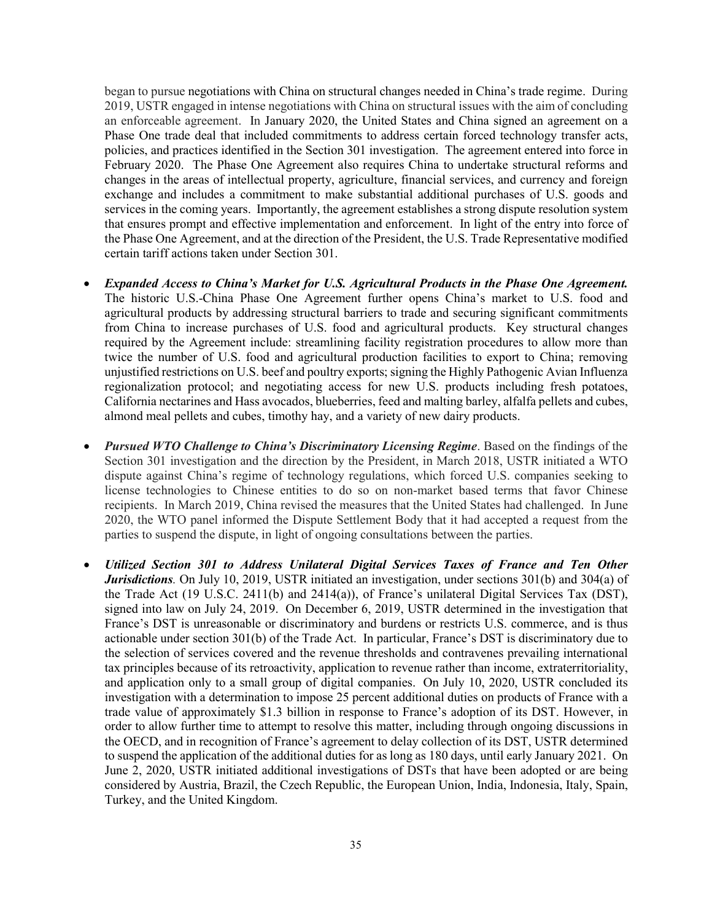began to pursue negotiations with China on structural changes needed in China's trade regime. During 2019, USTR engaged in intense negotiations with China on structural issues with the aim of concluding an enforceable agreement. In January 2020, the United States and China signed an agreement on a Phase One trade deal that included commitments to address certain forced technology transfer acts, policies, and practices identified in the Section 301 investigation. The agreement entered into force in February 2020. The Phase One Agreement also requires China to undertake structural reforms and changes in the areas of intellectual property, agriculture, financial services, and currency and foreign exchange and includes a commitment to make substantial additional purchases of U.S. goods and services in the coming years. Importantly, the agreement establishes a strong dispute resolution system that ensures prompt and effective implementation and enforcement. In light of the entry into force of the Phase One Agreement, and at the direction of the President, the U.S. Trade Representative modified certain tariff actions taken under Section 301.

- ***Expanded Access to China's Market for U.S. Agricultural Products in the Phase One Agreement.*** The historic U.S.-China Phase One Agreement further opens China's market to U.S. food and agricultural products by addressing structural barriers to trade and securing significant commitments from China to increase purchases of U.S. food and agricultural products. Key structural changes required by the Agreement include: streamlining facility registration procedures to allow more than twice the number of U.S. food and agricultural production facilities to export to China; removing unjustified restrictions on U.S. beef and poultry exports; signing the Highly Pathogenic Avian Influenza regionalization protocol; and negotiating access for new U.S. products including fresh potatoes, California nectarines and Hass avocados, blueberries, feed and malting barley, alfalfa pellets and cubes, almond meal pellets and cubes, timothy hay, and a variety of new dairy products.

- ***Pursued WTO Challenge to China's Discriminatory Licensing Regime*.** Based on the findings of the Section 301 investigation and the direction by the President, in March 2018, USTR initiated a WTO dispute against China's regime of technology regulations, which forced U.S. companies seeking to license technologies to Chinese entities to do so on non-market based terms that favor Chinese recipients. In March 2019, China revised the measures that the United States had challenged. In June 2020, the WTO panel informed the Dispute Settlement Body that it had accepted a request from the parties to suspend the dispute, in light of ongoing consultations between the parties.

- ***Utilized Section 301 to Address Unilateral Digital Services Taxes of France and Ten Other Jurisdictions*.** On July 10, 2019, USTR initiated an investigation, under sections 301(b) and 304(a) of the Trade Act (19 U.S.C. 2411(b) and 2414(a)), of France's unilateral Digital Services Tax (DST), signed into law on July 24, 2019. On December 6, 2019, USTR determined in the investigation that France's DST is unreasonable or discriminatory and burdens or restricts U.S. commerce, and is thus actionable under section 301(b) of the Trade Act. In particular, France's DST is discriminatory due to the selection of services covered and the revenue thresholds and contravenes prevailing international tax principles because of its retroactivity, application to revenue rather than income, extraterritoriality, and application only to a small group of digital companies. On July 10, 2020, USTR concluded its investigation with a determination to impose 25 percent additional duties on products of France with a trade value of approximately $1.3 billion in response to France's adoption of its DST. However, in order to allow further time to attempt to resolve this matter, including through ongoing discussions in the OECD, and in recognition of France's agreement to delay collection of its DST, USTR determined to suspend the application of the additional duties for as long as 180 days, until early January 2021. On June 2, 2020, USTR initiated additional investigations of DSTs that have been adopted or are being considered by Austria, Brazil, the Czech Republic, the European Union, India, Indonesia, Italy, Spain, Turkey, and the United Kingdom.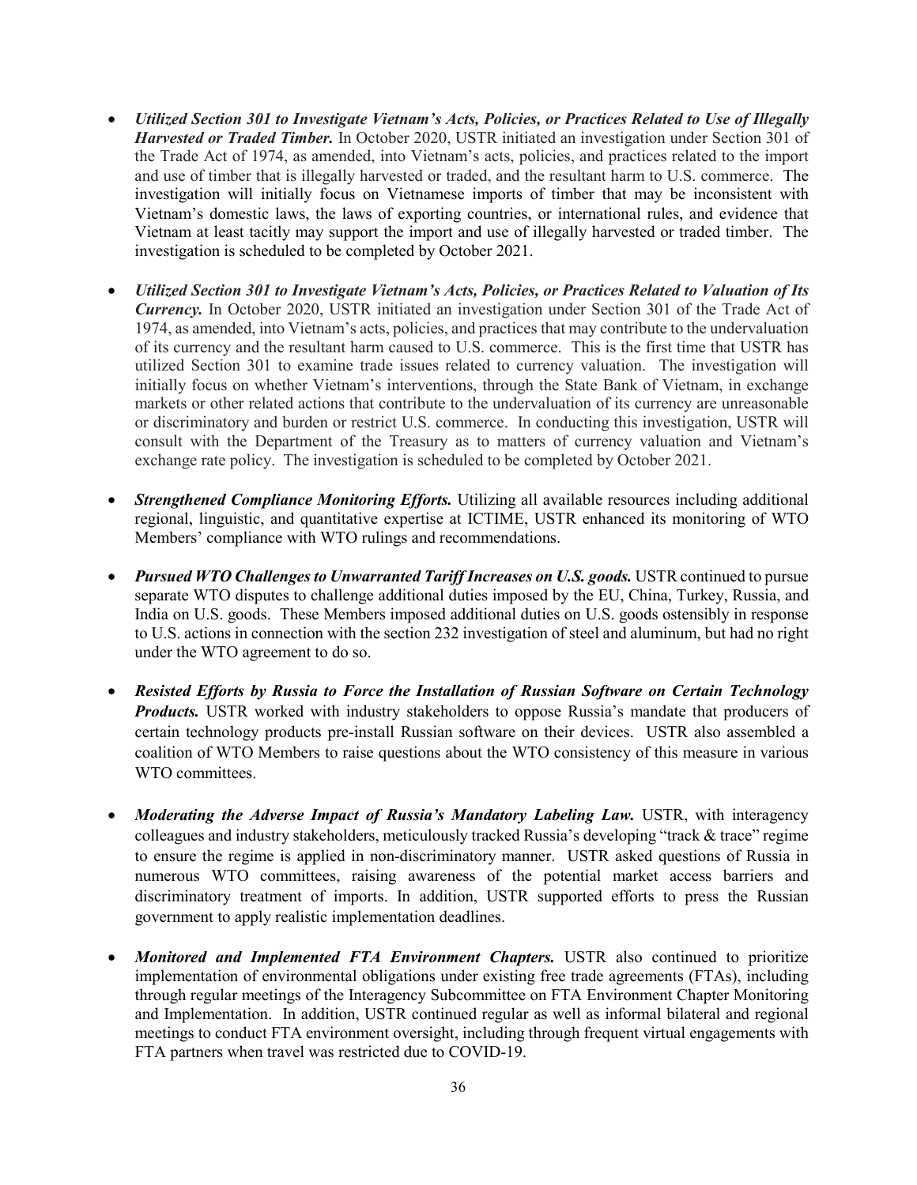- ***Utilized Section 301 to Investigate Vietnam's Acts, Policies, or Practices Related to Use of Illegally Harvested or Traded Timber.*** In October 2020, USTR initiated an investigation under Section 301 of the Trade Act of 1974, as amended, into Vietnam's acts, policies, and practices related to the import and use of timber that is illegally harvested or traded, and the resultant harm to U.S. commerce. The investigation will initially focus on Vietnamese imports of timber that may be inconsistent with Vietnam's domestic laws, the laws of exporting countries, or international rules, and evidence that Vietnam at least tacitly may support the import and use of illegally harvested or traded timber. The investigation is scheduled to be completed by October 2021.

- ***Utilized Section 301 to Investigate Vietnam's Acts, Policies, or Practices Related to Valuation of Its Currency.*** In October 2020, USTR initiated an investigation under Section 301 of the Trade Act of 1974, as amended, into Vietnam's acts, policies, and practices that may contribute to the undervaluation of its currency and the resultant harm caused to U.S. commerce. This is the first time that USTR has utilized Section 301 to examine trade issues related to currency valuation. The investigation will initially focus on whether Vietnam's interventions, through the State Bank of Vietnam, in exchange markets or other related actions that contribute to the undervaluation of its currency are unreasonable or discriminatory and burden or restrict U.S. commerce. In conducting this investigation, USTR will consult with the Department of the Treasury as to matters of currency valuation and Vietnam's exchange rate policy. The investigation is scheduled to be completed by October 2021.

- ***Strengthened Compliance Monitoring Efforts.*** Utilizing all available resources including additional regional, linguistic, and quantitative expertise at ICTIME, USTR enhanced its monitoring of WTO Members' compliance with WTO rulings and recommendations.

- ***Pursued WTO Challenges to Unwarranted Tariff Increases on U.S. goods.*** USTR continued to pursue separate WTO disputes to challenge additional duties imposed by the EU, China, Turkey, Russia, and India on U.S. goods. These Members imposed additional duties on U.S. goods ostensibly in response to U.S. actions in connection with the section 232 investigation of steel and aluminum, but had no right under the WTO agreement to do so.

- ***Resisted Efforts by Russia to Force the Installation of Russian Software on Certain Technology Products.*** USTR worked with industry stakeholders to oppose Russia's mandate that producers of certain technology products pre-install Russian software on their devices. USTR also assembled a coalition of WTO Members to raise questions about the WTO consistency of this measure in various WTO committees.

- ***Moderating the Adverse Impact of Russia's Mandatory Labeling Law.*** USTR, with interagency colleagues and industry stakeholders, meticulously tracked Russia's developing "track & trace" regime to ensure the regime is applied in non-discriminatory manner. USTR asked questions of Russia in numerous WTO committees, raising awareness of the potential market access barriers and discriminatory treatment of imports. In addition, USTR supported efforts to press the Russian government to apply realistic implementation deadlines.

- ***Monitored and Implemented FTA Environment Chapters.*** USTR also continued to prioritize implementation of environmental obligations under existing free trade agreements (FTAs), including through regular meetings of the Interagency Subcommittee on FTA Environment Chapter Monitoring and Implementation. In addition, USTR continued regular as well as informal bilateral and regional meetings to conduct FTA environment oversight, including through frequent virtual engagements with FTA partners when travel was restricted due to COVID-19.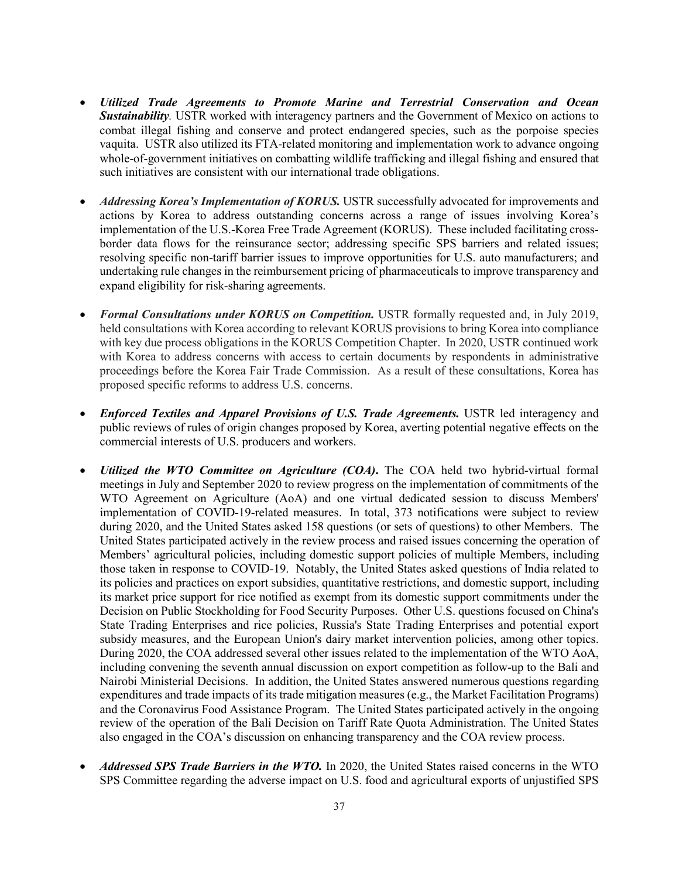- ***Utilized Trade Agreements to Promote Marine and Terrestrial Conservation and Ocean Sustainability.*** USTR worked with interagency partners and the Government of Mexico on actions to combat illegal fishing and conserve and protect endangered species, such as the porpoise species vaquita. USTR also utilized its FTA-related monitoring and implementation work to advance ongoing whole-of-government initiatives on combatting wildlife trafficking and illegal fishing and ensured that such initiatives are consistent with our international trade obligations.

- ***Addressing Korea's Implementation of KORUS.*** USTR successfully advocated for improvements and actions by Korea to address outstanding concerns across a range of issues involving Korea's implementation of the U.S.-Korea Free Trade Agreement (KORUS). These included facilitating cross-border data flows for the reinsurance sector; addressing specific SPS barriers and related issues; resolving specific non-tariff barrier issues to improve opportunities for U.S. auto manufacturers; and undertaking rule changes in the reimbursement pricing of pharmaceuticals to improve transparency and expand eligibility for risk-sharing agreements.

- ***Formal Consultations under KORUS on Competition.*** USTR formally requested and, in July 2019, held consultations with Korea according to relevant KORUS provisions to bring Korea into compliance with key due process obligations in the KORUS Competition Chapter. In 2020, USTR continued work with Korea to address concerns with access to certain documents by respondents in administrative proceedings before the Korea Fair Trade Commission. As a result of these consultations, Korea has proposed specific reforms to address U.S. concerns.

- ***Enforced Textiles and Apparel Provisions of U.S. Trade Agreements.*** USTR led interagency and public reviews of rules of origin changes proposed by Korea, averting potential negative effects on the commercial interests of U.S. producers and workers.

- ***Utilized the WTO Committee on Agriculture (COA).*** The COA held two hybrid-virtual formal meetings in July and September 2020 to review progress on the implementation of commitments of the WTO Agreement on Agriculture (AoA) and one virtual dedicated session to discuss Members' implementation of COVID-19-related measures. In total, 373 notifications were subject to review during 2020, and the United States asked 158 questions (or sets of questions) to other Members. The United States participated actively in the review process and raised issues concerning the operation of Members' agricultural policies, including domestic support policies of multiple Members, including those taken in response to COVID-19. Notably, the United States asked questions of India related to its policies and practices on export subsidies, quantitative restrictions, and domestic support, including its market price support for rice notified as exempt from its domestic support commitments under the Decision on Public Stockholding for Food Security Purposes. Other U.S. questions focused on China's State Trading Enterprises and rice policies, Russia's State Trading Enterprises and potential export subsidy measures, and the European Union's dairy market intervention policies, among other topics. During 2020, the COA addressed several other issues related to the implementation of the WTO AoA, including convening the seventh annual discussion on export competition as follow-up to the Bali and Nairobi Ministerial Decisions. In addition, the United States answered numerous questions regarding expenditures and trade impacts of its trade mitigation measures (e.g., the Market Facilitation Programs) and the Coronavirus Food Assistance Program. The United States participated actively in the ongoing review of the operation of the Bali Decision on Tariff Rate Quota Administration. The United States also engaged in the COA's discussion on enhancing transparency and the COA review process.

- ***Addressed SPS Trade Barriers in the WTO.*** In 2020, the United States raised concerns in the WTO SPS Committee regarding the adverse impact on U.S. food and agricultural exports of unjustified SPS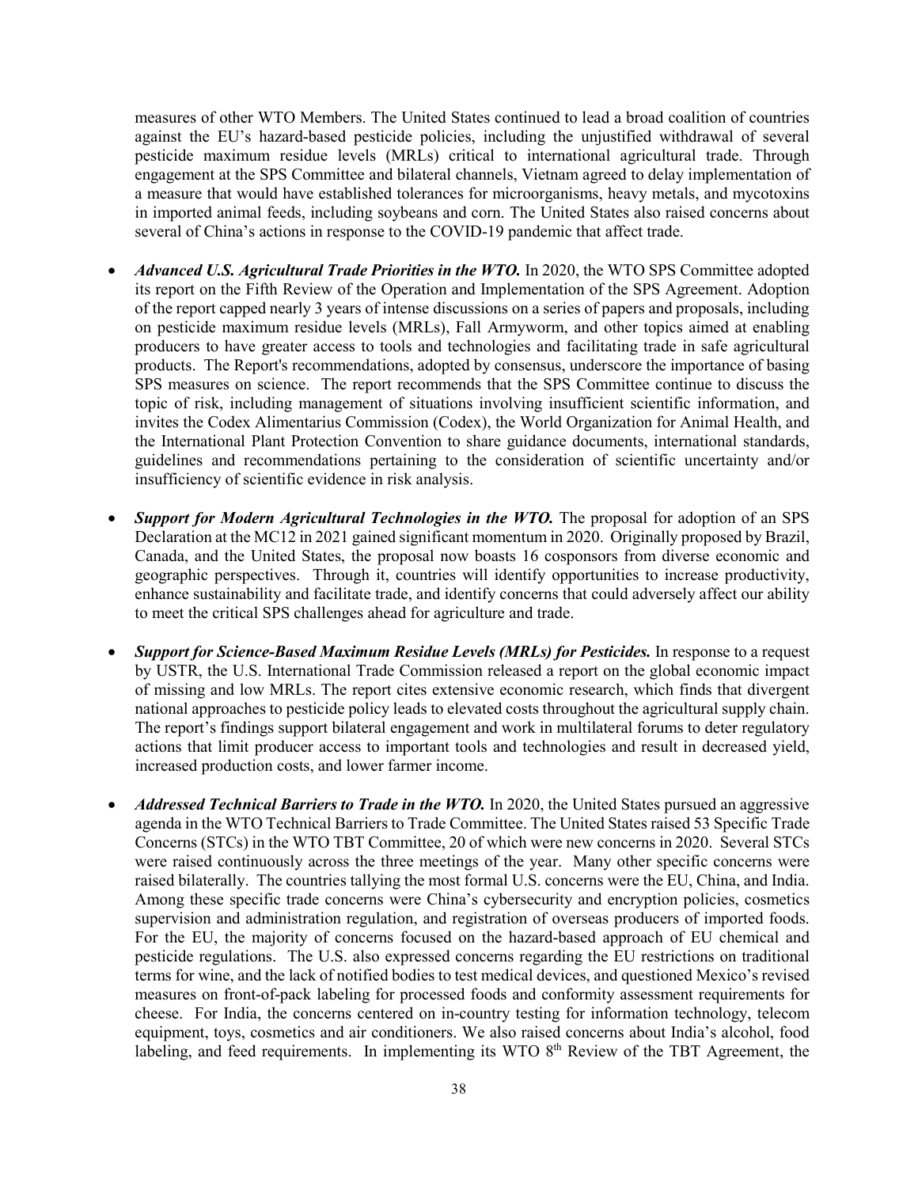measures of other WTO Members. The United States continued to lead a broad coalition of countries against the EU's hazard-based pesticide policies, including the unjustified withdrawal of several pesticide maximum residue levels (MRLs) critical to international agricultural trade. Through engagement at the SPS Committee and bilateral channels, Vietnam agreed to delay implementation of a measure that would have established tolerances for microorganisms, heavy metals, and mycotoxins in imported animal feeds, including soybeans and corn. The United States also raised concerns about several of China's actions in response to the COVID-19 pandemic that affect trade.

- ***Advanced U.S. Agricultural Trade Priorities in the WTO.*** In 2020, the WTO SPS Committee adopted its report on the Fifth Review of the Operation and Implementation of the SPS Agreement. Adoption of the report capped nearly 3 years of intense discussions on a series of papers and proposals, including on pesticide maximum residue levels (MRLs), Fall Armyworm, and other topics aimed at enabling producers to have greater access to tools and technologies and facilitating trade in safe agricultural products. The Report's recommendations, adopted by consensus, underscore the importance of basing SPS measures on science. The report recommends that the SPS Committee continue to discuss the topic of risk, including management of situations involving insufficient scientific information, and invites the Codex Alimentarius Commission (Codex), the World Organization for Animal Health, and the International Plant Protection Convention to share guidance documents, international standards, guidelines and recommendations pertaining to the consideration of scientific uncertainty and/or insufficiency of scientific evidence in risk analysis.

- ***Support for Modern Agricultural Technologies in the WTO.*** The proposal for adoption of an SPS Declaration at the MC12 in 2021 gained significant momentum in 2020. Originally proposed by Brazil, Canada, and the United States, the proposal now boasts 16 cosponsors from diverse economic and geographic perspectives. Through it, countries will identify opportunities to increase productivity, enhance sustainability and facilitate trade, and identify concerns that could adversely affect our ability to meet the critical SPS challenges ahead for agriculture and trade.

- ***Support for Science-Based Maximum Residue Levels (MRLs) for Pesticides.*** In response to a request by USTR, the U.S. International Trade Commission released a report on the global economic impact of missing and low MRLs. The report cites extensive economic research, which finds that divergent national approaches to pesticide policy leads to elevated costs throughout the agricultural supply chain. The report's findings support bilateral engagement and work in multilateral forums to deter regulatory actions that limit producer access to important tools and technologies and result in decreased yield, increased production costs, and lower farmer income.

- ***Addressed Technical Barriers to Trade in the WTO.*** In 2020, the United States pursued an aggressive agenda in the WTO Technical Barriers to Trade Committee. The United States raised 53 Specific Trade Concerns (STCs) in the WTO TBT Committee, 20 of which were new concerns in 2020. Several STCs were raised continuously across the three meetings of the year. Many other specific concerns were raised bilaterally. The countries tallying the most formal U.S. concerns were the EU, China, and India. Among these specific trade concerns were China's cybersecurity and encryption policies, cosmetics supervision and administration regulation, and registration of overseas producers of imported foods. For the EU, the majority of concerns focused on the hazard-based approach of EU chemical and pesticide regulations. The U.S. also expressed concerns regarding the EU restrictions on traditional terms for wine, and the lack of notified bodies to test medical devices, and questioned Mexico's revised measures on front-of-pack labeling for processed foods and conformity assessment requirements for cheese. For India, the concerns centered on in-country testing for information technology, telecom equipment, toys, cosmetics and air conditioners. We also raised concerns about India's alcohol, food labeling, and feed requirements. In implementing its WTO 8th Review of the TBT Agreement, the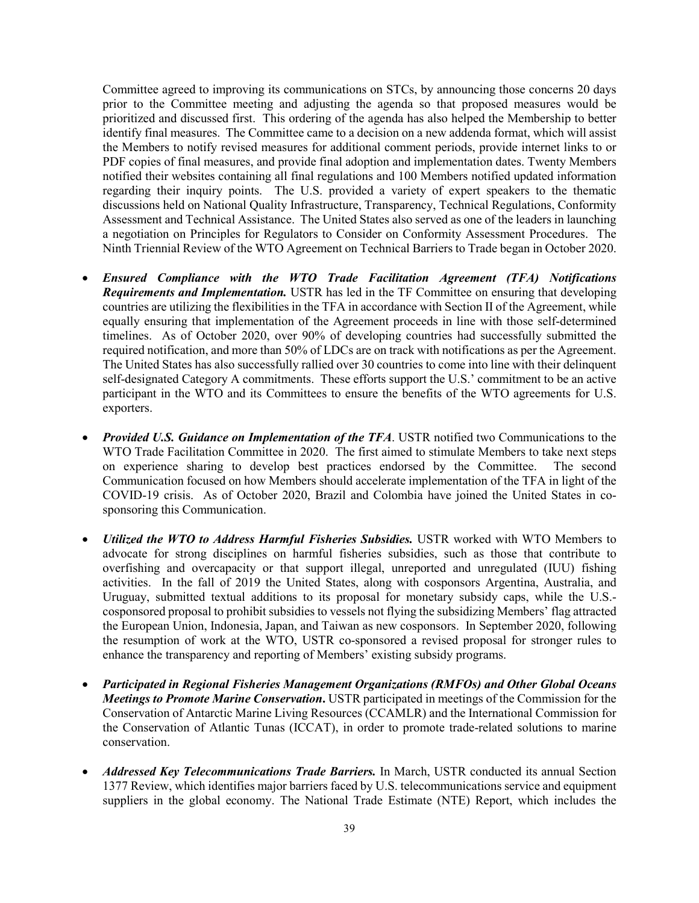Committee agreed to improving its communications on STCs, by announcing those concerns 20 days prior to the Committee meeting and adjusting the agenda so that proposed measures would be prioritized and discussed first. This ordering of the agenda has also helped the Membership to better identify final measures. The Committee came to a decision on a new addenda format, which will assist the Members to notify revised measures for additional comment periods, provide internet links to or PDF copies of final measures, and provide final adoption and implementation dates. Twenty Members notified their websites containing all final regulations and 100 Members notified updated information regarding their inquiry points. The U.S. provided a variety of expert speakers to the thematic discussions held on National Quality Infrastructure, Transparency, Technical Regulations, Conformity Assessment and Technical Assistance. The United States also served as one of the leaders in launching a negotiation on Principles for Regulators to Consider on Conformity Assessment Procedures. The Ninth Triennial Review of the WTO Agreement on Technical Barriers to Trade began in October 2020.

- ***Ensured Compliance with the WTO Trade Facilitation Agreement (TFA) Notifications Requirements and Implementation.*** USTR has led in the TF Committee on ensuring that developing countries are utilizing the flexibilities in the TFA in accordance with Section II of the Agreement, while equally ensuring that implementation of the Agreement proceeds in line with those self-determined timelines. As of October 2020, over 90% of developing countries had successfully submitted the required notification, and more than 50% of LDCs are on track with notifications as per the Agreement. The United States has also successfully rallied over 30 countries to come into line with their delinquent self-designated Category A commitments. These efforts support the U.S.' commitment to be an active participant in the WTO and its Committees to ensure the benefits of the WTO agreements for U.S. exporters.

- ***Provided U.S. Guidance on Implementation of the TFA***. USTR notified two Communications to the WTO Trade Facilitation Committee in 2020. The first aimed to stimulate Members to take next steps on experience sharing to develop best practices endorsed by the Committee. The second Communication focused on how Members should accelerate implementation of the TFA in light of the COVID-19 crisis. As of October 2020, Brazil and Colombia have joined the United States in co-sponsoring this Communication.

- ***Utilized the WTO to Address Harmful Fisheries Subsidies.*** USTR worked with WTO Members to advocate for strong disciplines on harmful fisheries subsidies, such as those that contribute to overfishing and overcapacity or that support illegal, unreported and unregulated (IUU) fishing activities. In the fall of 2019 the United States, along with cosponsors Argentina, Australia, and Uruguay, submitted textual additions to its proposal for monetary subsidy caps, while the U.S.-cosponsored proposal to prohibit subsidies to vessels not flying the subsidizing Members' flag attracted the European Union, Indonesia, Japan, and Taiwan as new cosponsors. In September 2020, following the resumption of work at the WTO, USTR co-sponsored a revised proposal for stronger rules to enhance the transparency and reporting of Members' existing subsidy programs.

- ***Participated in Regional Fisheries Management Organizations (RMFOs) and Other Global Oceans Meetings to Promote Marine Conservation*.** USTR participated in meetings of the Commission for the Conservation of Antarctic Marine Living Resources (CCAMLR) and the International Commission for the Conservation of Atlantic Tunas (ICCAT), in order to promote trade-related solutions to marine conservation.

- ***Addressed Key Telecommunications Trade Barriers.*** In March, USTR conducted its annual Section 1377 Review, which identifies major barriers faced by U.S. telecommunications service and equipment suppliers in the global economy. The National Trade Estimate (NTE) Report, which includes the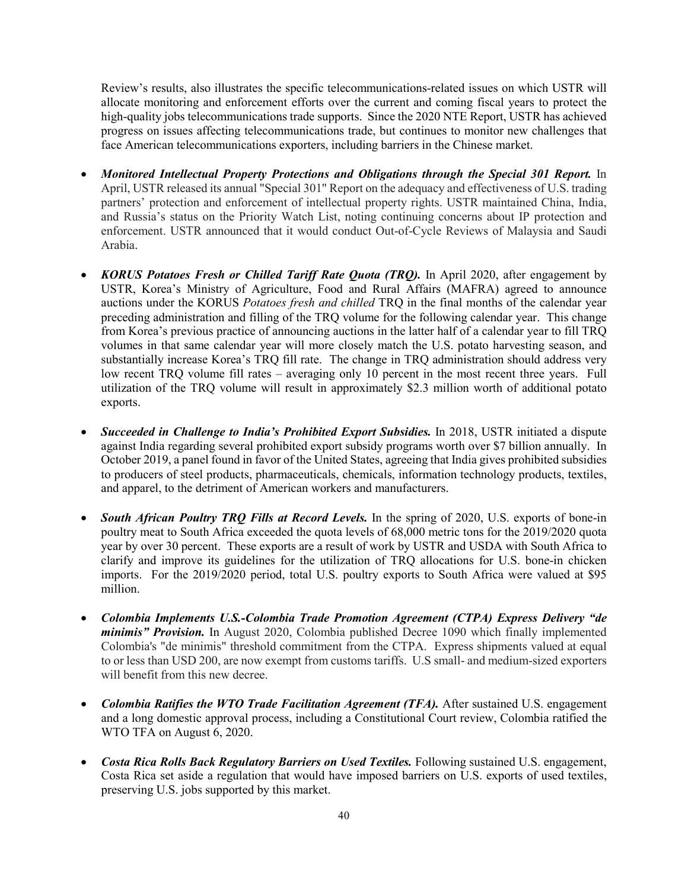Review's results, also illustrates the specific telecommunications-related issues on which USTR will allocate monitoring and enforcement efforts over the current and coming fiscal years to protect the high-quality jobs telecommunications trade supports. Since the 2020 NTE Report, USTR has achieved progress on issues affecting telecommunications trade, but continues to monitor new challenges that face American telecommunications exporters, including barriers in the Chinese market.

- ***Monitored Intellectual Property Protections and Obligations through the Special 301 Report.*** In April, USTR released its annual "Special 301" Report on the adequacy and effectiveness of U.S. trading partners' protection and enforcement of intellectual property rights. USTR maintained China, India, and Russia's status on the Priority Watch List, noting continuing concerns about IP protection and enforcement. USTR announced that it would conduct Out-of-Cycle Reviews of Malaysia and Saudi Arabia.

- ***KORUS Potatoes Fresh or Chilled Tariff Rate Quota (TRQ).*** In April 2020, after engagement by USTR, Korea's Ministry of Agriculture, Food and Rural Affairs (MAFRA) agreed to announce auctions under the KORUS *Potatoes fresh and chilled* TRQ in the final months of the calendar year preceding administration and filling of the TRQ volume for the following calendar year. This change from Korea's previous practice of announcing auctions in the latter half of a calendar year to fill TRQ volumes in that same calendar year will more closely match the U.S. potato harvesting season, and substantially increase Korea's TRQ fill rate. The change in TRQ administration should address very low recent TRQ volume fill rates – averaging only 10 percent in the most recent three years. Full utilization of the TRQ volume will result in approximately $2.3 million worth of additional potato exports.

- ***Succeeded in Challenge to India's Prohibited Export Subsidies.*** In 2018, USTR initiated a dispute against India regarding several prohibited export subsidy programs worth over $7 billion annually. In October 2019, a panel found in favor of the United States, agreeing that India gives prohibited subsidies to producers of steel products, pharmaceuticals, chemicals, information technology products, textiles, and apparel, to the detriment of American workers and manufacturers.

- ***South African Poultry TRQ Fills at Record Levels.*** In the spring of 2020, U.S. exports of bone-in poultry meat to South Africa exceeded the quota levels of 68,000 metric tons for the 2019/2020 quota year by over 30 percent. These exports are a result of work by USTR and USDA with South Africa to clarify and improve its guidelines for the utilization of TRQ allocations for U.S. bone-in chicken imports. For the 2019/2020 period, total U.S. poultry exports to South Africa were valued at $95 million.

- ***Colombia Implements U.S.-Colombia Trade Promotion Agreement (CTPA) Express Delivery "de minimis" Provision.*** In August 2020, Colombia published Decree 1090 which finally implemented Colombia's "de minimis" threshold commitment from the CTPA. Express shipments valued at equal to or less than USD 200, are now exempt from customs tariffs. U.S small- and medium-sized exporters will benefit from this new decree.

- ***Colombia Ratifies the WTO Trade Facilitation Agreement (TFA).*** After sustained U.S. engagement and a long domestic approval process, including a Constitutional Court review, Colombia ratified the WTO TFA on August 6, 2020.

- ***Costa Rica Rolls Back Regulatory Barriers on Used Textiles.*** Following sustained U.S. engagement, Costa Rica set aside a regulation that would have imposed barriers on U.S. exports of used textiles, preserving U.S. jobs supported by this market.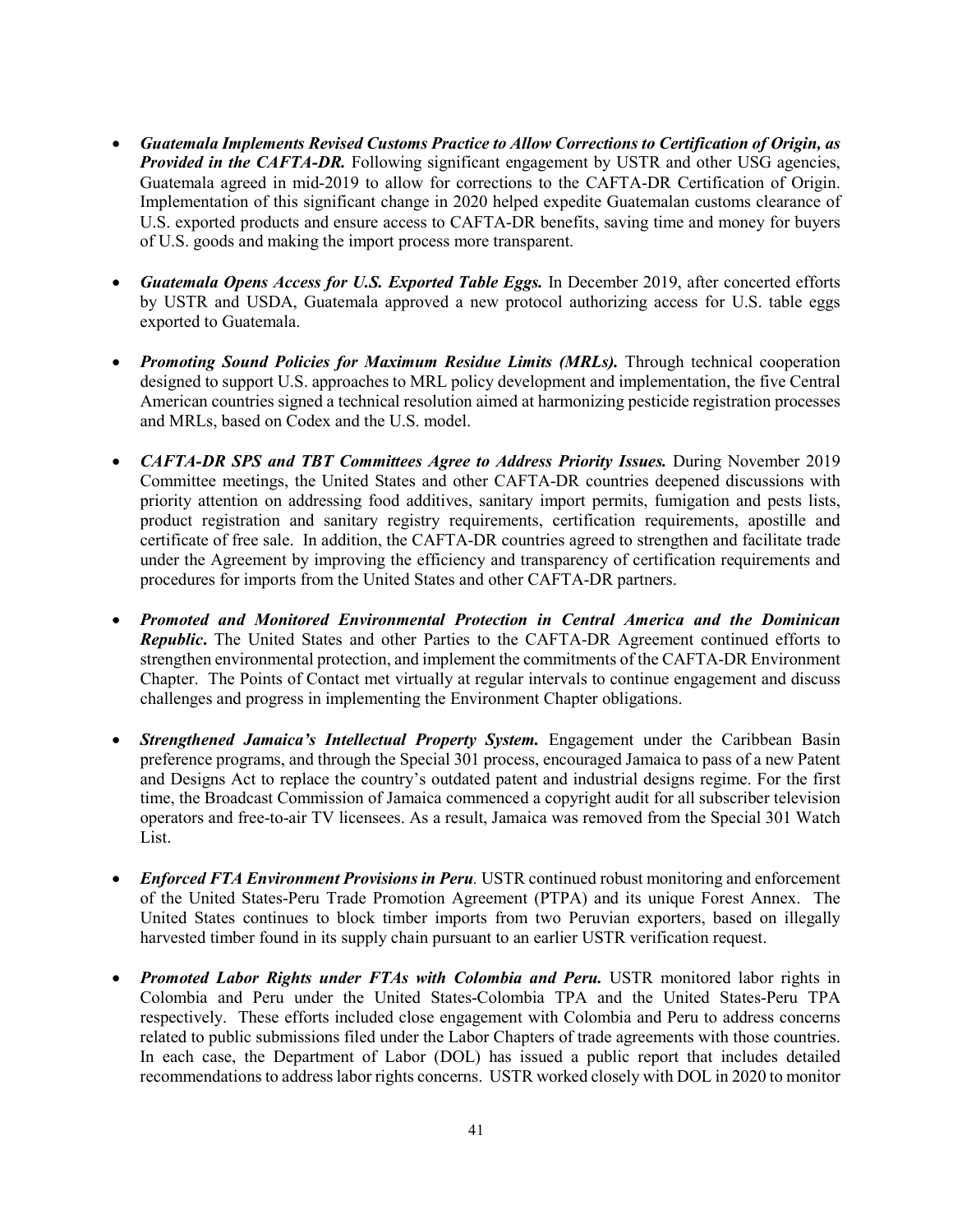- ***Guatemala Implements Revised Customs Practice to Allow Corrections to Certification of Origin, as Provided in the CAFTA-DR.*** Following significant engagement by USTR and other USG agencies, Guatemala agreed in mid-2019 to allow for corrections to the CAFTA-DR Certification of Origin. Implementation of this significant change in 2020 helped expedite Guatemalan customs clearance of U.S. exported products and ensure access to CAFTA-DR benefits, saving time and money for buyers of U.S. goods and making the import process more transparent.

- ***Guatemala Opens Access for U.S. Exported Table Eggs.*** In December 2019, after concerted efforts by USTR and USDA, Guatemala approved a new protocol authorizing access for U.S. table eggs exported to Guatemala.

- ***Promoting Sound Policies for Maximum Residue Limits (MRLs).*** Through technical cooperation designed to support U.S. approaches to MRL policy development and implementation, the five Central American countries signed a technical resolution aimed at harmonizing pesticide registration processes and MRLs, based on Codex and the U.S. model.

- ***CAFTA-DR SPS and TBT Committees Agree to Address Priority Issues.*** During November 2019 Committee meetings, the United States and other CAFTA-DR countries deepened discussions with priority attention on addressing food additives, sanitary import permits, fumigation and pests lists, product registration and sanitary registry requirements, certification requirements, apostille and certificate of free sale. In addition, the CAFTA-DR countries agreed to strengthen and facilitate trade under the Agreement by improving the efficiency and transparency of certification requirements and procedures for imports from the United States and other CAFTA-DR partners.

- ***Promoted and Monitored Environmental Protection in Central America and the Dominican Republic*****.** The United States and other Parties to the CAFTA-DR Agreement continued efforts to strengthen environmental protection, and implement the commitments of the CAFTA-DR Environment Chapter. The Points of Contact met virtually at regular intervals to continue engagement and discuss challenges and progress in implementing the Environment Chapter obligations.

- ***Strengthened Jamaica's Intellectual Property System*****.** Engagement under the Caribbean Basin preference programs, and through the Special 301 process, encouraged Jamaica to pass of a new Patent and Designs Act to replace the country's outdated patent and industrial designs regime. For the first time, the Broadcast Commission of Jamaica commenced a copyright audit for all subscriber television operators and free-to-air TV licensees. As a result, Jamaica was removed from the Special 301 Watch List.

- ***Enforced FTA Environment Provisions in Peru*****.** USTR continued robust monitoring and enforcement of the United States-Peru Trade Promotion Agreement (PTPA) and its unique Forest Annex. The United States continues to block timber imports from two Peruvian exporters, based on illegally harvested timber found in its supply chain pursuant to an earlier USTR verification request.

- ***Promoted Labor Rights under FTAs with Colombia and Peru.*** USTR monitored labor rights in Colombia and Peru under the United States-Colombia TPA and the United States-Peru TPA respectively. These efforts included close engagement with Colombia and Peru to address concerns related to public submissions filed under the Labor Chapters of trade agreements with those countries. In each case, the Department of Labor (DOL) has issued a public report that includes detailed recommendations to address labor rights concerns. USTR worked closely with DOL in 2020 to monitor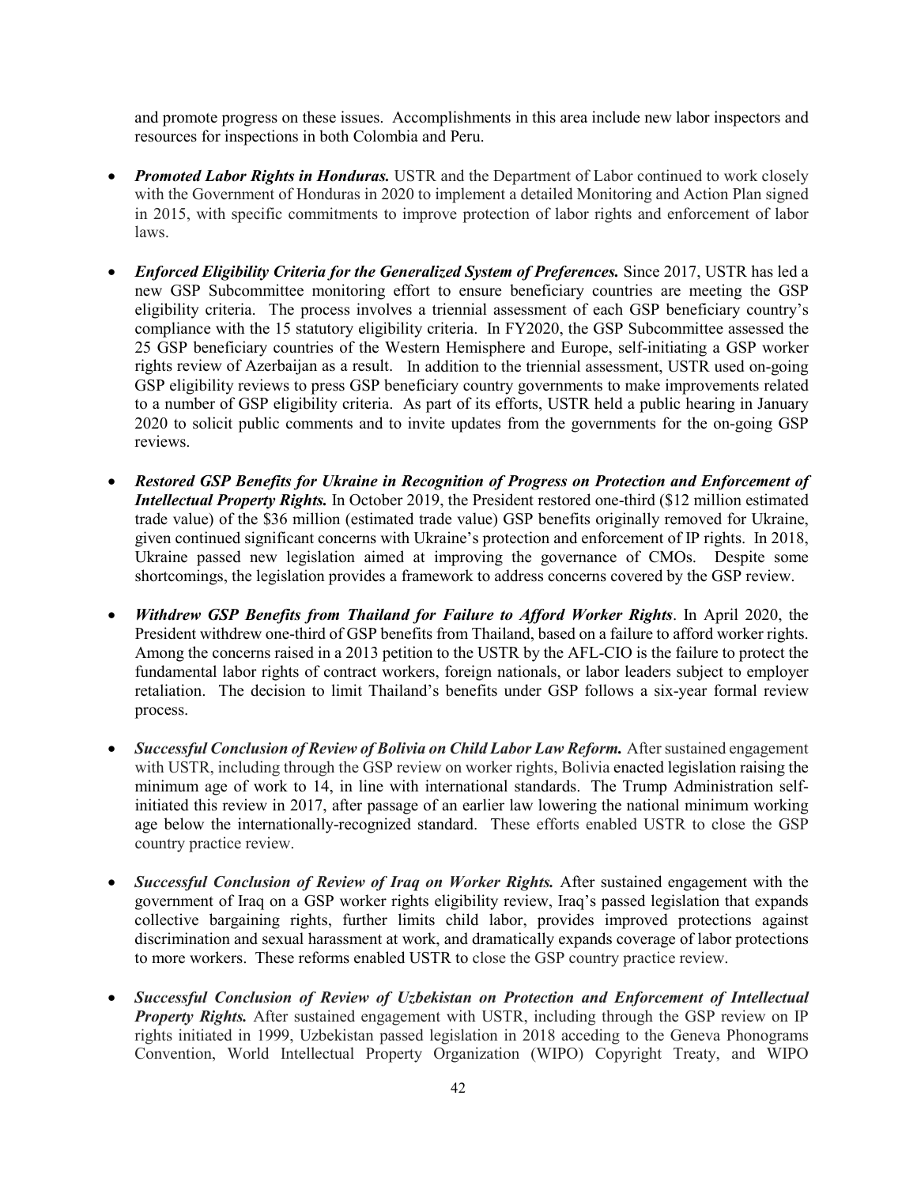and promote progress on these issues. Accomplishments in this area include new labor inspectors and resources for inspections in both Colombia and Peru.

- ***Promoted Labor Rights in Honduras.*** USTR and the Department of Labor continued to work closely with the Government of Honduras in 2020 to implement a detailed Monitoring and Action Plan signed in 2015, with specific commitments to improve protection of labor rights and enforcement of labor laws.

- ***Enforced Eligibility Criteria for the Generalized System of Preferences.*** Since 2017, USTR has led a new GSP Subcommittee monitoring effort to ensure beneficiary countries are meeting the GSP eligibility criteria. The process involves a triennial assessment of each GSP beneficiary country's compliance with the 15 statutory eligibility criteria. In FY2020, the GSP Subcommittee assessed the 25 GSP beneficiary countries of the Western Hemisphere and Europe, self-initiating a GSP worker rights review of Azerbaijan as a result. In addition to the triennial assessment, USTR used on-going GSP eligibility reviews to press GSP beneficiary country governments to make improvements related to a number of GSP eligibility criteria. As part of its efforts, USTR held a public hearing in January 2020 to solicit public comments and to invite updates from the governments for the on-going GSP reviews.

- ***Restored GSP Benefits for Ukraine in Recognition of Progress on Protection and Enforcement of Intellectual Property Rights.*** In October 2019, the President restored one-third ($12 million estimated trade value) of the $36 million (estimated trade value) GSP benefits originally removed for Ukraine, given continued significant concerns with Ukraine's protection and enforcement of IP rights. In 2018, Ukraine passed new legislation aimed at improving the governance of CMOs. Despite some shortcomings, the legislation provides a framework to address concerns covered by the GSP review.

- ***Withdrew GSP Benefits from Thailand for Failure to Afford Worker Rights***. In April 2020, the President withdrew one-third of GSP benefits from Thailand, based on a failure to afford worker rights. Among the concerns raised in a 2013 petition to the USTR by the AFL-CIO is the failure to protect the fundamental labor rights of contract workers, foreign nationals, or labor leaders subject to employer retaliation. The decision to limit Thailand's benefits under GSP follows a six-year formal review process.

- ***Successful Conclusion of Review of Bolivia on Child Labor Law Reform.*** After sustained engagement with USTR, including through the GSP review on worker rights, Bolivia enacted legislation raising the minimum age of work to 14, in line with international standards. The Trump Administration self-initiated this review in 2017, after passage of an earlier law lowering the national minimum working age below the internationally-recognized standard. These efforts enabled USTR to close the GSP country practice review.

- ***Successful Conclusion of Review of Iraq on Worker Rights.*** After sustained engagement with the government of Iraq on a GSP worker rights eligibility review, Iraq's passed legislation that expands collective bargaining rights, further limits child labor, provides improved protections against discrimination and sexual harassment at work, and dramatically expands coverage of labor protections to more workers. These reforms enabled USTR to close the GSP country practice review.

- ***Successful Conclusion of Review of Uzbekistan on Protection and Enforcement of Intellectual Property Rights.*** After sustained engagement with USTR, including through the GSP review on IP rights initiated in 1999, Uzbekistan passed legislation in 2018 acceding to the Geneva Phonograms Convention, World Intellectual Property Organization (WIPO) Copyright Treaty, and WIPO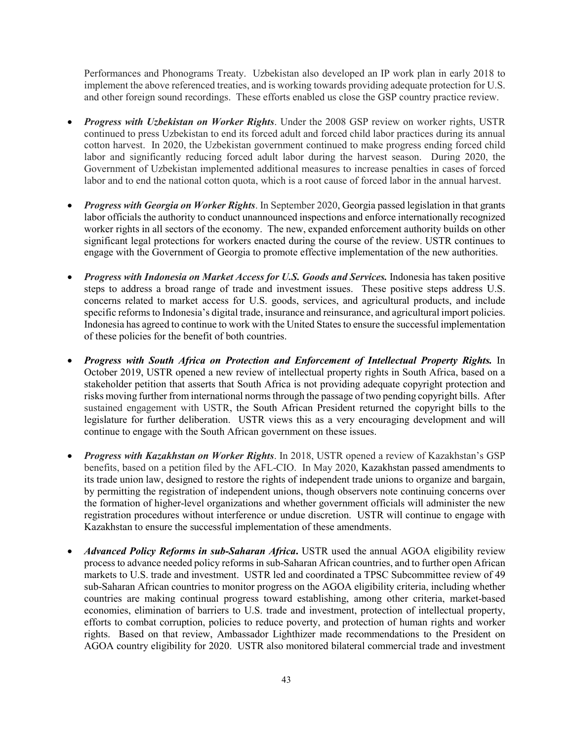Performances and Phonograms Treaty. Uzbekistan also developed an IP work plan in early 2018 to implement the above referenced treaties, and is working towards providing adequate protection for U.S. and other foreign sound recordings. These efforts enabled us close the GSP country practice review.

- ***Progress with Uzbekistan on Worker Rights***. Under the 2008 GSP review on worker rights, USTR continued to press Uzbekistan to end its forced adult and forced child labor practices during its annual cotton harvest. In 2020, the Uzbekistan government continued to make progress ending forced child labor and significantly reducing forced adult labor during the harvest season. During 2020, the Government of Uzbekistan implemented additional measures to increase penalties in cases of forced labor and to end the national cotton quota, which is a root cause of forced labor in the annual harvest.

- ***Progress with Georgia on Worker Rights***. In September 2020, Georgia passed legislation in that grants labor officials the authority to conduct unannounced inspections and enforce internationally recognized worker rights in all sectors of the economy. The new, expanded enforcement authority builds on other significant legal protections for workers enacted during the course of the review. USTR continues to engage with the Government of Georgia to promote effective implementation of the new authorities.

- ***Progress with Indonesia on Market Access for U.S. Goods and Services.*** Indonesia has taken positive steps to address a broad range of trade and investment issues. These positive steps address U.S. concerns related to market access for U.S. goods, services, and agricultural products, and include specific reforms to Indonesia's digital trade, insurance and reinsurance, and agricultural import policies. Indonesia has agreed to continue to work with the United States to ensure the successful implementation of these policies for the benefit of both countries.

- ***Progress with South Africa on Protection and Enforcement of Intellectual Property Rights.*** In October 2019, USTR opened a new review of intellectual property rights in South Africa, based on a stakeholder petition that asserts that South Africa is not providing adequate copyright protection and risks moving further from international norms through the passage of two pending copyright bills. After sustained engagement with USTR, the South African President returned the copyright bills to the legislature for further deliberation. USTR views this as a very encouraging development and will continue to engage with the South African government on these issues.

- ***Progress with Kazakhstan on Worker Rights***. In 2018, USTR opened a review of Kazakhstan's GSP benefits, based on a petition filed by the AFL-CIO. In May 2020, Kazakhstan passed amendments to its trade union law, designed to restore the rights of independent trade unions to organize and bargain, by permitting the registration of independent unions, though observers note continuing concerns over the formation of higher-level organizations and whether government officials will administer the new registration procedures without interference or undue discretion. USTR will continue to engage with Kazakhstan to ensure the successful implementation of these amendments.

- ***Advanced Policy Reforms in sub-Saharan Africa*****.** USTR used the annual AGOA eligibility review process to advance needed policy reforms in sub-Saharan African countries, and to further open African markets to U.S. trade and investment. USTR led and coordinated a TPSC Subcommittee review of 49 sub-Saharan African countries to monitor progress on the AGOA eligibility criteria, including whether countries are making continual progress toward establishing, among other criteria, market-based economies, elimination of barriers to U.S. trade and investment, protection of intellectual property, efforts to combat corruption, policies to reduce poverty, and protection of human rights and worker rights. Based on that review, Ambassador Lighthizer made recommendations to the President on AGOA country eligibility for 2020. USTR also monitored bilateral commercial trade and investment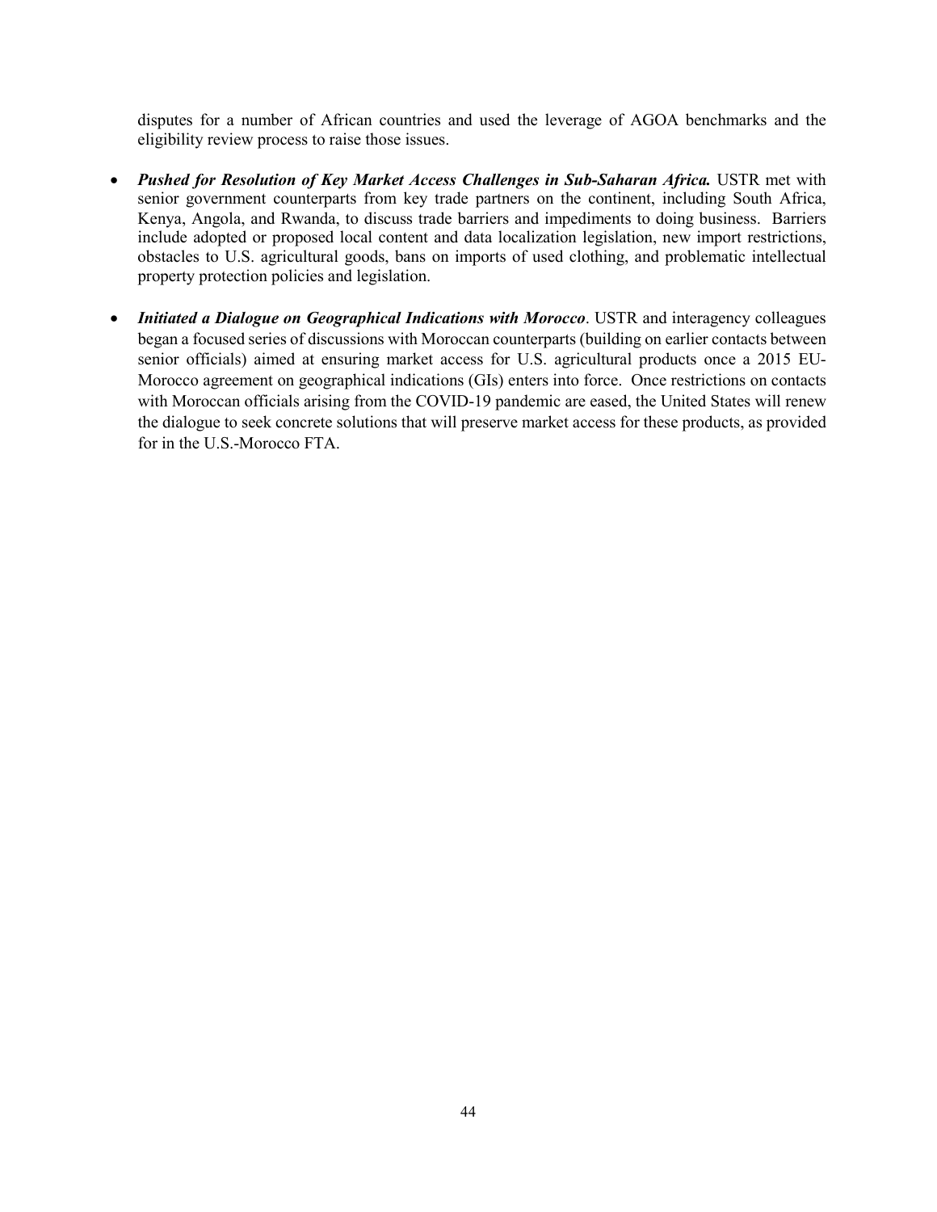disputes for a number of African countries and used the leverage of AGOA benchmarks and the eligibility review process to raise those issues.

- ***Pushed for Resolution of Key Market Access Challenges in Sub-Saharan Africa.*** USTR met with senior government counterparts from key trade partners on the continent, including South Africa, Kenya, Angola, and Rwanda, to discuss trade barriers and impediments to doing business. Barriers include adopted or proposed local content and data localization legislation, new import restrictions, obstacles to U.S. agricultural goods, bans on imports of used clothing, and problematic intellectual property protection policies and legislation.

- ***Initiated a Dialogue on Geographical Indications with Morocco***. USTR and interagency colleagues began a focused series of discussions with Moroccan counterparts (building on earlier contacts between senior officials) aimed at ensuring market access for U.S. agricultural products once a 2015 EU-Morocco agreement on geographical indications (GIs) enters into force. Once restrictions on contacts with Moroccan officials arising from the COVID-19 pandemic are eased, the United States will renew the dialogue to seek concrete solutions that will preserve market access for these products, as provided for in the U.S.-Morocco FTA.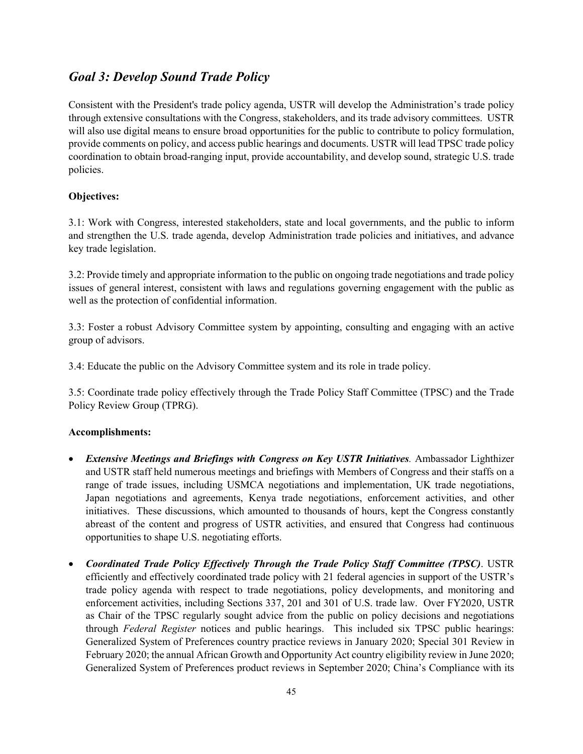## *Goal 3: Develop Sound Trade Policy*

Consistent with the President's trade policy agenda, USTR will develop the Administration's trade policy through extensive consultations with the Congress, stakeholders, and its trade advisory committees. USTR will also use digital means to ensure broad opportunities for the public to contribute to policy formulation, provide comments on policy, and access public hearings and documents. USTR will lead TPSC trade policy coordination to obtain broad-ranging input, provide accountability, and develop sound, strategic U.S. trade policies.

**Objectives:**

3.1: Work with Congress, interested stakeholders, state and local governments, and the public to inform and strengthen the U.S. trade agenda, develop Administration trade policies and initiatives, and advance key trade legislation.

3.2: Provide timely and appropriate information to the public on ongoing trade negotiations and trade policy issues of general interest, consistent with laws and regulations governing engagement with the public as well as the protection of confidential information.

3.3: Foster a robust Advisory Committee system by appointing, consulting and engaging with an active group of advisors.

3.4: Educate the public on the Advisory Committee system and its role in trade policy.

3.5: Coordinate trade policy effectively through the Trade Policy Staff Committee (TPSC) and the Trade Policy Review Group (TPRG).

**Accomplishments:**

- ***Extensive Meetings and Briefings with Congress on Key USTR Initiatives.*** Ambassador Lighthizer and USTR staff held numerous meetings and briefings with Members of Congress and their staffs on a range of trade issues, including USMCA negotiations and implementation, UK trade negotiations, Japan negotiations and agreements, Kenya trade negotiations, enforcement activities, and other initiatives. These discussions, which amounted to thousands of hours, kept the Congress constantly abreast of the content and progress of USTR activities, and ensured that Congress had continuous opportunities to shape U.S. negotiating efforts.
- ***Coordinated Trade Policy Effectively Through the Trade Policy Staff Committee (TPSC)***. USTR efficiently and effectively coordinated trade policy with 21 federal agencies in support of the USTR's trade policy agenda with respect to trade negotiations, policy developments, and monitoring and enforcement activities, including Sections 337, 201 and 301 of U.S. trade law. Over FY2020, USTR as Chair of the TPSC regularly sought advice from the public on policy decisions and negotiations through *Federal Register* notices and public hearings. This included six TPSC public hearings: Generalized System of Preferences country practice reviews in January 2020; Special 301 Review in February 2020; the annual African Growth and Opportunity Act country eligibility review in June 2020; Generalized System of Preferences product reviews in September 2020; China's Compliance with its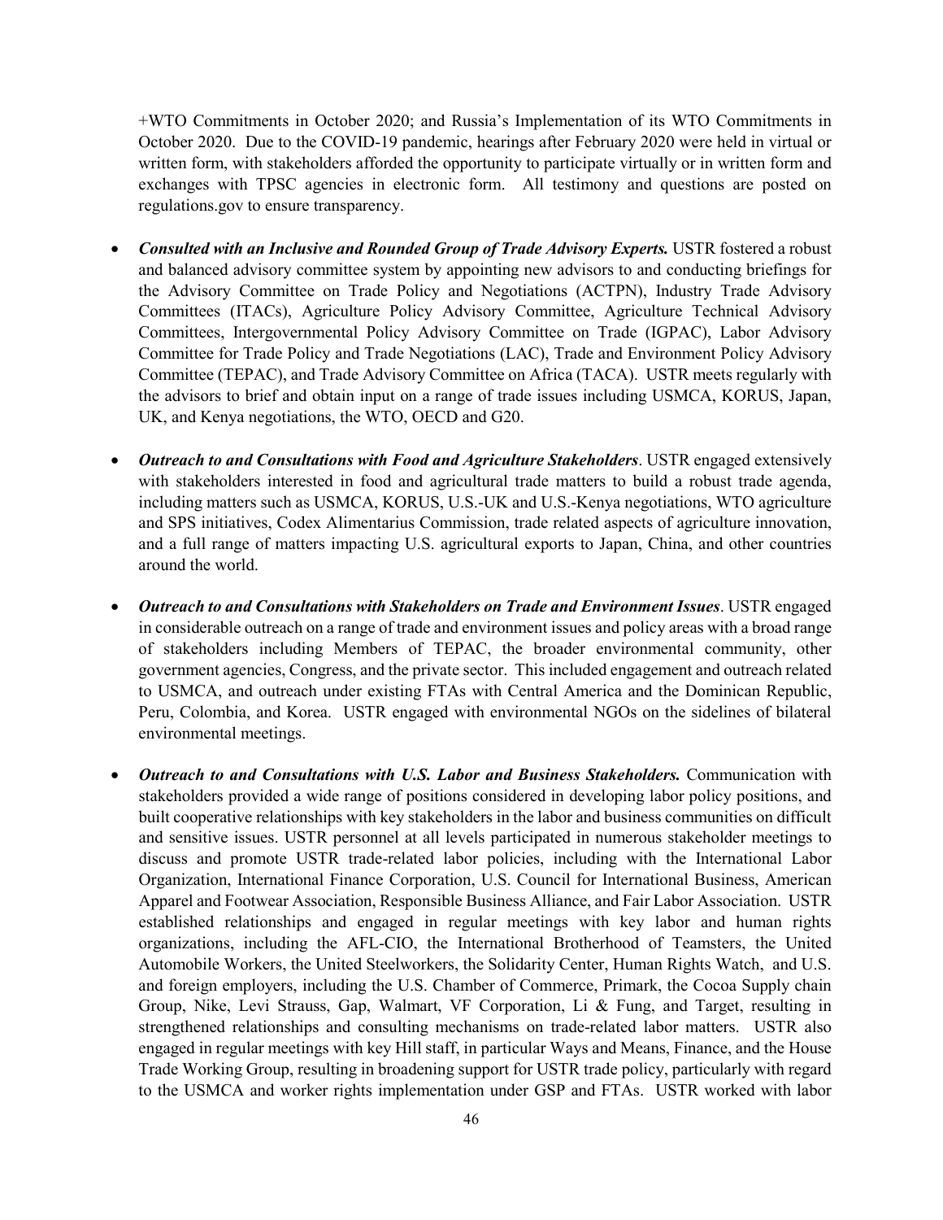+WTO Commitments in October 2020; and Russia's Implementation of its WTO Commitments in October 2020. Due to the COVID-19 pandemic, hearings after February 2020 were held in virtual or written form, with stakeholders afforded the opportunity to participate virtually or in written form and exchanges with TPSC agencies in electronic form. All testimony and questions are posted on regulations.gov to ensure transparency.

- ***Consulted with an Inclusive and Rounded Group of Trade Advisory Experts.*** USTR fostered a robust and balanced advisory committee system by appointing new advisors to and conducting briefings for the Advisory Committee on Trade Policy and Negotiations (ACTPN), Industry Trade Advisory Committees (ITACs), Agriculture Policy Advisory Committee, Agriculture Technical Advisory Committees, Intergovernmental Policy Advisory Committee on Trade (IGPAC), Labor Advisory Committee for Trade Policy and Trade Negotiations (LAC), Trade and Environment Policy Advisory Committee (TEPAC), and Trade Advisory Committee on Africa (TACA). USTR meets regularly with the advisors to brief and obtain input on a range of trade issues including USMCA, KORUS, Japan, UK, and Kenya negotiations, the WTO, OECD and G20.

- ***Outreach to and Consultations with Food and Agriculture Stakeholders***. USTR engaged extensively with stakeholders interested in food and agricultural trade matters to build a robust trade agenda, including matters such as USMCA, KORUS, U.S.-UK and U.S.-Kenya negotiations, WTO agriculture and SPS initiatives, Codex Alimentarius Commission, trade related aspects of agriculture innovation, and a full range of matters impacting U.S. agricultural exports to Japan, China, and other countries around the world.

- ***Outreach to and Consultations with Stakeholders on Trade and Environment Issues***. USTR engaged in considerable outreach on a range of trade and environment issues and policy areas with a broad range of stakeholders including Members of TEPAC, the broader environmental community, other government agencies, Congress, and the private sector. This included engagement and outreach related to USMCA, and outreach under existing FTAs with Central America and the Dominican Republic, Peru, Colombia, and Korea. USTR engaged with environmental NGOs on the sidelines of bilateral environmental meetings.

- ***Outreach to and Consultations with U.S. Labor and Business Stakeholders.*** Communication with stakeholders provided a wide range of positions considered in developing labor policy positions, and built cooperative relationships with key stakeholders in the labor and business communities on difficult and sensitive issues. USTR personnel at all levels participated in numerous stakeholder meetings to discuss and promote USTR trade-related labor policies, including with the International Labor Organization, International Finance Corporation, U.S. Council for International Business, American Apparel and Footwear Association, Responsible Business Alliance, and Fair Labor Association. USTR established relationships and engaged in regular meetings with key labor and human rights organizations, including the AFL-CIO, the International Brotherhood of Teamsters, the United Automobile Workers, the United Steelworkers, the Solidarity Center, Human Rights Watch, and U.S. and foreign employers, including the U.S. Chamber of Commerce, Primark, the Cocoa Supply chain Group, Nike, Levi Strauss, Gap, Walmart, VF Corporation, Li & Fung, and Target, resulting in strengthened relationships and consulting mechanisms on trade-related labor matters. USTR also engaged in regular meetings with key Hill staff, in particular Ways and Means, Finance, and the House Trade Working Group, resulting in broadening support for USTR trade policy, particularly with regard to the USMCA and worker rights implementation under GSP and FTAs. USTR worked with labor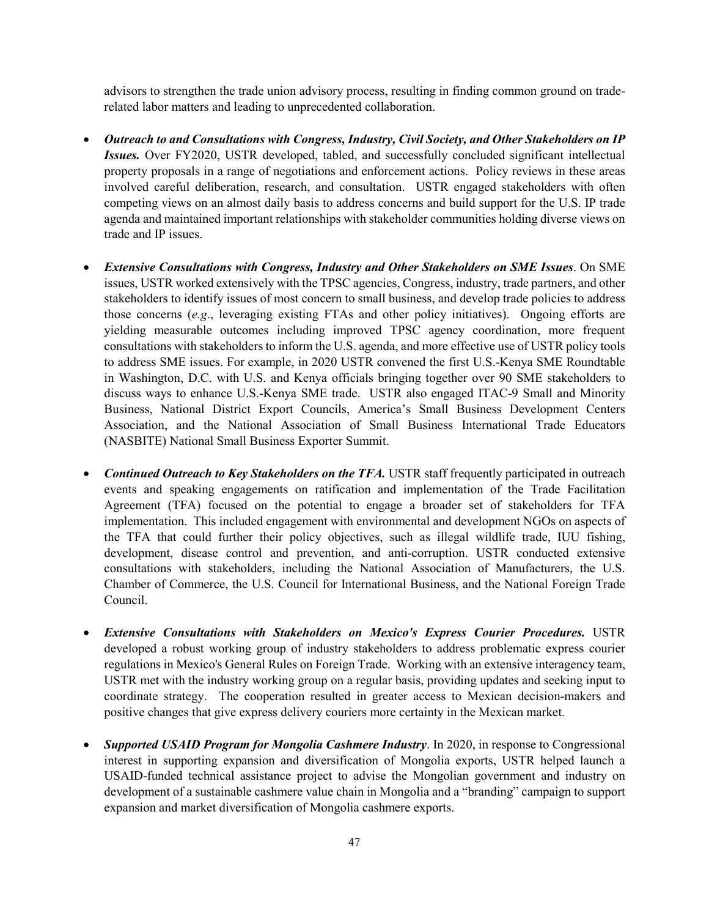advisors to strengthen the trade union advisory process, resulting in finding common ground on trade-related labor matters and leading to unprecedented collaboration.

- ***Outreach to and Consultations with Congress, Industry, Civil Society, and Other Stakeholders on IP Issues.*** Over FY2020, USTR developed, tabled, and successfully concluded significant intellectual property proposals in a range of negotiations and enforcement actions. Policy reviews in these areas involved careful deliberation, research, and consultation. USTR engaged stakeholders with often competing views on an almost daily basis to address concerns and build support for the U.S. IP trade agenda and maintained important relationships with stakeholder communities holding diverse views on trade and IP issues.

- ***Extensive Consultations with Congress, Industry and Other Stakeholders on SME Issues***. On SME issues, USTR worked extensively with the TPSC agencies, Congress, industry, trade partners, and other stakeholders to identify issues of most concern to small business, and develop trade policies to address those concerns (*e.g*., leveraging existing FTAs and other policy initiatives). Ongoing efforts are yielding measurable outcomes including improved TPSC agency coordination, more frequent consultations with stakeholders to inform the U.S. agenda, and more effective use of USTR policy tools to address SME issues. For example, in 2020 USTR convened the first U.S.-Kenya SME Roundtable in Washington, D.C. with U.S. and Kenya officials bringing together over 90 SME stakeholders to discuss ways to enhance U.S.-Kenya SME trade. USTR also engaged ITAC-9 Small and Minority Business, National District Export Councils, America's Small Business Development Centers Association, and the National Association of Small Business International Trade Educators (NASBITE) National Small Business Exporter Summit.

- ***Continued Outreach to Key Stakeholders on the TFA.*** USTR staff frequently participated in outreach events and speaking engagements on ratification and implementation of the Trade Facilitation Agreement (TFA) focused on the potential to engage a broader set of stakeholders for TFA implementation. This included engagement with environmental and development NGOs on aspects of the TFA that could further their policy objectives, such as illegal wildlife trade, IUU fishing, development, disease control and prevention, and anti-corruption. USTR conducted extensive consultations with stakeholders, including the National Association of Manufacturers, the U.S. Chamber of Commerce, the U.S. Council for International Business, and the National Foreign Trade Council.

- ***Extensive Consultations with Stakeholders on Mexico's Express Courier Procedures.*** USTR developed a robust working group of industry stakeholders to address problematic express courier regulations in Mexico's General Rules on Foreign Trade. Working with an extensive interagency team, USTR met with the industry working group on a regular basis, providing updates and seeking input to coordinate strategy. The cooperation resulted in greater access to Mexican decision-makers and positive changes that give express delivery couriers more certainty in the Mexican market.

- ***Supported USAID Program for Mongolia Cashmere Industry***. In 2020, in response to Congressional interest in supporting expansion and diversification of Mongolia exports, USTR helped launch a USAID-funded technical assistance project to advise the Mongolian government and industry on development of a sustainable cashmere value chain in Mongolia and a "branding" campaign to support expansion and market diversification of Mongolia cashmere exports.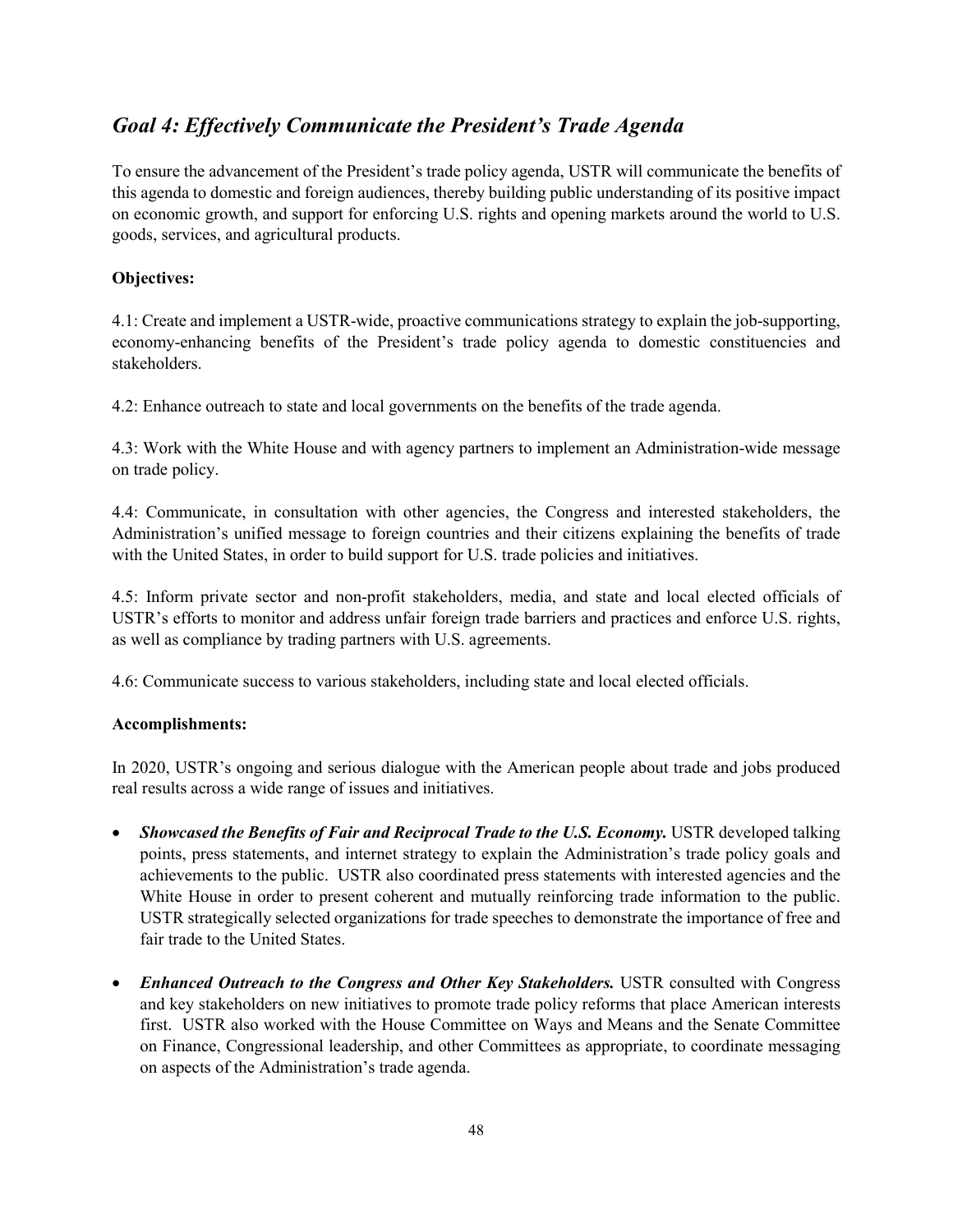## *Goal 4: Effectively Communicate the President's Trade Agenda*

To ensure the advancement of the President's trade policy agenda, USTR will communicate the benefits of this agenda to domestic and foreign audiences, thereby building public understanding of its positive impact on economic growth, and support for enforcing U.S. rights and opening markets around the world to U.S. goods, services, and agricultural products.

**Objectives:**

4.1: Create and implement a USTR-wide, proactive communications strategy to explain the job-supporting, economy-enhancing benefits of the President's trade policy agenda to domestic constituencies and stakeholders.

4.2: Enhance outreach to state and local governments on the benefits of the trade agenda.

4.3: Work with the White House and with agency partners to implement an Administration-wide message on trade policy.

4.4: Communicate, in consultation with other agencies, the Congress and interested stakeholders, the Administration's unified message to foreign countries and their citizens explaining the benefits of trade with the United States, in order to build support for U.S. trade policies and initiatives.

4.5: Inform private sector and non-profit stakeholders, media, and state and local elected officials of USTR's efforts to monitor and address unfair foreign trade barriers and practices and enforce U.S. rights, as well as compliance by trading partners with U.S. agreements.

4.6: Communicate success to various stakeholders, including state and local elected officials.

**Accomplishments:**

In 2020, USTR's ongoing and serious dialogue with the American people about trade and jobs produced real results across a wide range of issues and initiatives.

- ***Showcased the Benefits of Fair and Reciprocal Trade to the U.S. Economy.*** USTR developed talking points, press statements, and internet strategy to explain the Administration's trade policy goals and achievements to the public. USTR also coordinated press statements with interested agencies and the White House in order to present coherent and mutually reinforcing trade information to the public. USTR strategically selected organizations for trade speeches to demonstrate the importance of free and fair trade to the United States.

- ***Enhanced Outreach to the Congress and Other Key Stakeholders.*** USTR consulted with Congress and key stakeholders on new initiatives to promote trade policy reforms that place American interests first. USTR also worked with the House Committee on Ways and Means and the Senate Committee on Finance, Congressional leadership, and other Committees as appropriate, to coordinate messaging on aspects of the Administration's trade agenda.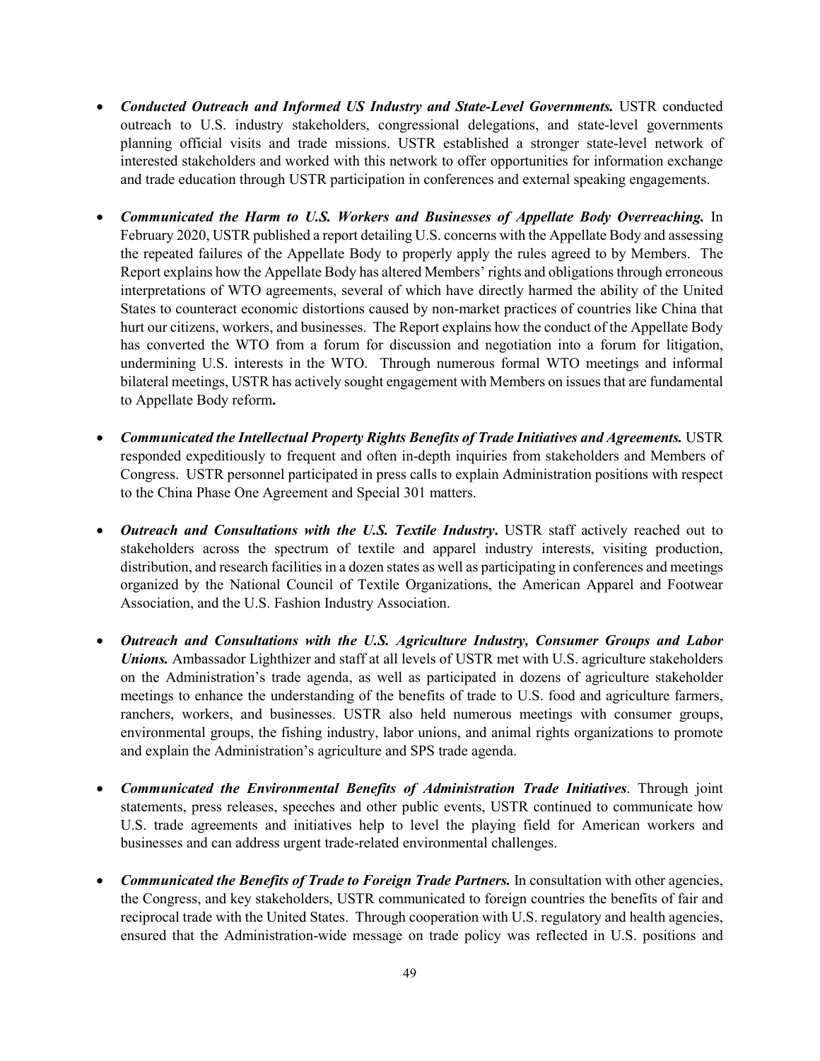- ***Conducted Outreach and Informed US Industry and State-Level Governments.*** USTR conducted outreach to U.S. industry stakeholders, congressional delegations, and state-level governments planning official visits and trade missions. USTR established a stronger state-level network of interested stakeholders and worked with this network to offer opportunities for information exchange and trade education through USTR participation in conferences and external speaking engagements.

- ***Communicated the Harm to U.S. Workers and Businesses of Appellate Body Overreaching.*** In February 2020, USTR published a report detailing U.S. concerns with the Appellate Body and assessing the repeated failures of the Appellate Body to properly apply the rules agreed to by Members. The Report explains how the Appellate Body has altered Members' rights and obligations through erroneous interpretations of WTO agreements, several of which have directly harmed the ability of the United States to counteract economic distortions caused by non-market practices of countries like China that hurt our citizens, workers, and businesses. The Report explains how the conduct of the Appellate Body has converted the WTO from a forum for discussion and negotiation into a forum for litigation, undermining U.S. interests in the WTO. Through numerous formal WTO meetings and informal bilateral meetings, USTR has actively sought engagement with Members on issues that are fundamental to Appellate Body reform**.**

- ***Communicated the Intellectual Property Rights Benefits of Trade Initiatives and Agreements.*** USTR responded expeditiously to frequent and often in-depth inquiries from stakeholders and Members of Congress. USTR personnel participated in press calls to explain Administration positions with respect to the China Phase One Agreement and Special 301 matters.

- ***Outreach and Consultations with the U.S. Textile Industry*****.** USTR staff actively reached out to stakeholders across the spectrum of textile and apparel industry interests, visiting production, distribution, and research facilities in a dozen states as well as participating in conferences and meetings organized by the National Council of Textile Organizations, the American Apparel and Footwear Association, and the U.S. Fashion Industry Association.

- ***Outreach and Consultations with the U.S. Agriculture Industry, Consumer Groups and Labor Unions.*** Ambassador Lighthizer and staff at all levels of USTR met with U.S. agriculture stakeholders on the Administration's trade agenda, as well as participated in dozens of agriculture stakeholder meetings to enhance the understanding of the benefits of trade to U.S. food and agriculture farmers, ranchers, workers, and businesses. USTR also held numerous meetings with consumer groups, environmental groups, the fishing industry, labor unions, and animal rights organizations to promote and explain the Administration's agriculture and SPS trade agenda.

- ***Communicated the Environmental Benefits of Administration Trade Initiatives***. Through joint statements, press releases, speeches and other public events, USTR continued to communicate how U.S. trade agreements and initiatives help to level the playing field for American workers and businesses and can address urgent trade-related environmental challenges.

- ***Communicated the Benefits of Trade to Foreign Trade Partners.*** In consultation with other agencies, the Congress, and key stakeholders, USTR communicated to foreign countries the benefits of fair and reciprocal trade with the United States. Through cooperation with U.S. regulatory and health agencies, ensured that the Administration-wide message on trade policy was reflected in U.S. positions and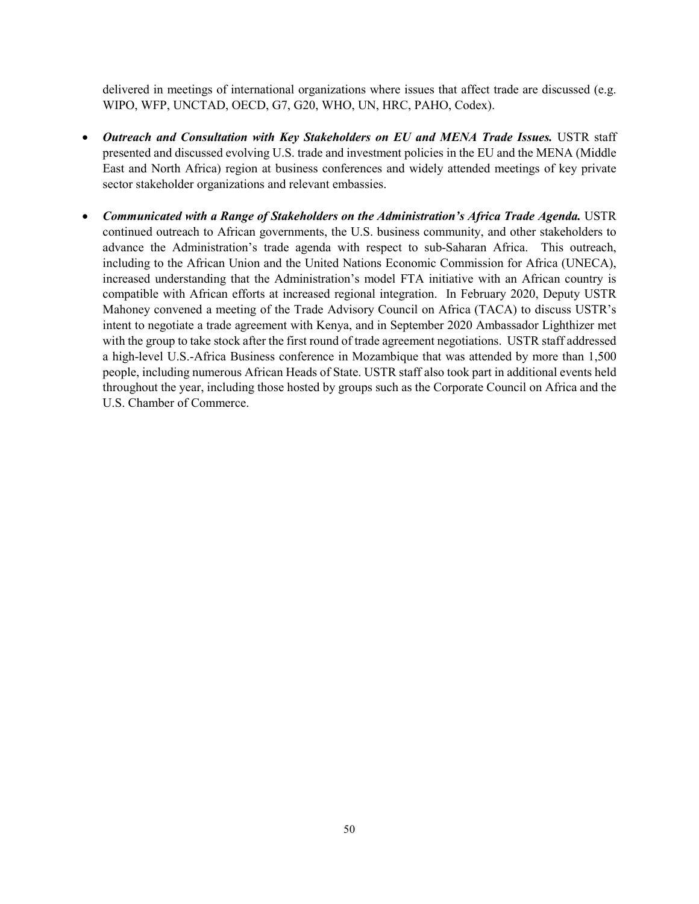delivered in meetings of international organizations where issues that affect trade are discussed (e.g. WIPO, WFP, UNCTAD, OECD, G7, G20, WHO, UN, HRC, PAHO, Codex).

- ***Outreach and Consultation with Key Stakeholders on EU and MENA Trade Issues.*** USTR staff presented and discussed evolving U.S. trade and investment policies in the EU and the MENA (Middle East and North Africa) region at business conferences and widely attended meetings of key private sector stakeholder organizations and relevant embassies.

- ***Communicated with a Range of Stakeholders on the Administration's Africa Trade Agenda.*** USTR continued outreach to African governments, the U.S. business community, and other stakeholders to advance the Administration's trade agenda with respect to sub-Saharan Africa. This outreach, including to the African Union and the United Nations Economic Commission for Africa (UNECA), increased understanding that the Administration's model FTA initiative with an African country is compatible with African efforts at increased regional integration. In February 2020, Deputy USTR Mahoney convened a meeting of the Trade Advisory Council on Africa (TACA) to discuss USTR's intent to negotiate a trade agreement with Kenya, and in September 2020 Ambassador Lighthizer met with the group to take stock after the first round of trade agreement negotiations. USTR staff addressed a high-level U.S.-Africa Business conference in Mozambique that was attended by more than 1,500 people, including numerous African Heads of State. USTR staff also took part in additional events held throughout the year, including those hosted by groups such as the Corporate Council on Africa and the U.S. Chamber of Commerce.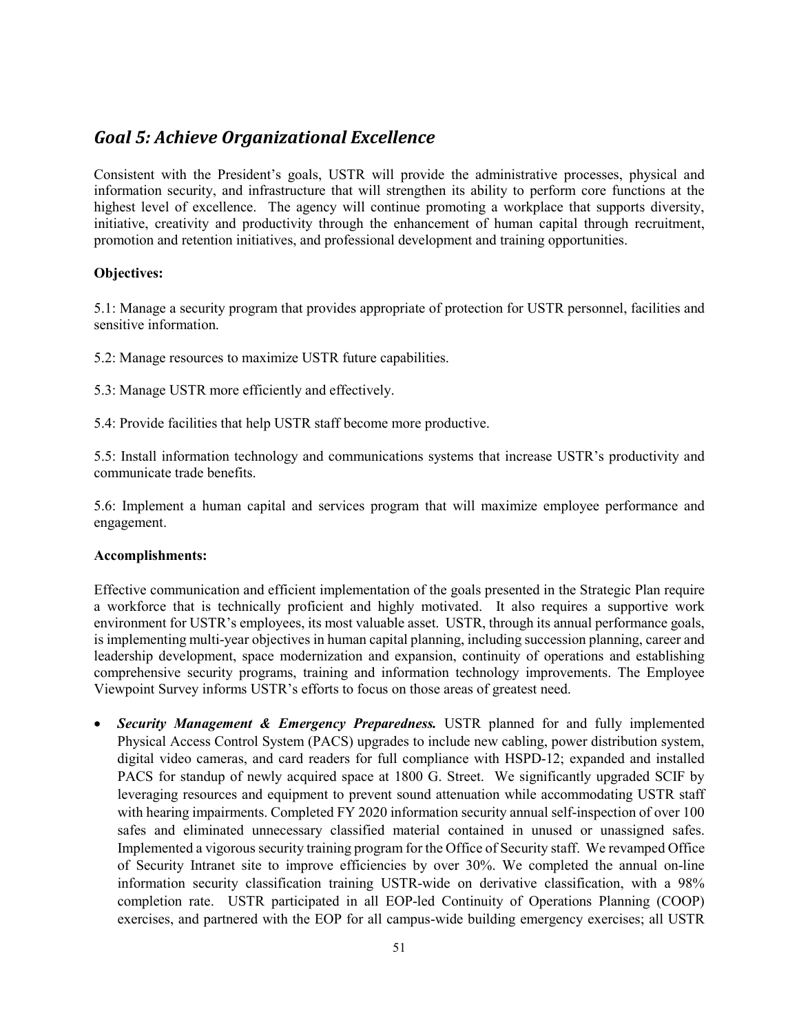## *Goal 5: Achieve Organizational Excellence*

Consistent with the President's goals, USTR will provide the administrative processes, physical and information security, and infrastructure that will strengthen its ability to perform core functions at the highest level of excellence. The agency will continue promoting a workplace that supports diversity, initiative, creativity and productivity through the enhancement of human capital through recruitment, promotion and retention initiatives, and professional development and training opportunities.

**Objectives:**

5.1: Manage a security program that provides appropriate of protection for USTR personnel, facilities and sensitive information.

5.2: Manage resources to maximize USTR future capabilities.

5.3: Manage USTR more efficiently and effectively.

5.4: Provide facilities that help USTR staff become more productive.

5.5: Install information technology and communications systems that increase USTR's productivity and communicate trade benefits.

5.6: Implement a human capital and services program that will maximize employee performance and engagement.

**Accomplishments:**

Effective communication and efficient implementation of the goals presented in the Strategic Plan require a workforce that is technically proficient and highly motivated. It also requires a supportive work environment for USTR's employees, its most valuable asset. USTR, through its annual performance goals, is implementing multi-year objectives in human capital planning, including succession planning, career and leadership development, space modernization and expansion, continuity of operations and establishing comprehensive security programs, training and information technology improvements. The Employee Viewpoint Survey informs USTR's efforts to focus on those areas of greatest need.

- ***Security Management & Emergency Preparedness.*** USTR planned for and fully implemented Physical Access Control System (PACS) upgrades to include new cabling, power distribution system, digital video cameras, and card readers for full compliance with HSPD-12; expanded and installed PACS for standup of newly acquired space at 1800 G. Street. We significantly upgraded SCIF by leveraging resources and equipment to prevent sound attenuation while accommodating USTR staff with hearing impairments. Completed FY 2020 information security annual self-inspection of over 100 safes and eliminated unnecessary classified material contained in unused or unassigned safes. Implemented a vigorous security training program for the Office of Security staff. We revamped Office of Security Intranet site to improve efficiencies by over 30%. We completed the annual on-line information security classification training USTR-wide on derivative classification, with a 98% completion rate. USTR participated in all EOP-led Continuity of Operations Planning (COOP) exercises, and partnered with the EOP for all campus-wide building emergency exercises; all USTR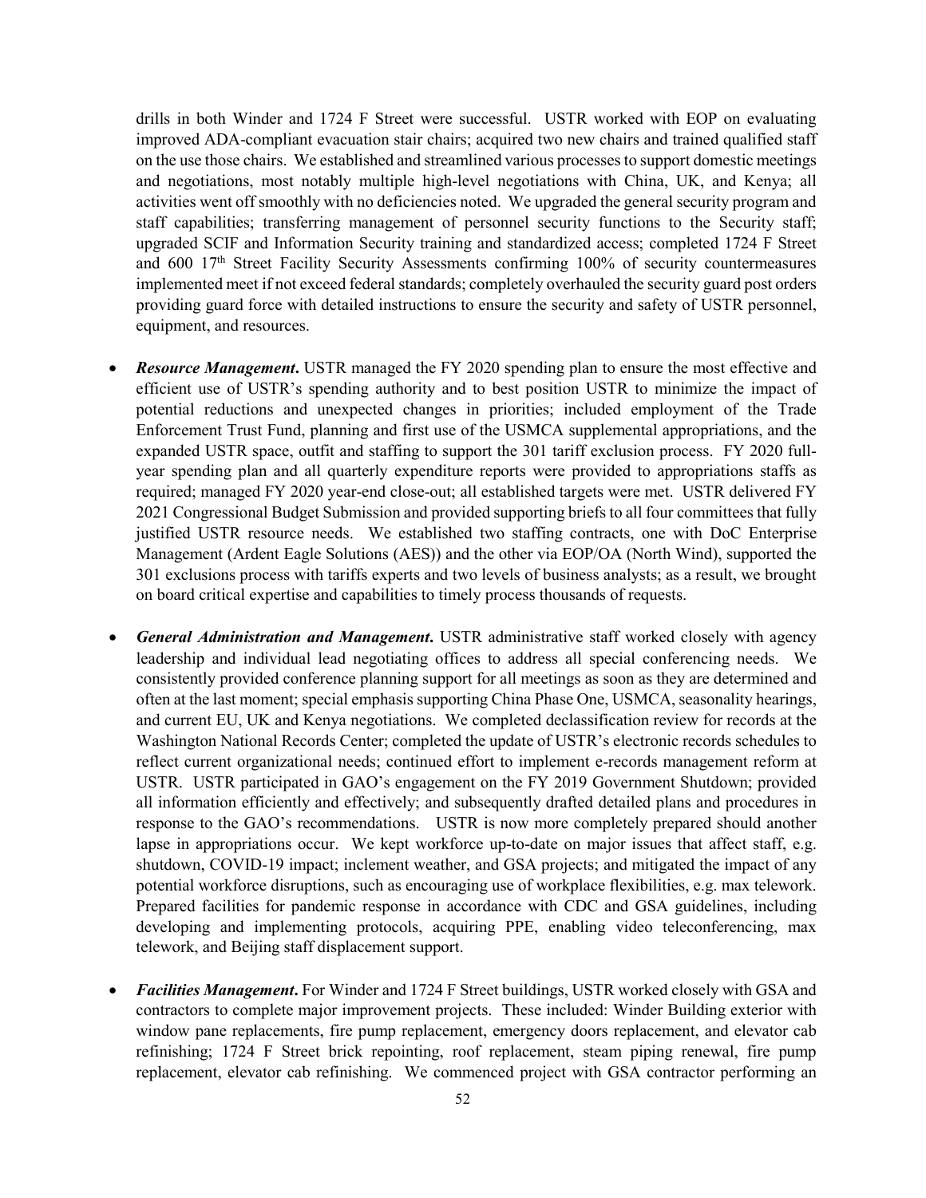drills in both Winder and 1724 F Street were successful. USTR worked with EOP on evaluating improved ADA-compliant evacuation stair chairs; acquired two new chairs and trained qualified staff on the use those chairs. We established and streamlined various processes to support domestic meetings and negotiations, most notably multiple high-level negotiations with China, UK, and Kenya; all activities went off smoothly with no deficiencies noted. We upgraded the general security program and staff capabilities; transferring management of personnel security functions to the Security staff; upgraded SCIF and Information Security training and standardized access; completed 1724 F Street and 600 17th Street Facility Security Assessments confirming 100% of security countermeasures implemented meet if not exceed federal standards; completely overhauled the security guard post orders providing guard force with detailed instructions to ensure the security and safety of USTR personnel, equipment, and resources.

- ***Resource Management***. USTR managed the FY 2020 spending plan to ensure the most effective and efficient use of USTR's spending authority and to best position USTR to minimize the impact of potential reductions and unexpected changes in priorities; included employment of the Trade Enforcement Trust Fund, planning and first use of the USMCA supplemental appropriations, and the expanded USTR space, outfit and staffing to support the 301 tariff exclusion process. FY 2020 full-year spending plan and all quarterly expenditure reports were provided to appropriations staffs as required; managed FY 2020 year-end close-out; all established targets were met. USTR delivered FY 2021 Congressional Budget Submission and provided supporting briefs to all four committees that fully justified USTR resource needs. We established two staffing contracts, one with DoC Enterprise Management (Ardent Eagle Solutions (AES)) and the other via EOP/OA (North Wind), supported the 301 exclusions process with tariffs experts and two levels of business analysts; as a result, we brought on board critical expertise and capabilities to timely process thousands of requests.

- ***General Administration and Management***. USTR administrative staff worked closely with agency leadership and individual lead negotiating offices to address all special conferencing needs. We consistently provided conference planning support for all meetings as soon as they are determined and often at the last moment; special emphasis supporting China Phase One, USMCA, seasonality hearings, and current EU, UK and Kenya negotiations. We completed declassification review for records at the Washington National Records Center; completed the update of USTR's electronic records schedules to reflect current organizational needs; continued effort to implement e-records management reform at USTR. USTR participated in GAO's engagement on the FY 2019 Government Shutdown; provided all information efficiently and effectively; and subsequently drafted detailed plans and procedures in response to the GAO's recommendations. USTR is now more completely prepared should another lapse in appropriations occur. We kept workforce up-to-date on major issues that affect staff, e.g. shutdown, COVID-19 impact; inclement weather, and GSA projects; and mitigated the impact of any potential workforce disruptions, such as encouraging use of workplace flexibilities, e.g. max telework. Prepared facilities for pandemic response in accordance with CDC and GSA guidelines, including developing and implementing protocols, acquiring PPE, enabling video teleconferencing, max telework, and Beijing staff displacement support.

- ***Facilities Management***. For Winder and 1724 F Street buildings, USTR worked closely with GSA and contractors to complete major improvement projects. These included: Winder Building exterior with window pane replacements, fire pump replacement, emergency doors replacement, and elevator cab refinishing; 1724 F Street brick repointing, roof replacement, steam piping renewal, fire pump replacement, elevator cab refinishing. We commenced project with GSA contractor performing an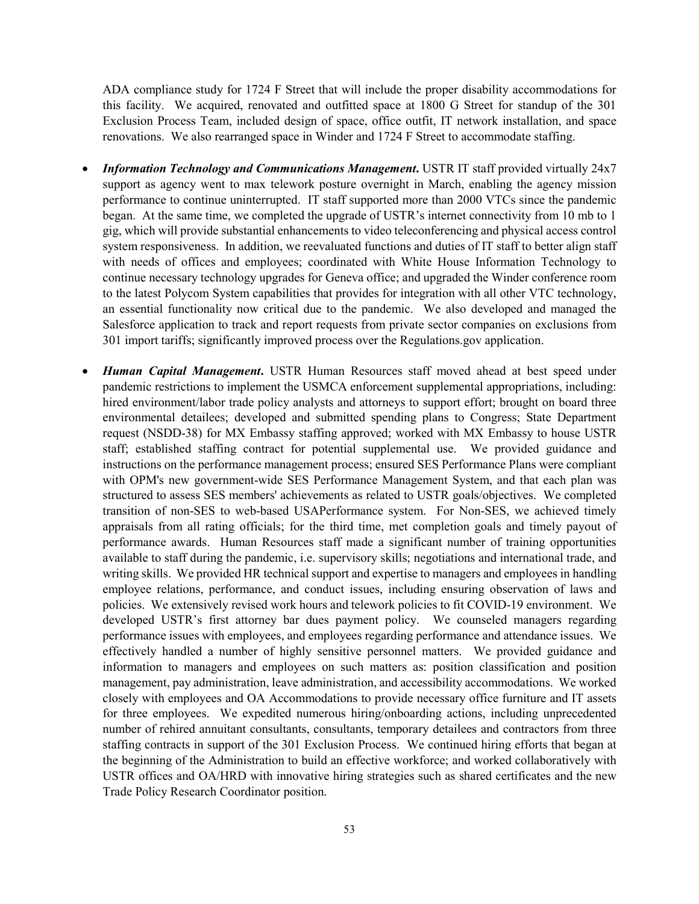ADA compliance study for 1724 F Street that will include the proper disability accommodations for this facility. We acquired, renovated and outfitted space at 1800 G Street for standup of the 301 Exclusion Process Team, included design of space, office outfit, IT network installation, and space renovations. We also rearranged space in Winder and 1724 F Street to accommodate staffing.

- ***Information Technology and Communications Management***. USTR IT staff provided virtually 24x7 support as agency went to max telework posture overnight in March, enabling the agency mission performance to continue uninterrupted. IT staff supported more than 2000 VTCs since the pandemic began. At the same time, we completed the upgrade of USTR's internet connectivity from 10 mb to 1 gig, which will provide substantial enhancements to video teleconferencing and physical access control system responsiveness. In addition, we reevaluated functions and duties of IT staff to better align staff with needs of offices and employees; coordinated with White House Information Technology to continue necessary technology upgrades for Geneva office; and upgraded the Winder conference room to the latest Polycom System capabilities that provides for integration with all other VTC technology, an essential functionality now critical due to the pandemic. We also developed and managed the Salesforce application to track and report requests from private sector companies on exclusions from 301 import tariffs; significantly improved process over the Regulations.gov application.

- ***Human Capital Management***. USTR Human Resources staff moved ahead at best speed under pandemic restrictions to implement the USMCA enforcement supplemental appropriations, including: hired environment/labor trade policy analysts and attorneys to support effort; brought on board three environmental detailees; developed and submitted spending plans to Congress; State Department request (NSDD-38) for MX Embassy staffing approved; worked with MX Embassy to house USTR staff; established staffing contract for potential supplemental use. We provided guidance and instructions on the performance management process; ensured SES Performance Plans were compliant with OPM's new government-wide SES Performance Management System, and that each plan was structured to assess SES members' achievements as related to USTR goals/objectives. We completed transition of non-SES to web-based USAPerformance system. For Non-SES, we achieved timely appraisals from all rating officials; for the third time, met completion goals and timely payout of performance awards. Human Resources staff made a significant number of training opportunities available to staff during the pandemic, i.e. supervisory skills; negotiations and international trade, and writing skills. We provided HR technical support and expertise to managers and employees in handling employee relations, performance, and conduct issues, including ensuring observation of laws and policies. We extensively revised work hours and telework policies to fit COVID-19 environment. We developed USTR's first attorney bar dues payment policy. We counseled managers regarding performance issues with employees, and employees regarding performance and attendance issues. We effectively handled a number of highly sensitive personnel matters. We provided guidance and information to managers and employees on such matters as: position classification and position management, pay administration, leave administration, and accessibility accommodations. We worked closely with employees and OA Accommodations to provide necessary office furniture and IT assets for three employees. We expedited numerous hiring/onboarding actions, including unprecedented number of rehired annuitant consultants, consultants, temporary detailees and contractors from three staffing contracts in support of the 301 Exclusion Process. We continued hiring efforts that began at the beginning of the Administration to build an effective workforce; and worked collaboratively with USTR offices and OA/HRD with innovative hiring strategies such as shared certificates and the new Trade Policy Research Coordinator position.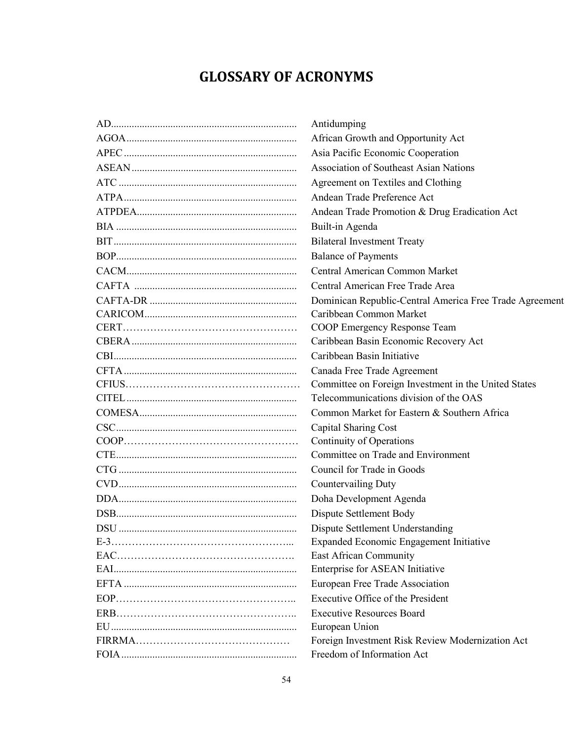# GLOSSARY OF ACRONYMS

| | |
|---|---|
| AD | Antidumping |
| AGOA | African Growth and Opportunity Act |
| APEC | Asia Pacific Economic Cooperation |
| ASEAN | Association of Southeast Asian Nations |
| ATC | Agreement on Textiles and Clothing |
| ATPA | Andean Trade Preference Act |
| ATPDEA | Andean Trade Promotion & Drug Eradication Act |
| BIA | Built-in Agenda |
| BIT | Bilateral Investment Treaty |
| BOP | Balance of Payments |
| CACM | Central American Common Market |
| CAFTA | Central American Free Trade Area |
| CAFTA-DR | Dominican Republic-Central America Free Trade Agreement |
| CARICOM | Caribbean Common Market |
| CERT | COOP Emergency Response Team |
| CBERA | Caribbean Basin Economic Recovery Act |
| CBI | Caribbean Basin Initiative |
| CFTA | Canada Free Trade Agreement |
| CFIUS | Committee on Foreign Investment in the United States |
| CITEL | Telecommunications division of the OAS |
| COMESA | Common Market for Eastern & Southern Africa |
| CSC | Capital Sharing Cost |
| COOP | Continuity of Operations |
| CTE | Committee on Trade and Environment |
| CTG | Council for Trade in Goods |
| CVD | Countervailing Duty |
| DDA | Doha Development Agenda |
| DSB | Dispute Settlement Body |
| DSU | Dispute Settlement Understanding |
| E-3 | Expanded Economic Engagement Initiative |
| EAC | East African Community |
| EAI | Enterprise for ASEAN Initiative |
| EFTA | European Free Trade Association |
| EOP | Executive Office of the President |
| ERB | Executive Resources Board |
| EU | European Union |
| FIRRMA | Foreign Investment Risk Review Modernization Act |
| FOIA | Freedom of Information Act |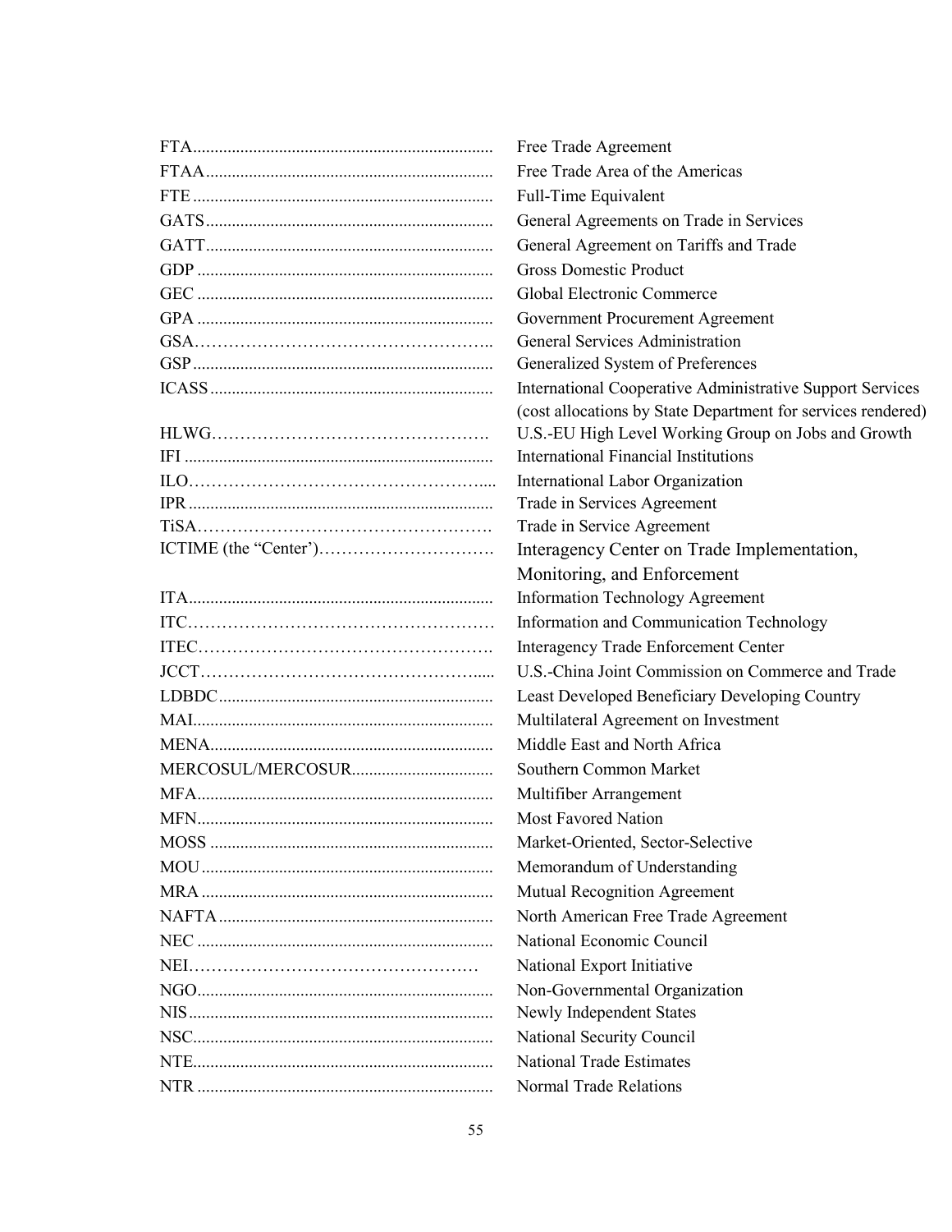| | |
|---|---|
| FTA | Free Trade Agreement |
| FTAA | Free Trade Area of the Americas |
| FTE | Full-Time Equivalent |
| GATS | General Agreements on Trade in Services |
| GATT | General Agreement on Tariffs and Trade |
| GDP | Gross Domestic Product |
| GEC | Global Electronic Commerce |
| GPA | Government Procurement Agreement |
| GSA | General Services Administration |
| GSP | Generalized System of Preferences |
| ICASS | International Cooperative Administrative Support Services (cost allocations by State Department for services rendered) |
| HLWG | U.S.-EU High Level Working Group on Jobs and Growth |
| IFI | International Financial Institutions |
| ILO | International Labor Organization |
| IPR | Trade in Services Agreement |
| TiSA | Trade in Service Agreement |
| ICTIME (the "Center') | Interagency Center on Trade Implementation, Monitoring, and Enforcement |
| ITA | Information Technology Agreement |
| ITC | Information and Communication Technology |
| ITEC | Interagency Trade Enforcement Center |
| JCCT | U.S.-China Joint Commission on Commerce and Trade |
| LDBDC | Least Developed Beneficiary Developing Country |
| MAI | Multilateral Agreement on Investment |
| MENA | Middle East and North Africa |
| MERCOSUL/MERCOSUR | Southern Common Market |
| MFA | Multifiber Arrangement |
| MFN | Most Favored Nation |
| MOSS | Market-Oriented, Sector-Selective |
| MOU | Memorandum of Understanding |
| MRA | Mutual Recognition Agreement |
| NAFTA | North American Free Trade Agreement |
| NEC | National Economic Council |
| NEI | National Export Initiative |
| NGO | Non-Governmental Organization |
| NIS | Newly Independent States |
| NSC | National Security Council |
| NTE | National Trade Estimates |
| NTR | Normal Trade Relations |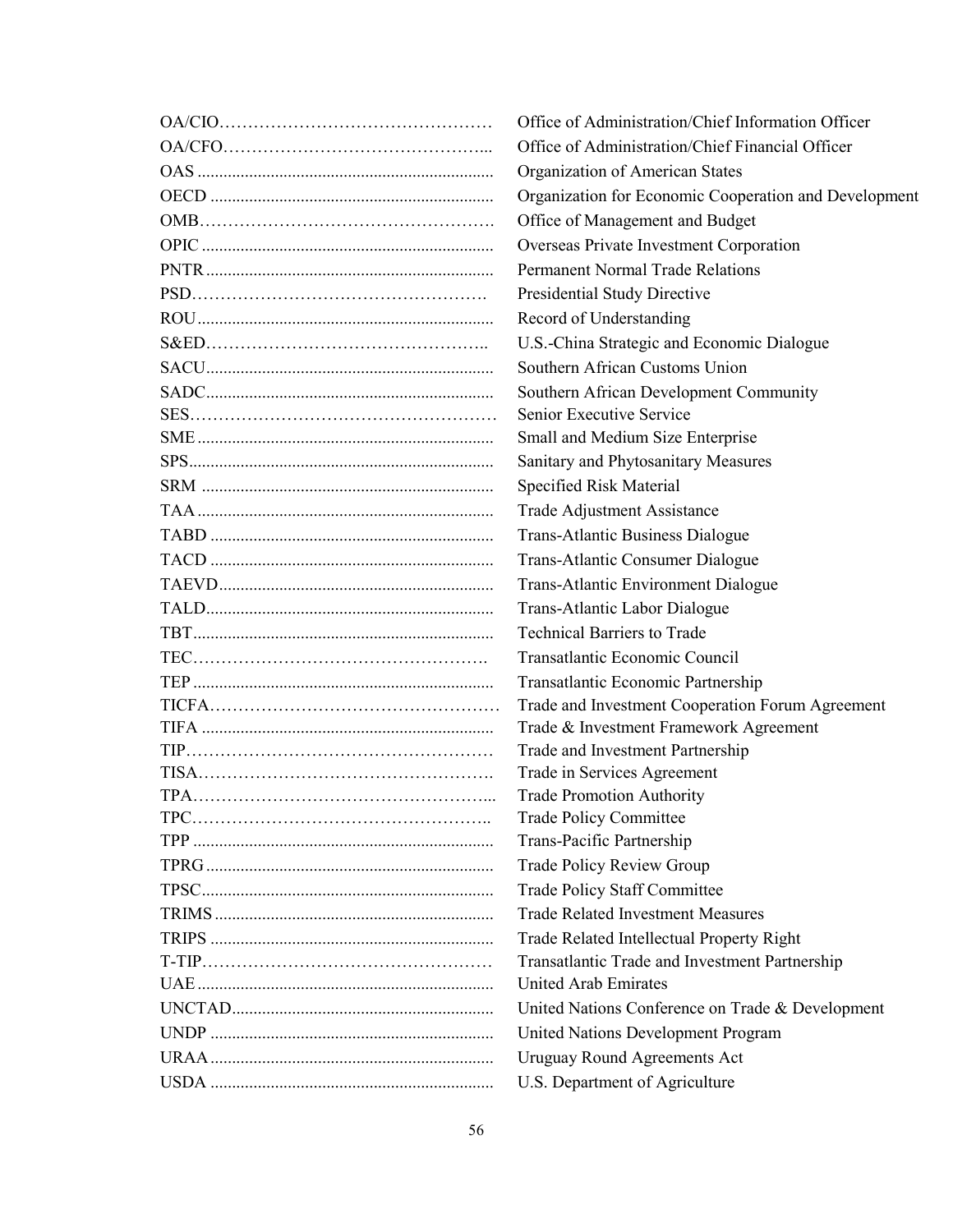| | |
|---|---|
| OA/CIO | Office of Administration/Chief Information Officer |
| OA/CFO | Office of Administration/Chief Financial Officer |
| OAS | Organization of American States |
| OECD | Organization for Economic Cooperation and Development |
| OMB | Office of Management and Budget |
| OPIC | Overseas Private Investment Corporation |
| PNTR | Permanent Normal Trade Relations |
| PSD | Presidential Study Directive |
| ROU | Record of Understanding |
| S&ED | U.S.-China Strategic and Economic Dialogue |
| SACU | Southern African Customs Union |
| SADC | Southern African Development Community |
| SES | Senior Executive Service |
| SME | Small and Medium Size Enterprise |
| SPS | Sanitary and Phytosanitary Measures |
| SRM | Specified Risk Material |
| TAA | Trade Adjustment Assistance |
| TABD | Trans-Atlantic Business Dialogue |
| TACD | Trans-Atlantic Consumer Dialogue |
| TAEVD | Trans-Atlantic Environment Dialogue |
| TALD | Trans-Atlantic Labor Dialogue |
| TBT | Technical Barriers to Trade |
| TEC | Transatlantic Economic Council |
| TEP | Transatlantic Economic Partnership |
| TICFA | Trade and Investment Cooperation Forum Agreement |
| TIFA | Trade & Investment Framework Agreement |
| TIP | Trade and Investment Partnership |
| TISA | Trade in Services Agreement |
| TPA | Trade Promotion Authority |
| TPC | Trade Policy Committee |
| TPP | Trans-Pacific Partnership |
| TPRG | Trade Policy Review Group |
| TPSC | Trade Policy Staff Committee |
| TRIMS | Trade Related Investment Measures |
| TRIPS | Trade Related Intellectual Property Right |
| T-TIP | Transatlantic Trade and Investment Partnership |
| UAE | United Arab Emirates |
| UNCTAD | United Nations Conference on Trade & Development |
| UNDP | United Nations Development Program |
| URAA | Uruguay Round Agreements Act |
| USDA | U.S. Department of Agriculture |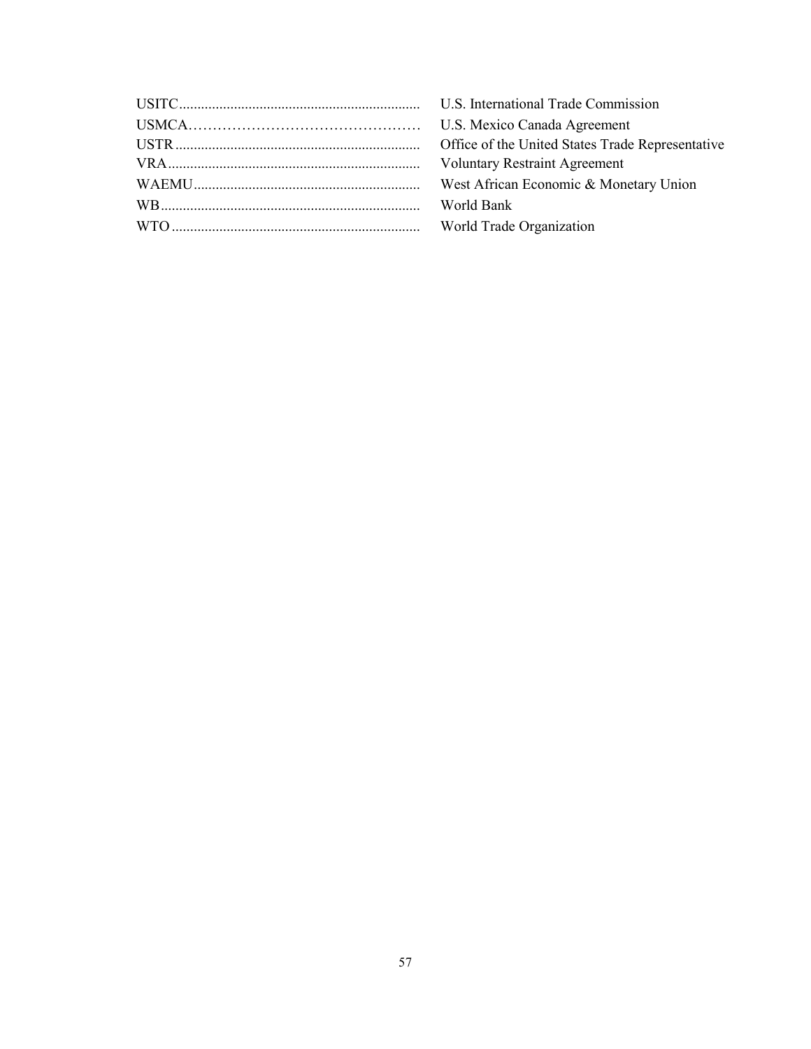| | |
|---|---|
| USITC | U.S. International Trade Commission |
| USMCA | U.S. Mexico Canada Agreement |
| USTR | Office of the United States Trade Representative |
| VRA | Voluntary Restraint Agreement |
| WAEMU | West African Economic & Monetary Union |
| WB | World Bank |
| WTO | World Trade Organization |